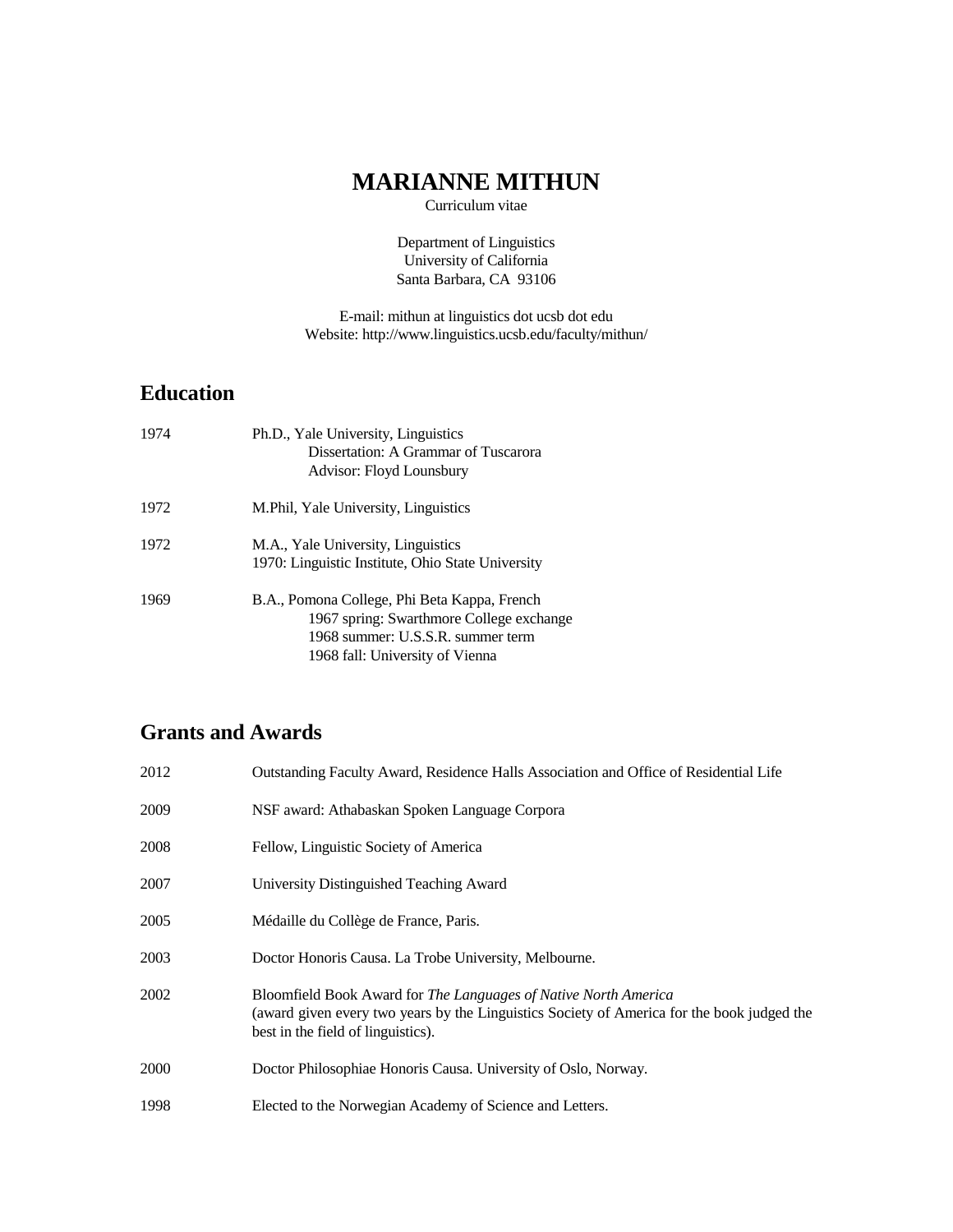# MARIANNE MITHUN

Curriculum vitae

Department of Linguistics
University of California
Santa Barbara, CA 93106

E-mail: mithun at linguistics dot ucsb dot edu
Website: http://www.linguistics.ucsb.edu/faculty/mithun/

## Education

1974 Ph.D., Yale University, Linguistics
  Dissertation: A Grammar of Tuscarora
  Advisor: Floyd Lounsbury

1972 M.Phil, Yale University, Linguistics

1972 M.A., Yale University, Linguistics
  1970: Linguistic Institute, Ohio State University

1969 B.A., Pomona College, Phi Beta Kappa, French
  1967 spring: Swarthmore College exchange
  1968 summer: U.S.S.R. summer term
  1968 fall: University of Vienna

## Grants and Awards

2012 Outstanding Faculty Award, Residence Halls Association and Office of Residential Life

2009 NSF award: Athabaskan Spoken Language Corpora

2008 Fellow, Linguistic Society of America

2007 University Distinguished Teaching Award

2005 Médaille du Collège de France, Paris.

2003 Doctor Honoris Causa. La Trobe University, Melbourne.

2002 Bloomfield Book Award for *The Languages of Native North America*
(award given every two years by the Linguistics Society of America for the book judged the best in the field of linguistics).

2000 Doctor Philosophiae Honoris Causa. University of Oslo, Norway.

1998 Elected to the Norwegian Academy of Science and Letters.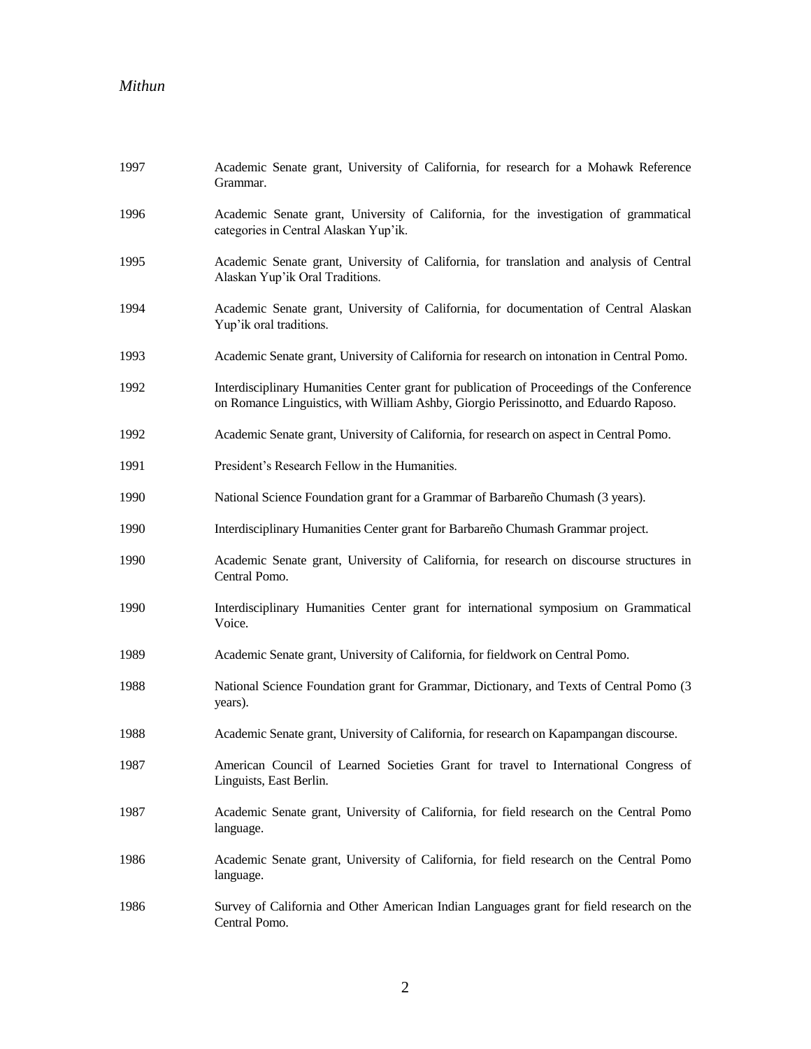1997 Academic Senate grant, University of California, for research for a Mohawk Reference Grammar.

1996 Academic Senate grant, University of California, for the investigation of grammatical categories in Central Alaskan Yup'ik.

1995 Academic Senate grant, University of California, for translation and analysis of Central Alaskan Yup'ik Oral Traditions.

1994 Academic Senate grant, University of California, for documentation of Central Alaskan Yup'ik oral traditions.

1993 Academic Senate grant, University of California for research on intonation in Central Pomo.

1992 Interdisciplinary Humanities Center grant for publication of Proceedings of the Conference on Romance Linguistics, with William Ashby, Giorgio Perissinotto, and Eduardo Raposo.

1992 Academic Senate grant, University of California, for research on aspect in Central Pomo.

1991 President's Research Fellow in the Humanities.

1990 National Science Foundation grant for a Grammar of Barbareño Chumash (3 years).

1990 Interdisciplinary Humanities Center grant for Barbareño Chumash Grammar project.

1990 Academic Senate grant, University of California, for research on discourse structures in Central Pomo.

1990 Interdisciplinary Humanities Center grant for international symposium on Grammatical Voice.

1989 Academic Senate grant, University of California, for fieldwork on Central Pomo.

1988 National Science Foundation grant for Grammar, Dictionary, and Texts of Central Pomo (3 years).

1988 Academic Senate grant, University of California, for research on Kapampangan discourse.

1987 American Council of Learned Societies Grant for travel to International Congress of Linguists, East Berlin.

1987 Academic Senate grant, University of California, for field research on the Central Pomo language.

1986 Academic Senate grant, University of California, for field research on the Central Pomo language.

1986 Survey of California and Other American Indian Languages grant for field research on the Central Pomo.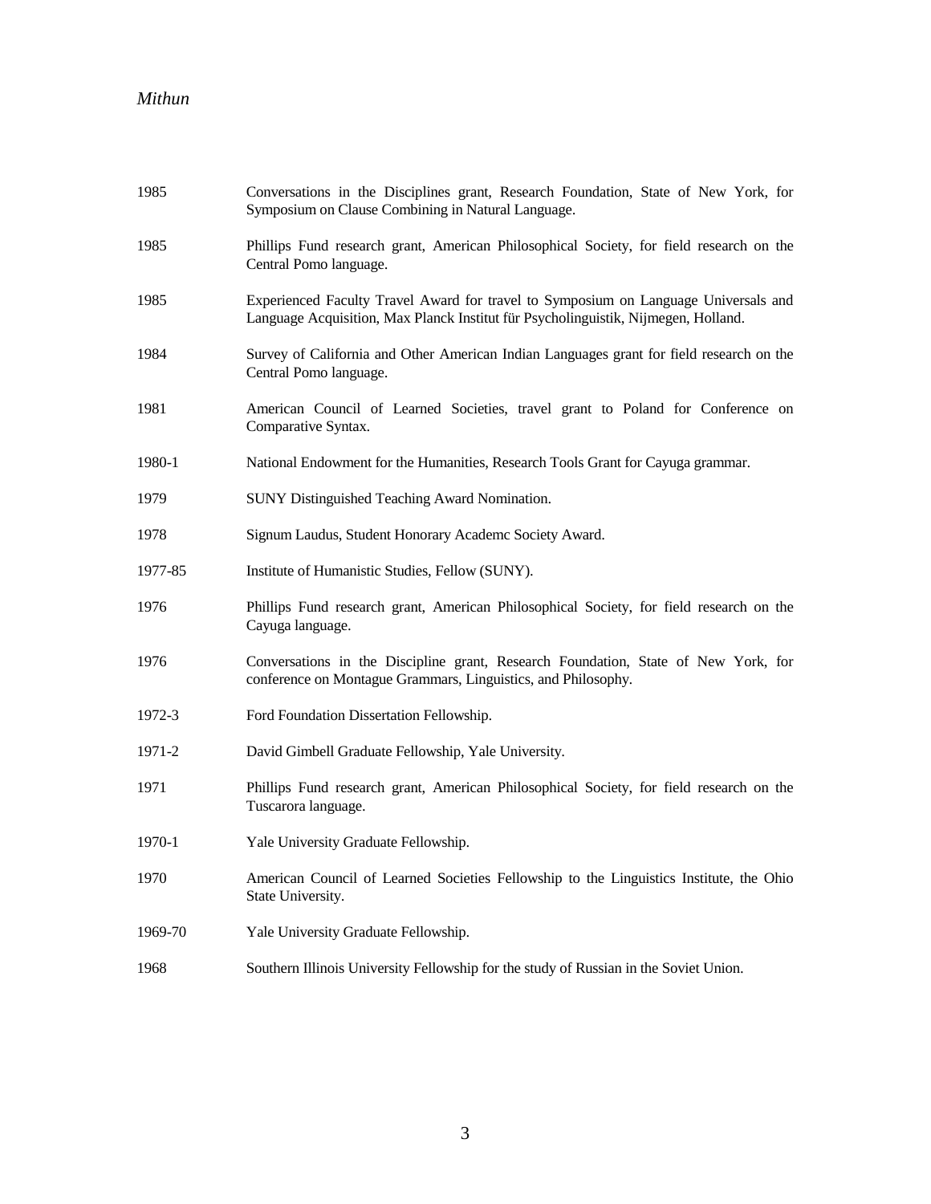| | |
|---|---|
| 1985 | Conversations in the Disciplines grant, Research Foundation, State of New York, for Symposium on Clause Combining in Natural Language. |
| 1985 | Phillips Fund research grant, American Philosophical Society, for field research on the Central Pomo language. |
| 1985 | Experienced Faculty Travel Award for travel to Symposium on Language Universals and Language Acquisition, Max Planck Institut für Psycholinguistik, Nijmegen, Holland. |
| 1984 | Survey of California and Other American Indian Languages grant for field research on the Central Pomo language. |
| 1981 | American Council of Learned Societies, travel grant to Poland for Conference on Comparative Syntax. |
| 1980-1 | National Endowment for the Humanities, Research Tools Grant for Cayuga grammar. |
| 1979 | SUNY Distinguished Teaching Award Nomination. |
| 1978 | Signum Laudus, Student Honorary Academc Society Award. |
| 1977-85 | Institute of Humanistic Studies, Fellow (SUNY). |
| 1976 | Phillips Fund research grant, American Philosophical Society, for field research on the Cayuga language. |
| 1976 | Conversations in the Discipline grant, Research Foundation, State of New York, for conference on Montague Grammars, Linguistics, and Philosophy. |
| 1972-3 | Ford Foundation Dissertation Fellowship. |
| 1971-2 | David Gimbell Graduate Fellowship, Yale University. |
| 1971 | Phillips Fund research grant, American Philosophical Society, for field research on the Tuscarora language. |
| 1970-1 | Yale University Graduate Fellowship. |
| 1970 | American Council of Learned Societies Fellowship to the Linguistics Institute, the Ohio State University. |
| 1969-70 | Yale University Graduate Fellowship. |
| 1968 | Southern Illinois University Fellowship for the study of Russian in the Soviet Union. |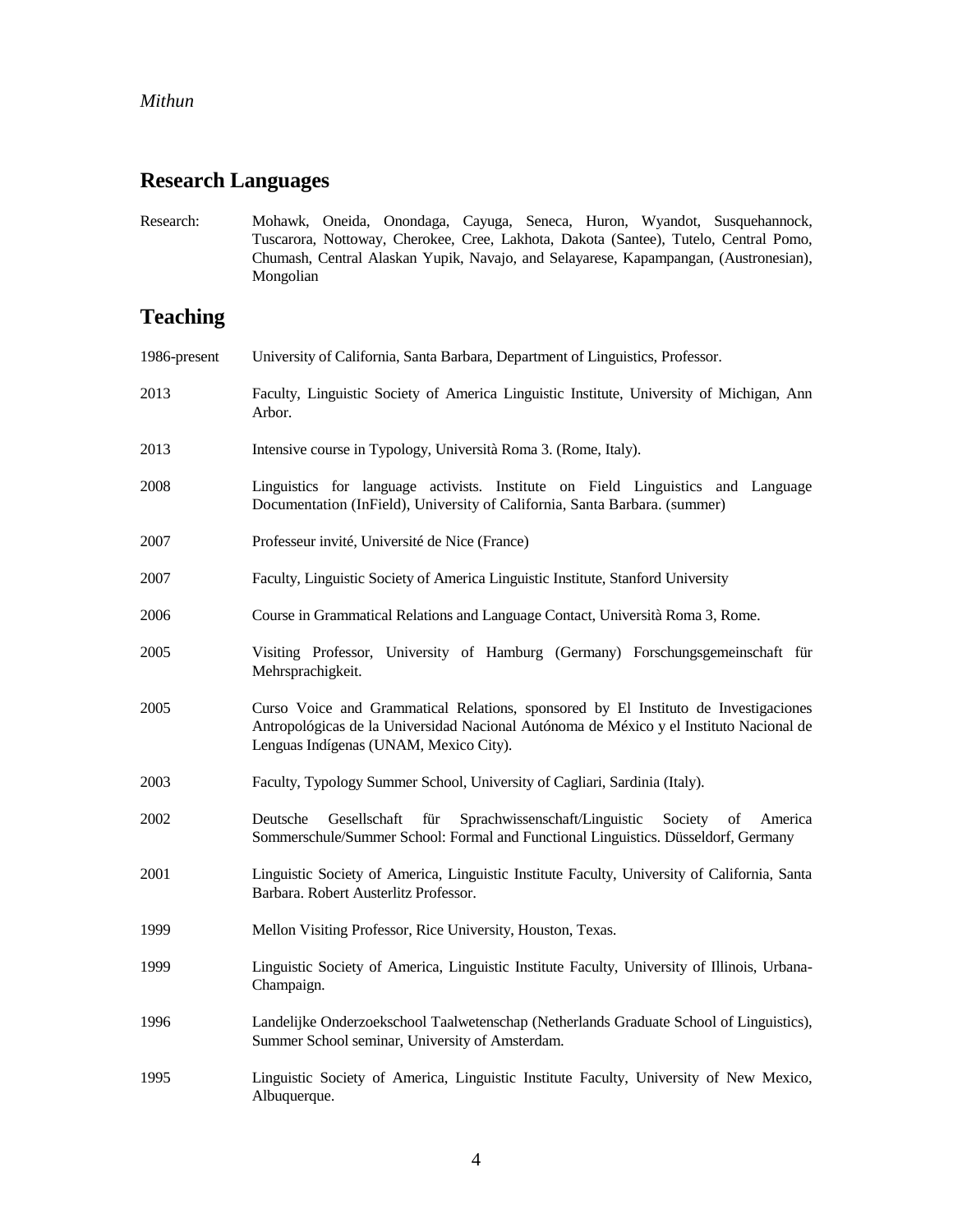## Research Languages

Research: Mohawk, Oneida, Onondaga, Cayuga, Seneca, Huron, Wyandot, Susquehannock, Tuscarora, Nottoway, Cherokee, Cree, Lakhota, Dakota (Santee), Tutelo, Central Pomo, Chumash, Central Alaskan Yupik, Navajo, and Selayarese, Kapampangan, (Austronesian), Mongolian

## Teaching

1986-present University of California, Santa Barbara, Department of Linguistics, Professor.

2013 Faculty, Linguistic Society of America Linguistic Institute, University of Michigan, Ann Arbor.

2013 Intensive course in Typology, Università Roma 3. (Rome, Italy).

2008 Linguistics for language activists. Institute on Field Linguistics and Language Documentation (InField), University of California, Santa Barbara. (summer)

2007 Professeur invité, Université de Nice (France)

2007 Faculty, Linguistic Society of America Linguistic Institute, Stanford University

2006 Course in Grammatical Relations and Language Contact, Università Roma 3, Rome.

2005 Visiting Professor, University of Hamburg (Germany) Forschungsgemeinschaft für Mehrsprachigkeit.

2005 Curso Voice and Grammatical Relations, sponsored by El Instituto de Investigaciones Antropológicas de la Universidad Nacional Autónoma de México y el Instituto Nacional de Lenguas Indígenas (UNAM, Mexico City).

2003 Faculty, Typology Summer School, University of Cagliari, Sardinia (Italy).

2002 Deutsche Gesellschaft für Sprachwissenschaft/Linguistic Society of America Sommerschule/Summer School: Formal and Functional Linguistics. Düsseldorf, Germany

2001 Linguistic Society of America, Linguistic Institute Faculty, University of California, Santa Barbara. Robert Austerlitz Professor.

1999 Mellon Visiting Professor, Rice University, Houston, Texas.

1999 Linguistic Society of America, Linguistic Institute Faculty, University of Illinois, Urbana-Champaign.

1996 Landelijke Onderzoekschool Taalwetenschap (Netherlands Graduate School of Linguistics), Summer School seminar, University of Amsterdam.

1995 Linguistic Society of America, Linguistic Institute Faculty, University of New Mexico, Albuquerque.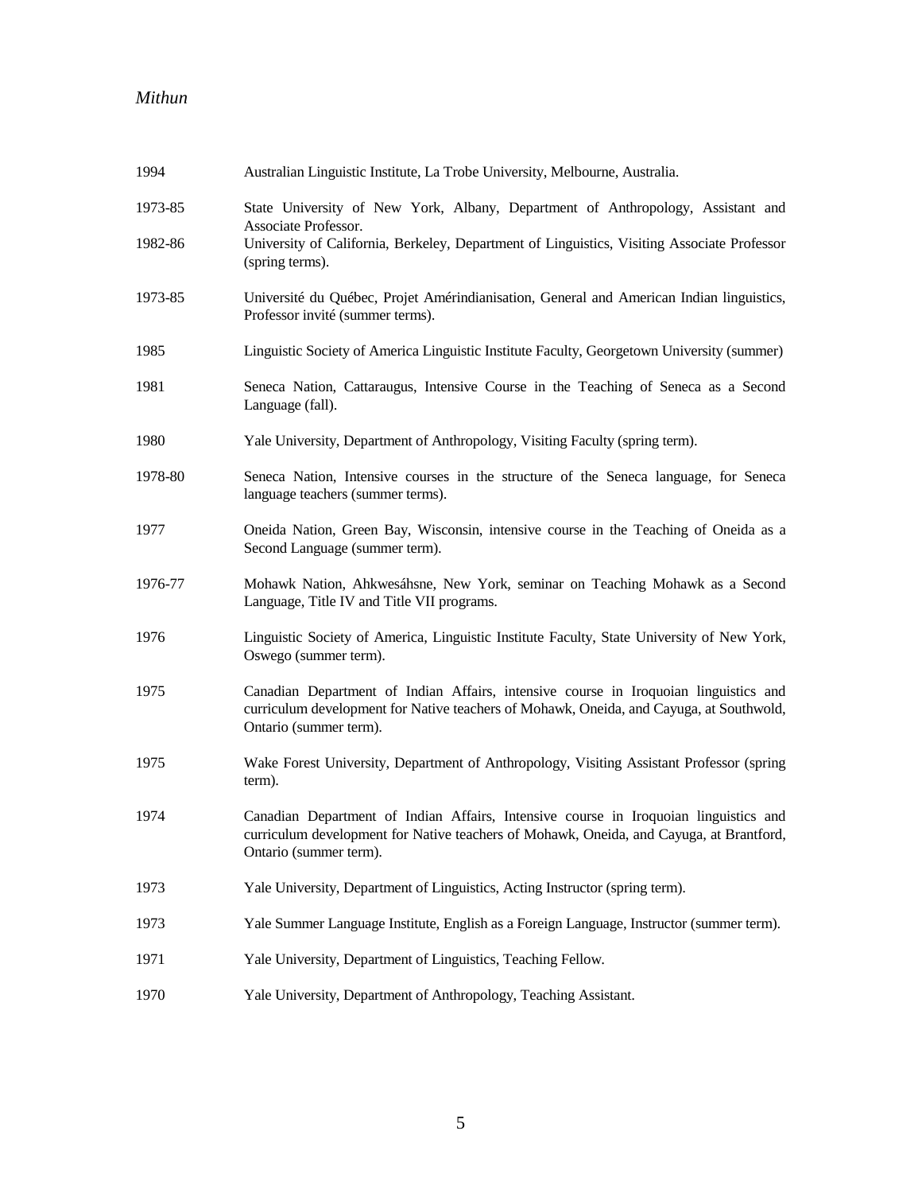| | |
|---|---|
| 1994 | Australian Linguistic Institute, La Trobe University, Melbourne, Australia. |
| 1973-85 | State University of New York, Albany, Department of Anthropology, Assistant and Associate Professor. |
| 1982-86 | University of California, Berkeley, Department of Linguistics, Visiting Associate Professor (spring terms). |
| 1973-85 | Université du Québec, Projet Amérindianisation, General and American Indian linguistics, Professor invité (summer terms). |
| 1985 | Linguistic Society of America Linguistic Institute Faculty, Georgetown University (summer) |
| 1981 | Seneca Nation, Cattaraugus, Intensive Course in the Teaching of Seneca as a Second Language (fall). |
| 1980 | Yale University, Department of Anthropology, Visiting Faculty (spring term). |
| 1978-80 | Seneca Nation, Intensive courses in the structure of the Seneca language, for Seneca language teachers (summer terms). |
| 1977 | Oneida Nation, Green Bay, Wisconsin, intensive course in the Teaching of Oneida as a Second Language (summer term). |
| 1976-77 | Mohawk Nation, Ahkwesáhsne, New York, seminar on Teaching Mohawk as a Second Language, Title IV and Title VII programs. |
| 1976 | Linguistic Society of America, Linguistic Institute Faculty, State University of New York, Oswego (summer term). |
| 1975 | Canadian Department of Indian Affairs, intensive course in Iroquoian linguistics and curriculum development for Native teachers of Mohawk, Oneida, and Cayuga, at Southwold, Ontario (summer term). |
| 1975 | Wake Forest University, Department of Anthropology, Visiting Assistant Professor (spring term). |
| 1974 | Canadian Department of Indian Affairs, Intensive course in Iroquoian linguistics and curriculum development for Native teachers of Mohawk, Oneida, and Cayuga, at Brantford, Ontario (summer term). |
| 1973 | Yale University, Department of Linguistics, Acting Instructor (spring term). |
| 1973 | Yale Summer Language Institute, English as a Foreign Language, Instructor (summer term). |
| 1971 | Yale University, Department of Linguistics, Teaching Fellow. |
| 1970 | Yale University, Department of Anthropology, Teaching Assistant. |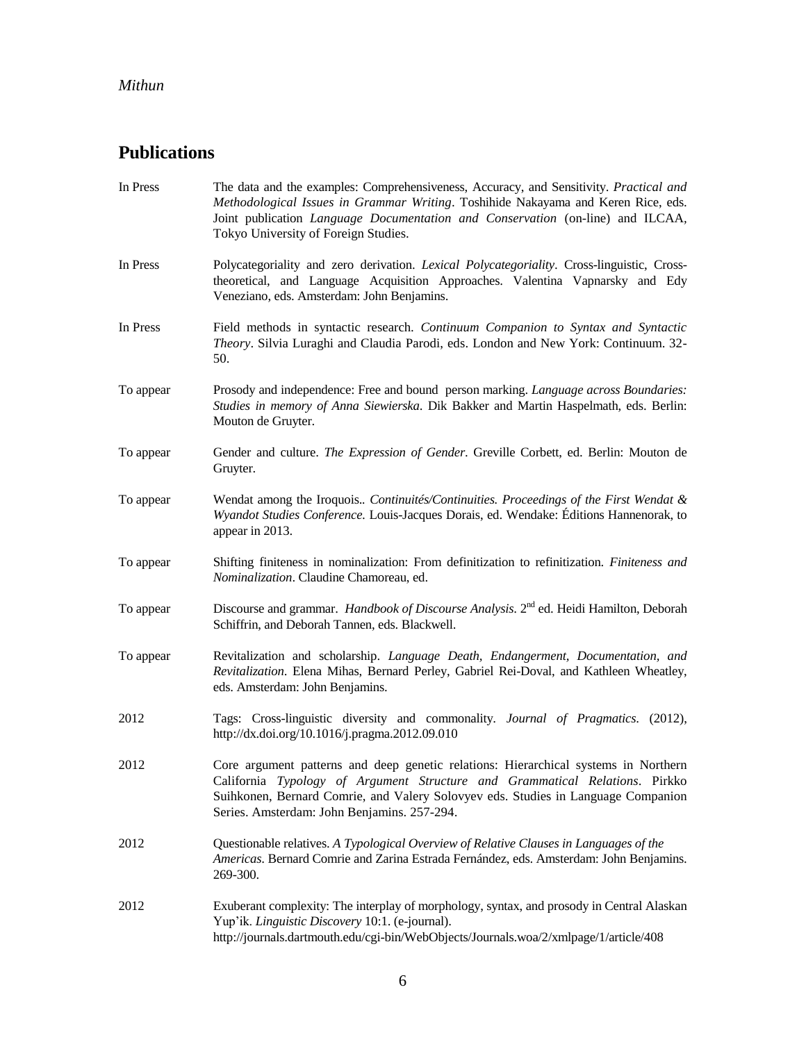## Publications

In Press — The data and the examples: Comprehensiveness, Accuracy, and Sensitivity. *Practical and Methodological Issues in Grammar Writing*. Toshihide Nakayama and Keren Rice, eds. Joint publication *Language Documentation and Conservation* (on-line) and ILCAA, Tokyo University of Foreign Studies.

In Press — Polycategoriality and zero derivation. *Lexical Polycategoriality*. Cross-linguistic, Cross-theoretical, and Language Acquisition Approaches. Valentina Vapnarsky and Edy Veneziano, eds. Amsterdam: John Benjamins.

In Press — Field methods in syntactic research. *Continuum Companion to Syntax and Syntactic Theory*. Silvia Luraghi and Claudia Parodi, eds. London and New York: Continuum. 32-50.

To appear — Prosody and independence: Free and bound person marking. *Language across Boundaries: Studies in memory of Anna Siewierska*. Dik Bakker and Martin Haspelmath, eds. Berlin: Mouton de Gruyter.

To appear — Gender and culture. *The Expression of Gender*. Greville Corbett, ed. Berlin: Mouton de Gruyter.

To appear — Wendat among the Iroquois.. *Continuités/Continuities. Proceedings of the First Wendat & Wyandot Studies Conference*. Louis-Jacques Dorais, ed. Wendake: Éditions Hannenorak, to appear in 2013.

To appear — Shifting finiteness in nominalization: From definitization to refinitization. *Finiteness and Nominalization*. Claudine Chamoreau, ed.

To appear — Discourse and grammar. *Handbook of Discourse Analysis*. 2nd ed. Heidi Hamilton, Deborah Schiffrin, and Deborah Tannen, eds. Blackwell.

To appear — Revitalization and scholarship. *Language Death, Endangerment, Documentation, and Revitalization*. Elena Mihas, Bernard Perley, Gabriel Rei-Doval, and Kathleen Wheatley, eds. Amsterdam: John Benjamins.

2012 — Tags: Cross-linguistic diversity and commonality. *Journal of Pragmatics*. (2012), http://dx.doi.org/10.1016/j.pragma.2012.09.010

2012 — Core argument patterns and deep genetic relations: Hierarchical systems in Northern California *Typology of Argument Structure and Grammatical Relations*. Pirkko Suihkonen, Bernard Comrie, and Valery Solovyev eds. Studies in Language Companion Series. Amsterdam: John Benjamins. 257-294.

2012 — Questionable relatives. *A Typological Overview of Relative Clauses in Languages of the Americas*. Bernard Comrie and Zarina Estrada Fernández, eds. Amsterdam: John Benjamins. 269-300.

2012 — Exuberant complexity: The interplay of morphology, syntax, and prosody in Central Alaskan Yup'ik. *Linguistic Discovery* 10:1. (e-journal). http://journals.dartmouth.edu/cgi-bin/WebObjects/Journals.woa/2/xmlpage/1/article/408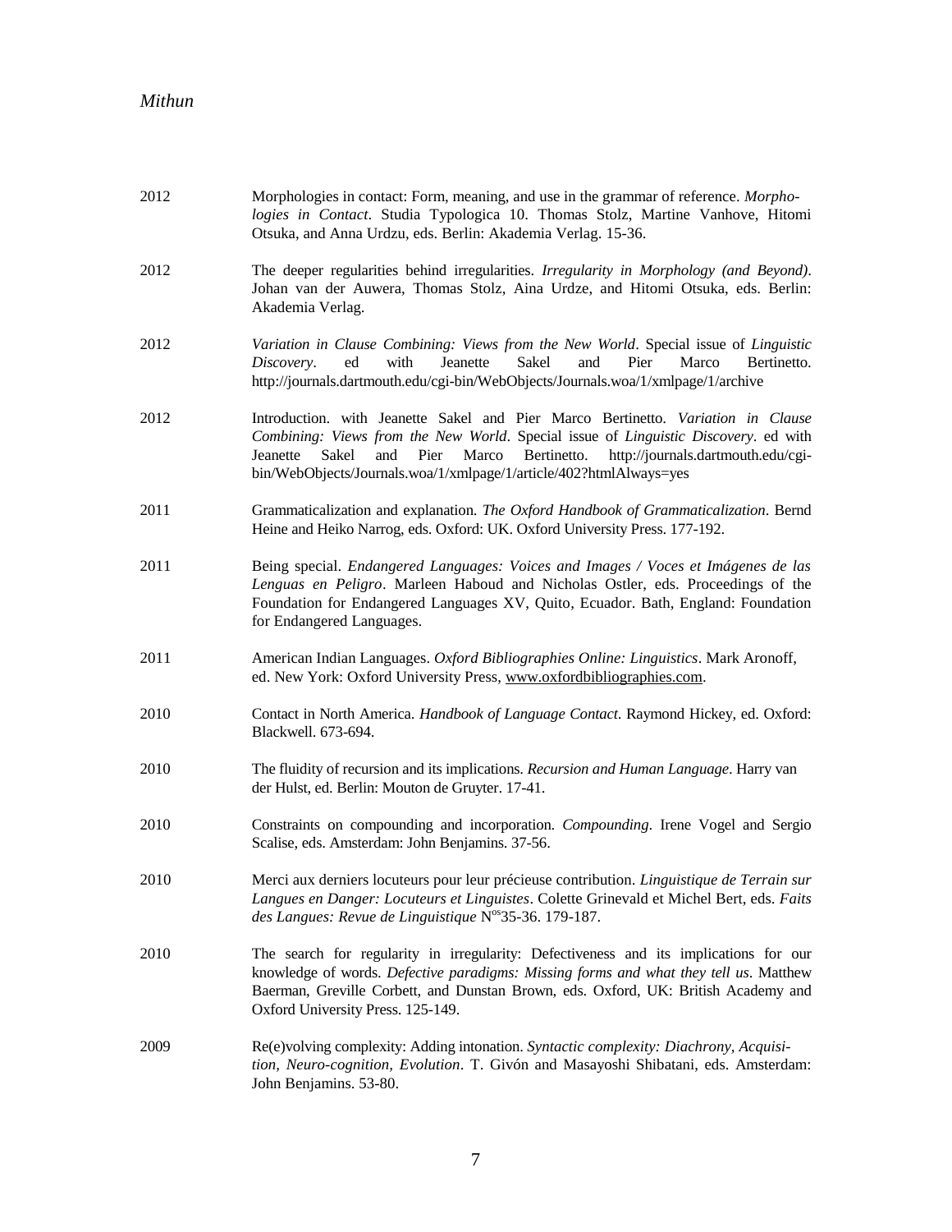2012 Morphologies in contact: Form, meaning, and use in the grammar of reference. *Morphologies in Contact*. Studia Typologica 10. Thomas Stolz, Martine Vanhove, Hitomi Otsuka, and Anna Urdzu, eds. Berlin: Akademia Verlag. 15-36.

2012 The deeper regularities behind irregularities. *Irregularity in Morphology (and Beyond)*. Johan van der Auwera, Thomas Stolz, Aina Urdze, and Hitomi Otsuka, eds. Berlin: Akademia Verlag.

2012 *Variation in Clause Combining: Views from the New World*. Special issue of *Linguistic Discovery*. ed with Jeanette Sakel and Pier Marco Bertinetto. http://journals.dartmouth.edu/cgi-bin/WebObjects/Journals.woa/1/xmlpage/1/archive

2012 Introduction. with Jeanette Sakel and Pier Marco Bertinetto. *Variation in Clause Combining: Views from the New World*. Special issue of *Linguistic Discovery*. ed with Jeanette Sakel and Pier Marco Bertinetto. http://journals.dartmouth.edu/cgi-bin/WebObjects/Journals.woa/1/xmlpage/1/article/402?htmlAlways=yes

2011 Grammaticalization and explanation. *The Oxford Handbook of Grammaticalization*. Bernd Heine and Heiko Narrog, eds. Oxford: UK. Oxford University Press. 177-192.

2011 Being special. *Endangered Languages: Voices and Images / Voces et Imágenes de las Lenguas en Peligro*. Marleen Haboud and Nicholas Ostler, eds. Proceedings of the Foundation for Endangered Languages XV, Quito, Ecuador. Bath, England: Foundation for Endangered Languages.

2011 American Indian Languages. *Oxford Bibliographies Online: Linguistics*. Mark Aronoff, ed. New York: Oxford University Press, www.oxfordbibliographies.com.

2010 Contact in North America. *Handbook of Language Contact*. Raymond Hickey, ed. Oxford: Blackwell. 673-694.

2010 The fluidity of recursion and its implications. *Recursion and Human Language*. Harry van der Hulst, ed. Berlin: Mouton de Gruyter. 17-41.

2010 Constraints on compounding and incorporation. *Compounding*. Irene Vogel and Sergio Scalise, eds. Amsterdam: John Benjamins. 37-56.

2010 Merci aux derniers locuteurs pour leur précieuse contribution. *Linguistique de Terrain sur Langues en Danger: Locuteurs et Linguistes*. Colette Grinevald et Michel Bert, eds. *Faits des Langues: Revue de Linguistique* N[os]35-36. 179-187.

2010 The search for regularity in irregularity: Defectiveness and its implications for our knowledge of words. *Defective paradigms: Missing forms and what they tell us*. Matthew Baerman, Greville Corbett, and Dunstan Brown, eds. Oxford, UK: British Academy and Oxford University Press. 125-149.

2009 Re(e)volving complexity: Adding intonation. *Syntactic complexity: Diachrony, Acquisition, Neuro-cognition, Evolution*. T. Givón and Masayoshi Shibatani, eds. Amsterdam: John Benjamins. 53-80.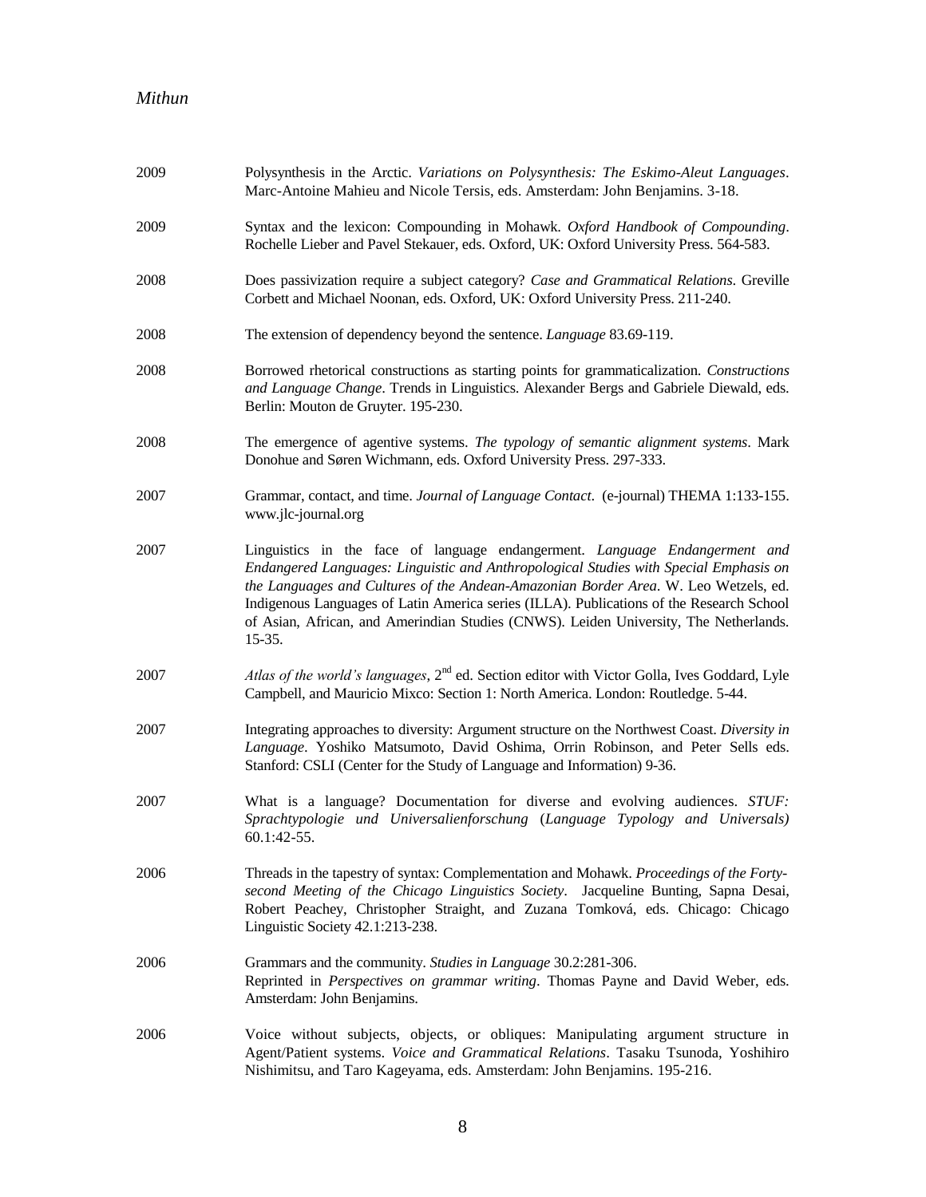2009 Polysynthesis in the Arctic. *Variations on Polysynthesis: The Eskimo-Aleut Languages*. Marc-Antoine Mahieu and Nicole Tersis, eds. Amsterdam: John Benjamins. 3-18.

2009 Syntax and the lexicon: Compounding in Mohawk. *Oxford Handbook of Compounding*. Rochelle Lieber and Pavel Stekauer, eds. Oxford, UK: Oxford University Press. 564-583.

2008 Does passivization require a subject category? *Case and Grammatical Relations*. Greville Corbett and Michael Noonan, eds. Oxford, UK: Oxford University Press. 211-240.

2008 The extension of dependency beyond the sentence. *Language* 83.69-119.

2008 Borrowed rhetorical constructions as starting points for grammaticalization. *Constructions and Language Change*. Trends in Linguistics. Alexander Bergs and Gabriele Diewald, eds. Berlin: Mouton de Gruyter. 195-230.

2008 The emergence of agentive systems. *The typology of semantic alignment systems*. Mark Donohue and Søren Wichmann, eds. Oxford University Press. 297-333.

2007 Grammar, contact, and time. *Journal of Language Contact*. (e-journal) THEMA 1:133-155. www.jlc-journal.org

2007 Linguistics in the face of language endangerment. *Language Endangerment and Endangered Languages: Linguistic and Anthropological Studies with Special Emphasis on the Languages and Cultures of the Andean-Amazonian Border Area*. W. Leo Wetzels, ed. Indigenous Languages of Latin America series (ILLA). Publications of the Research School of Asian, African, and Amerindian Studies (CNWS). Leiden University, The Netherlands. 15-35.

2007 *Atlas of the world's languages*, 2nd ed. Section editor with Victor Golla, Ives Goddard, Lyle Campbell, and Mauricio Mixco: Section 1: North America. London: Routledge. 5-44.

2007 Integrating approaches to diversity: Argument structure on the Northwest Coast. *Diversity in Language*. Yoshiko Matsumoto, David Oshima, Orrin Robinson, and Peter Sells eds. Stanford: CSLI (Center for the Study of Language and Information) 9-36.

2007 What is a language? Documentation for diverse and evolving audiences. *STUF: Sprachtypologie und Universalienforschung* (*Language Typology and Universals)* 60.1:42-55.

2006 Threads in the tapestry of syntax: Complementation and Mohawk. *Proceedings of the Forty-second Meeting of the Chicago Linguistics Society*. Jacqueline Bunting, Sapna Desai, Robert Peachey, Christopher Straight, and Zuzana Tomková, eds. Chicago: Chicago Linguistic Society 42.1:213-238.

2006 Grammars and the community. *Studies in Language* 30.2:281-306.
Reprinted in *Perspectives on grammar writing*. Thomas Payne and David Weber, eds. Amsterdam: John Benjamins.

2006 Voice without subjects, objects, or obliques: Manipulating argument structure in Agent/Patient systems. *Voice and Grammatical Relations*. Tasaku Tsunoda, Yoshihiro Nishimitsu, and Taro Kageyama, eds. Amsterdam: John Benjamins. 195-216.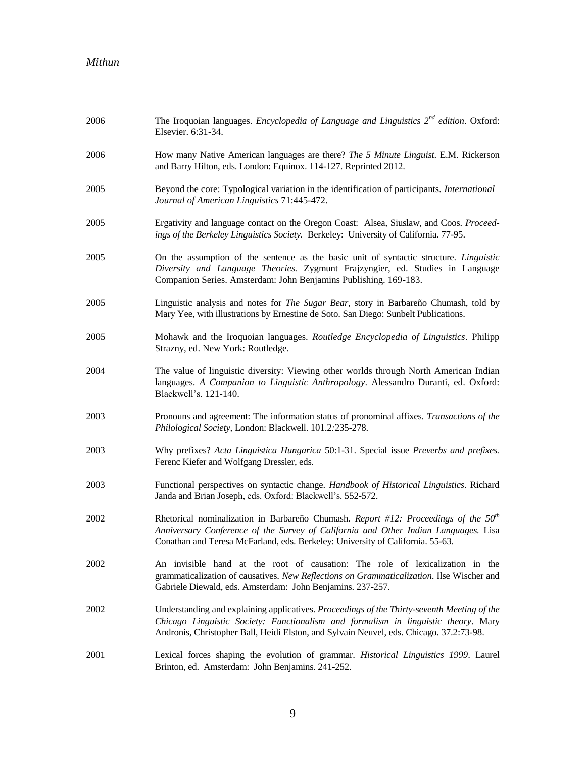2006 The Iroquoian languages. *Encyclopedia of Language and Linguistics 2nd edition*. Oxford: Elsevier. 6:31-34.

2006 How many Native American languages are there? *The 5 Minute Linguist*. E.M. Rickerson and Barry Hilton, eds. London: Equinox. 114-127. Reprinted 2012.

2005 Beyond the core: Typological variation in the identification of participants. *International Journal of American Linguistics* 71:445-472.

2005 Ergativity and language contact on the Oregon Coast: Alsea, Siuslaw, and Coos. *Proceedings of the Berkeley Linguistics Society*. Berkeley: University of California. 77-95.

2005 On the assumption of the sentence as the basic unit of syntactic structure. *Linguistic Diversity and Language Theories*. Zygmunt Frajzyngier, ed. Studies in Language Companion Series. Amsterdam: John Benjamins Publishing. 169-183.

2005 Linguistic analysis and notes for *The Sugar Bear*, story in Barbareño Chumash, told by Mary Yee, with illustrations by Ernestine de Soto. San Diego: Sunbelt Publications.

2005 Mohawk and the Iroquoian languages. *Routledge Encyclopedia of Linguistics*. Philipp Strazny, ed. New York: Routledge.

2004 The value of linguistic diversity: Viewing other worlds through North American Indian languages. *A Companion to Linguistic Anthropology*. Alessandro Duranti, ed. Oxford: Blackwell's. 121-140.

2003 Pronouns and agreement: The information status of pronominal affixes. *Transactions of the Philological Society*, London: Blackwell. 101.2:235-278.

2003 Why prefixes? *Acta Linguistica Hungarica* 50:1-31. Special issue *Preverbs and prefixes.* Ferenc Kiefer and Wolfgang Dressler, eds.

2003 Functional perspectives on syntactic change. *Handbook of Historical Linguistics*. Richard Janda and Brian Joseph, eds. Oxford: Blackwell's. 552-572.

2002 Rhetorical nominalization in Barbareño Chumash. *Report #12: Proceedings of the 50th Anniversary Conference of the Survey of California and Other Indian Languages.* Lisa Conathan and Teresa McFarland, eds. Berkeley: University of California. 55-63.

2002 An invisible hand at the root of causation: The role of lexicalization in the grammaticalization of causatives. *New Reflections on Grammaticalization*. Ilse Wischer and Gabriele Diewald, eds. Amsterdam: John Benjamins. 237-257.

2002 Understanding and explaining applicatives. *Proceedings of the Thirty-seventh Meeting of the Chicago Linguistic Society: Functionalism and formalism in linguistic theory*. Mary Andronis, Christopher Ball, Heidi Elston, and Sylvain Neuvel, eds. Chicago. 37.2:73-98.

2001 Lexical forces shaping the evolution of grammar. *Historical Linguistics 1999*. Laurel Brinton, ed. Amsterdam: John Benjamins. 241-252.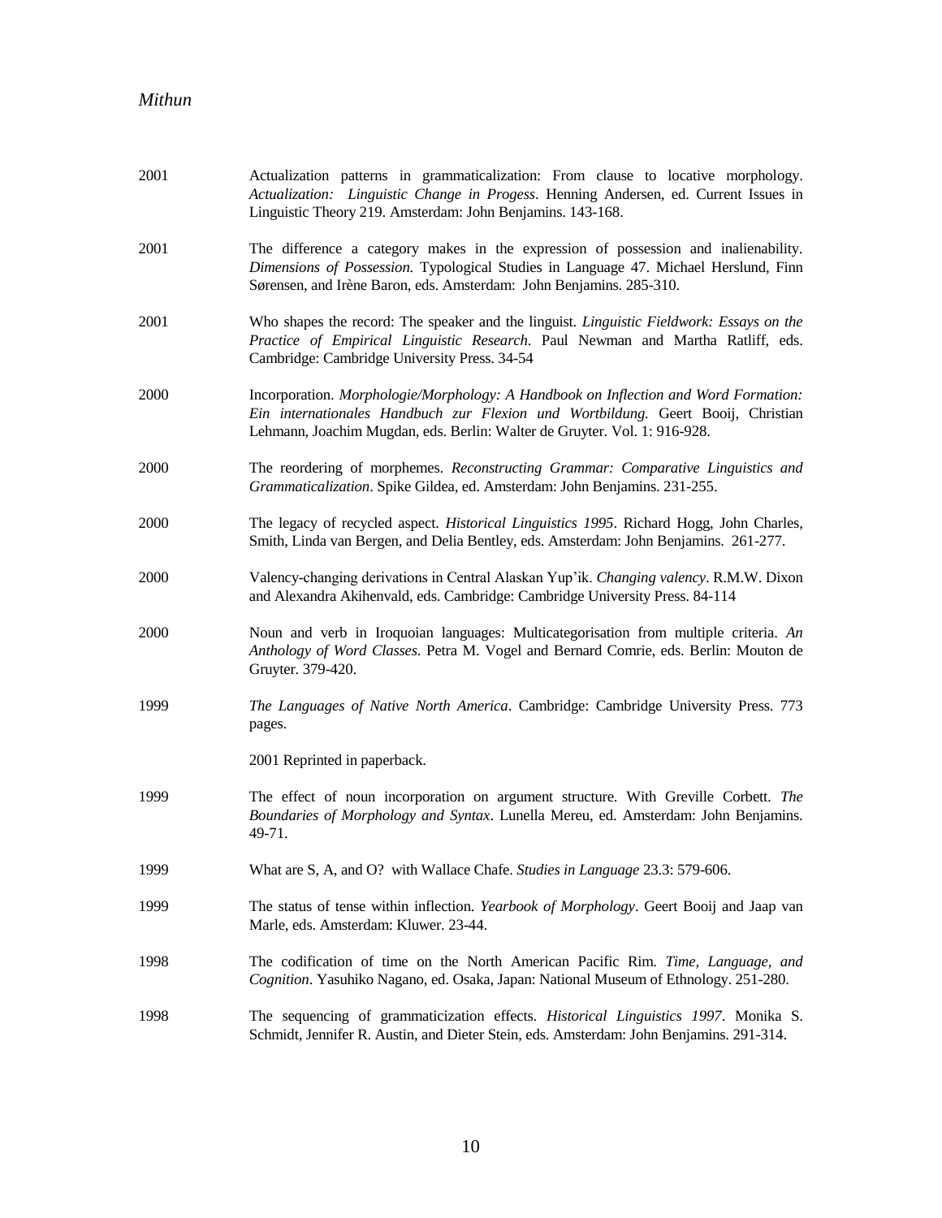2001 Actualization patterns in grammaticalization: From clause to locative morphology. *Actualization: Linguistic Change in Progess*. Henning Andersen, ed. Current Issues in Linguistic Theory 219. Amsterdam: John Benjamins. 143-168.

2001 The difference a category makes in the expression of possession and inalienability. *Dimensions of Possession.* Typological Studies in Language 47. Michael Herslund, Finn Sørensen, and Irène Baron, eds. Amsterdam: John Benjamins. 285-310.

2001 Who shapes the record: The speaker and the linguist. *Linguistic Fieldwork: Essays on the Practice of Empirical Linguistic Research*. Paul Newman and Martha Ratliff, eds. Cambridge: Cambridge University Press. 34-54

2000 Incorporation. *Morphologie/Morphology: A Handbook on Inflection and Word Formation: Ein internationales Handbuch zur Flexion und Wortbildung.* Geert Booij, Christian Lehmann, Joachim Mugdan, eds. Berlin: Walter de Gruyter. Vol. 1: 916-928.

2000 The reordering of morphemes. *Reconstructing Grammar: Comparative Linguistics and Grammaticalization*. Spike Gildea, ed. Amsterdam: John Benjamins. 231-255.

2000 The legacy of recycled aspect. *Historical Linguistics 1995*. Richard Hogg, John Charles, Smith, Linda van Bergen, and Delia Bentley, eds. Amsterdam: John Benjamins. 261-277.

2000 Valency-changing derivations in Central Alaskan Yup'ik. *Changing valency*. R.M.W. Dixon and Alexandra Akihenvald, eds. Cambridge: Cambridge University Press. 84-114

2000 Noun and verb in Iroquoian languages: Multicategorisation from multiple criteria. *An Anthology of Word Classes*. Petra M. Vogel and Bernard Comrie, eds. Berlin: Mouton de Gruyter. 379-420.

1999 *The Languages of Native North America*. Cambridge: Cambridge University Press. 773 pages.

2001 Reprinted in paperback.

1999 The effect of noun incorporation on argument structure. With Greville Corbett. *The Boundaries of Morphology and Syntax*. Lunella Mereu, ed. Amsterdam: John Benjamins. 49-71.

1999 What are S, A, and O? with Wallace Chafe. *Studies in Language* 23.3: 579-606.

1999 The status of tense within inflection. *Yearbook of Morphology*. Geert Booij and Jaap van Marle, eds. Amsterdam: Kluwer. 23-44.

1998 The codification of time on the North American Pacific Rim. *Time, Language, and Cognition*. Yasuhiko Nagano, ed. Osaka, Japan: National Museum of Ethnology. 251-280.

1998 The sequencing of grammaticization effects. *Historical Linguistics 1997*. Monika S. Schmidt, Jennifer R. Austin, and Dieter Stein, eds. Amsterdam: John Benjamins. 291-314.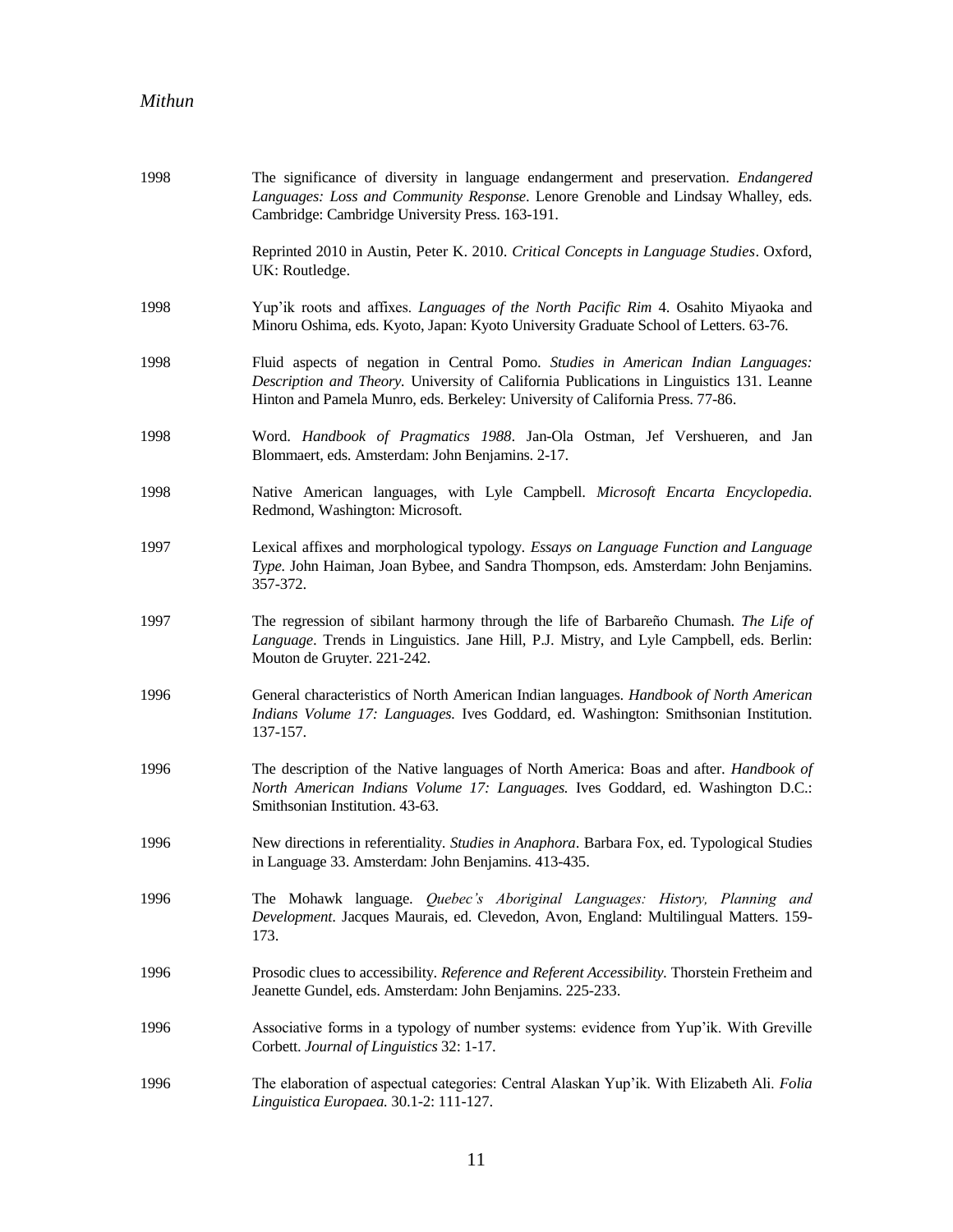1998 The significance of diversity in language endangerment and preservation. *Endangered Languages: Loss and Community Response*. Lenore Grenoble and Lindsay Whalley, eds. Cambridge: Cambridge University Press. 163-191.

Reprinted 2010 in Austin, Peter K. 2010. *Critical Concepts in Language Studies*. Oxford, UK: Routledge.

1998 Yup'ik roots and affixes. *Languages of the North Pacific Rim* 4. Osahito Miyaoka and Minoru Oshima, eds. Kyoto, Japan: Kyoto University Graduate School of Letters. 63-76.

1998 Fluid aspects of negation in Central Pomo. *Studies in American Indian Languages: Description and Theory*. University of California Publications in Linguistics 131. Leanne Hinton and Pamela Munro, eds. Berkeley: University of California Press. 77-86.

1998 Word. *Handbook of Pragmatics 1988*. Jan-Ola Ostman, Jef Vershueren, and Jan Blommaert, eds. Amsterdam: John Benjamins. 2-17.

1998 Native American languages, with Lyle Campbell. *Microsoft Encarta Encyclopedia*. Redmond, Washington: Microsoft.

1997 Lexical affixes and morphological typology. *Essays on Language Function and Language Type*. John Haiman, Joan Bybee, and Sandra Thompson, eds. Amsterdam: John Benjamins. 357-372.

1997 The regression of sibilant harmony through the life of Barbareño Chumash. *The Life of Language*. Trends in Linguistics. Jane Hill, P.J. Mistry, and Lyle Campbell, eds. Berlin: Mouton de Gruyter. 221-242.

1996 General characteristics of North American Indian languages. *Handbook of North American Indians Volume 17: Languages.* Ives Goddard, ed. Washington: Smithsonian Institution. 137-157.

1996 The description of the Native languages of North America: Boas and after. *Handbook of North American Indians Volume 17: Languages.* Ives Goddard, ed. Washington D.C.: Smithsonian Institution. 43-63.

1996 New directions in referentiality. *Studies in Anaphora*. Barbara Fox, ed. Typological Studies in Language 33. Amsterdam: John Benjamins. 413-435.

1996 The Mohawk language. *Quebec's Aboriginal Languages: History, Planning and Development*. Jacques Maurais, ed. Clevedon, Avon, England: Multilingual Matters. 159-173.

1996 Prosodic clues to accessibility. *Reference and Referent Accessibility.* Thorstein Fretheim and Jeanette Gundel, eds. Amsterdam: John Benjamins. 225-233.

1996 Associative forms in a typology of number systems: evidence from Yup'ik. With Greville Corbett. *Journal of Linguistics* 32: 1-17.

1996 The elaboration of aspectual categories: Central Alaskan Yup'ik. With Elizabeth Ali. *Folia Linguistica Europaea.* 30.1-2: 111-127.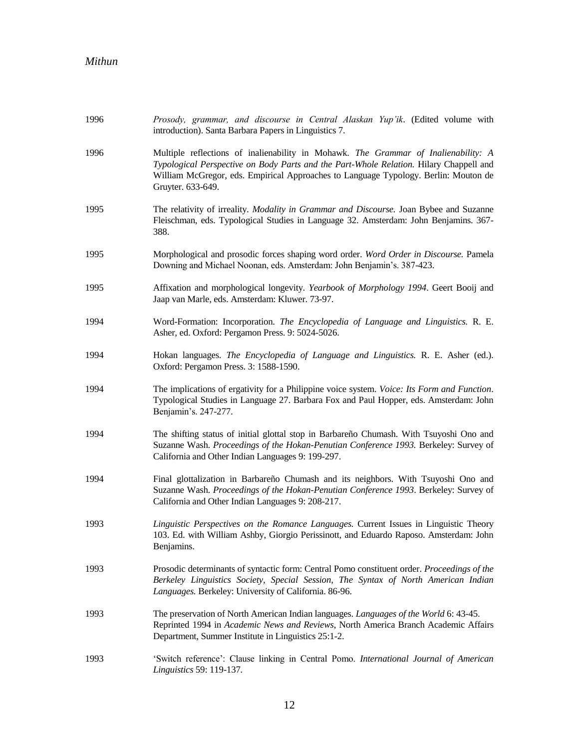1996 *Prosody, grammar, and discourse in Central Alaskan Yup'ik*. (Edited volume with introduction). Santa Barbara Papers in Linguistics 7.

1996 Multiple reflections of inalienability in Mohawk. *The Grammar of Inalienability: A Typological Perspective on Body Parts and the Part-Whole Relation.* Hilary Chappell and William McGregor, eds. Empirical Approaches to Language Typology. Berlin: Mouton de Gruyter. 633-649.

1995 The relativity of irreality. *Modality in Grammar and Discourse.* Joan Bybee and Suzanne Fleischman, eds. Typological Studies in Language 32. Amsterdam: John Benjamins. 367-388.

1995 Morphological and prosodic forces shaping word order. *Word Order in Discourse.* Pamela Downing and Michael Noonan, eds. Amsterdam: John Benjamin's. 387-423.

1995 Affixation and morphological longevity. *Yearbook of Morphology 1994*. Geert Booij and Jaap van Marle, eds. Amsterdam: Kluwer. 73-97.

1994 Word-Formation: Incorporation. *The Encyclopedia of Language and Linguistics.* R. E. Asher, ed. Oxford: Pergamon Press. 9: 5024-5026.

1994 Hokan languages. *The Encyclopedia of Language and Linguistics.* R. E. Asher (ed.). Oxford: Pergamon Press. 3: 1588-1590.

1994 The implications of ergativity for a Philippine voice system. *Voice: Its Form and Function*. Typological Studies in Language 27. Barbara Fox and Paul Hopper, eds. Amsterdam: John Benjamin's. 247-277.

1994 The shifting status of initial glottal stop in Barbareño Chumash. With Tsuyoshi Ono and Suzanne Wash. *Proceedings of the Hokan-Penutian Conference 1993.* Berkeley: Survey of California and Other Indian Languages 9: 199-297.

1994 Final glottalization in Barbareño Chumash and its neighbors. With Tsuyoshi Ono and Suzanne Wash. *Proceedings of the Hokan-Penutian Conference 1993*. Berkeley: Survey of California and Other Indian Languages 9: 208-217.

1993 *Linguistic Perspectives on the Romance Languages.* Current Issues in Linguistic Theory 103. Ed. with William Ashby, Giorgio Perissinott, and Eduardo Raposo. Amsterdam: John Benjamins.

1993 Prosodic determinants of syntactic form: Central Pomo constituent order. *Proceedings of the Berkeley Linguistics Society, Special Session, The Syntax of North American Indian Languages.* Berkeley: University of California. 86-96.

1993 The preservation of North American Indian languages. *Languages of the World* 6: 43-45. Reprinted 1994 in *Academic News and Reviews*, North America Branch Academic Affairs Department, Summer Institute in Linguistics 25:1-2.

1993 'Switch reference': Clause linking in Central Pomo. *International Journal of American Linguistics* 59: 119-137.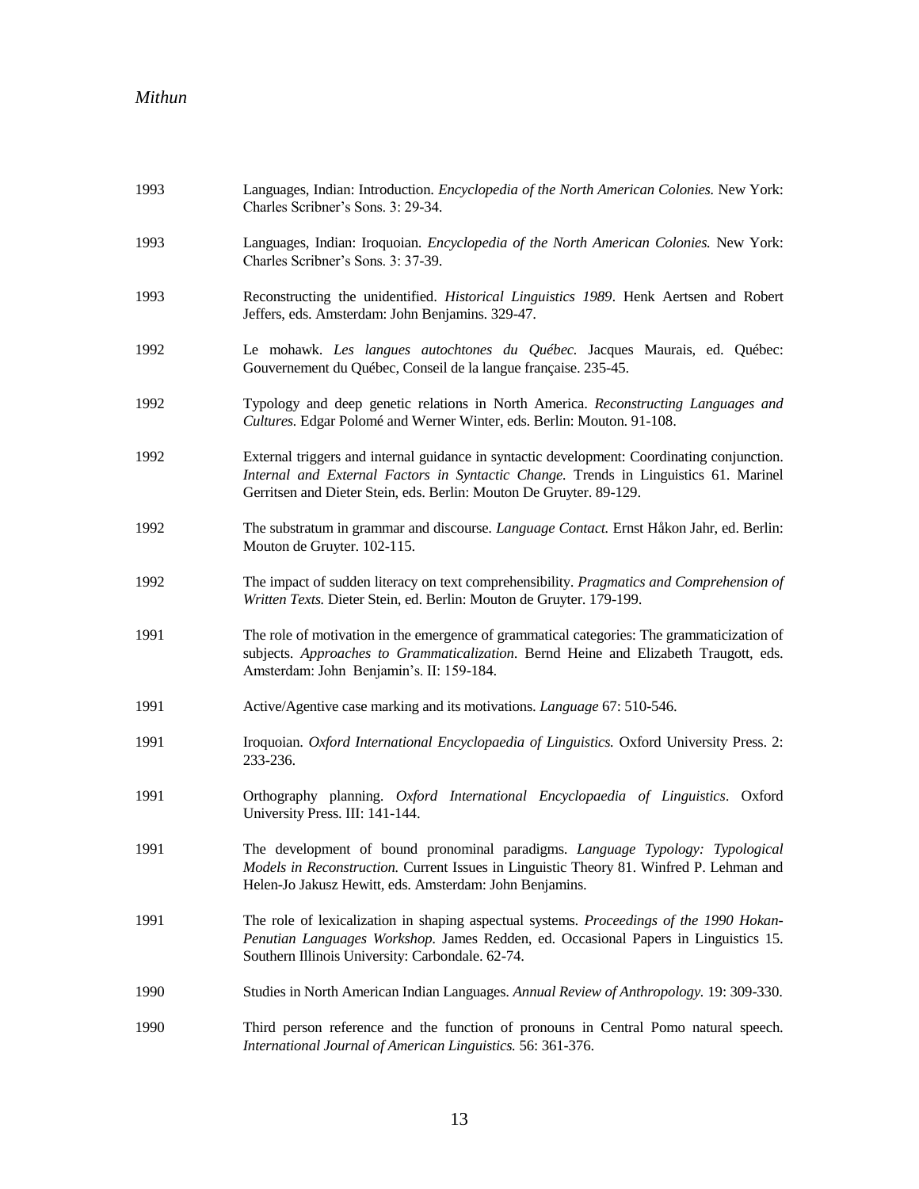1993 Languages, Indian: Introduction. *Encyclopedia of the North American Colonies.* New York: Charles Scribner's Sons. 3: 29-34.

1993 Languages, Indian: Iroquoian. *Encyclopedia of the North American Colonies.* New York: Charles Scribner's Sons. 3: 37-39.

1993 Reconstructing the unidentified. *Historical Linguistics 1989*. Henk Aertsen and Robert Jeffers, eds. Amsterdam: John Benjamins. 329-47.

1992 Le mohawk. *Les langues autochtones du Québec.* Jacques Maurais, ed. Québec: Gouvernement du Québec, Conseil de la langue française. 235-45.

1992 Typology and deep genetic relations in North America. *Reconstructing Languages and Cultures.* Edgar Polomé and Werner Winter, eds. Berlin: Mouton. 91-108.

1992 External triggers and internal guidance in syntactic development: Coordinating conjunction. *Internal and External Factors in Syntactic Change.* Trends in Linguistics 61. Marinel Gerritsen and Dieter Stein, eds. Berlin: Mouton De Gruyter. 89-129.

1992 The substratum in grammar and discourse. *Language Contact.* Ernst Håkon Jahr, ed. Berlin: Mouton de Gruyter. 102-115.

1992 The impact of sudden literacy on text comprehensibility. *Pragmatics and Comprehension of Written Texts.* Dieter Stein, ed. Berlin: Mouton de Gruyter. 179-199.

1991 The role of motivation in the emergence of grammatical categories: The grammaticization of subjects. *Approaches to Grammaticalization*. Bernd Heine and Elizabeth Traugott, eds. Amsterdam: John Benjamin's. II: 159-184.

1991 Active/Agentive case marking and its motivations. *Language* 67: 510-546.

1991 Iroquoian. *Oxford International Encyclopaedia of Linguistics.* Oxford University Press. 2: 233-236.

1991 Orthography planning. *Oxford International Encyclopaedia of Linguistics*. Oxford University Press. III: 141-144.

1991 The development of bound pronominal paradigms. *Language Typology: Typological Models in Reconstruction.* Current Issues in Linguistic Theory 81. Winfred P. Lehman and Helen-Jo Jakusz Hewitt, eds. Amsterdam: John Benjamins.

1991 The role of lexicalization in shaping aspectual systems. *Proceedings of the 1990 Hokan-Penutian Languages Workshop*. James Redden, ed. Occasional Papers in Linguistics 15. Southern Illinois University: Carbondale. 62-74.

1990 Studies in North American Indian Languages. *Annual Review of Anthropology.* 19: 309-330.

1990 Third person reference and the function of pronouns in Central Pomo natural speech. *International Journal of American Linguistics.* 56: 361-376.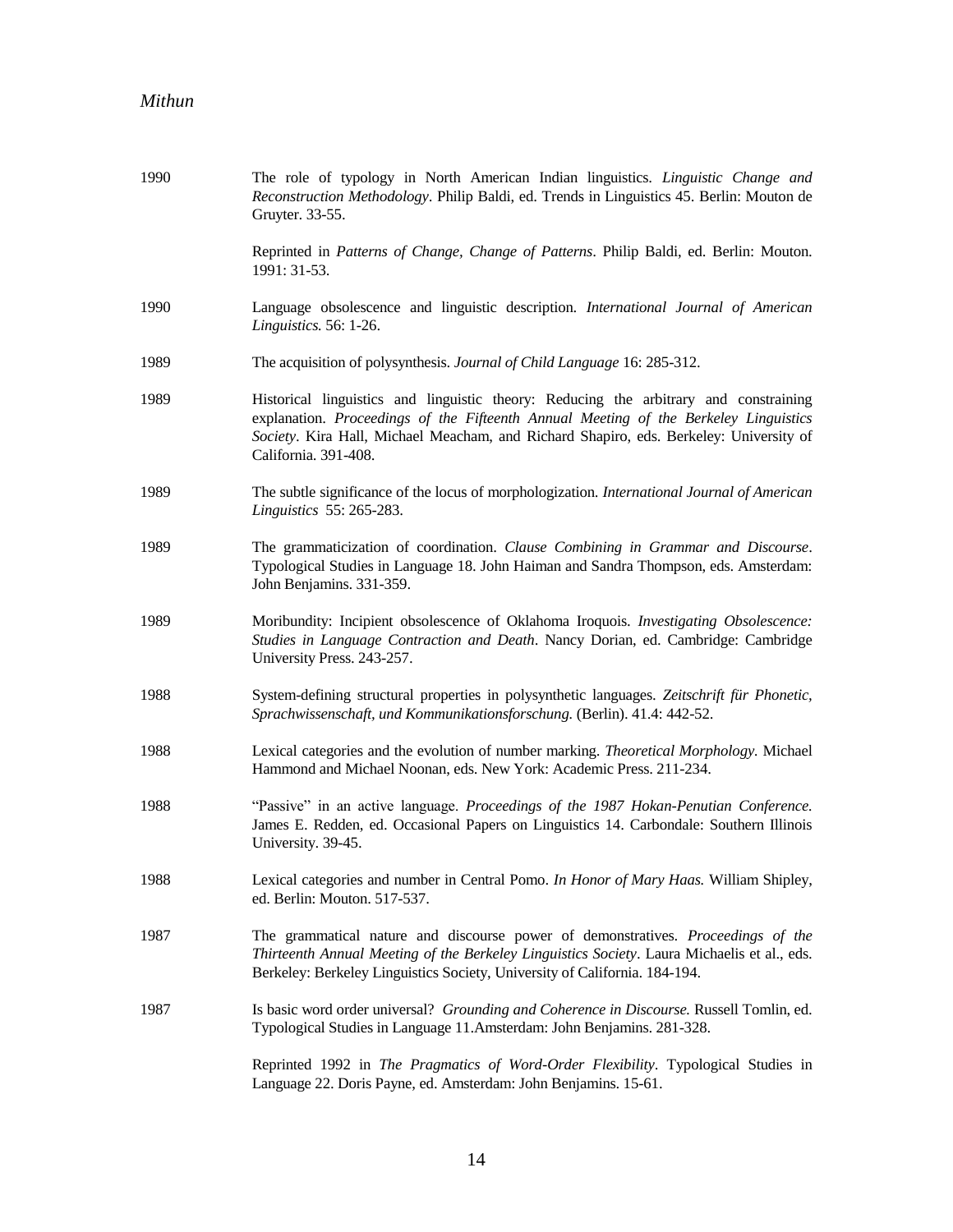1990 The role of typology in North American Indian linguistics. *Linguistic Change and Reconstruction Methodology*. Philip Baldi, ed. Trends in Linguistics 45. Berlin: Mouton de Gruyter. 33-55.

Reprinted in *Patterns of Change, Change of Patterns*. Philip Baldi, ed. Berlin: Mouton. 1991: 31-53.

1990 Language obsolescence and linguistic description. *International Journal of American Linguistics.* 56: 1-26.

1989 The acquisition of polysynthesis. *Journal of Child Language* 16: 285-312.

1989 Historical linguistics and linguistic theory: Reducing the arbitrary and constraining explanation. *Proceedings of the Fifteenth Annual Meeting of the Berkeley Linguistics Society*. Kira Hall, Michael Meacham, and Richard Shapiro, eds. Berkeley: University of California. 391-408.

1989 The subtle significance of the locus of morphologization. *International Journal of American Linguistics* 55: 265-283.

1989 The grammaticization of coordination. *Clause Combining in Grammar and Discourse*. Typological Studies in Language 18. John Haiman and Sandra Thompson, eds. Amsterdam: John Benjamins. 331-359.

1989 Moribundity: Incipient obsolescence of Oklahoma Iroquois. *Investigating Obsolescence: Studies in Language Contraction and Death*. Nancy Dorian, ed. Cambridge: Cambridge University Press. 243-257.

1988 System-defining structural properties in polysynthetic languages. *Zeitschrift für Phonetic, Sprachwissenschaft, und Kommunikationsforschung.* (Berlin). 41.4: 442-52.

1988 Lexical categories and the evolution of number marking. *Theoretical Morphology.* Michael Hammond and Michael Noonan, eds. New York: Academic Press. 211-234.

1988 "Passive" in an active language. *Proceedings of the 1987 Hokan-Penutian Conference.* James E. Redden, ed. Occasional Papers on Linguistics 14. Carbondale: Southern Illinois University. 39-45.

1988 Lexical categories and number in Central Pomo. *In Honor of Mary Haas.* William Shipley, ed. Berlin: Mouton. 517-537.

1987 The grammatical nature and discourse power of demonstratives. *Proceedings of the Thirteenth Annual Meeting of the Berkeley Linguistics Society*. Laura Michaelis et al., eds. Berkeley: Berkeley Linguistics Society, University of California. 184-194.

1987 Is basic word order universal? *Grounding and Coherence in Discourse.* Russell Tomlin, ed. Typological Studies in Language 11.Amsterdam: John Benjamins. 281-328.

Reprinted 1992 in *The Pragmatics of Word-Order Flexibility*. Typological Studies in Language 22. Doris Payne, ed. Amsterdam: John Benjamins. 15-61.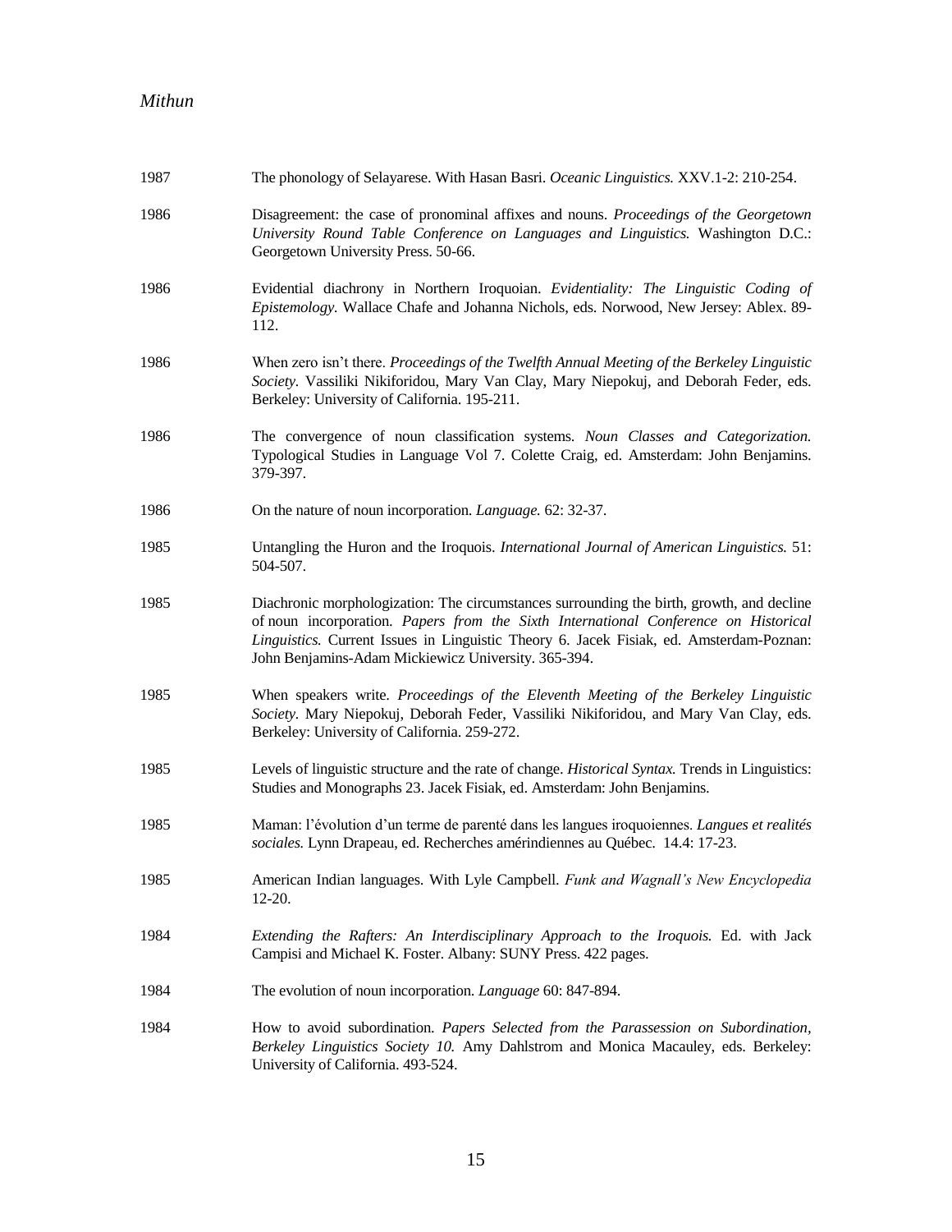1987 The phonology of Selayarese. With Hasan Basri. *Oceanic Linguistics.* XXV.1-2: 210-254.

1986 Disagreement: the case of pronominal affixes and nouns. *Proceedings of the Georgetown University Round Table Conference on Languages and Linguistics.* Washington D.C.: Georgetown University Press. 50-66.

1986 Evidential diachrony in Northern Iroquoian. *Evidentiality: The Linguistic Coding of Epistemology.* Wallace Chafe and Johanna Nichols, eds. Norwood, New Jersey: Ablex. 89-112.

1986 When zero isn't there. *Proceedings of the Twelfth Annual Meeting of the Berkeley Linguistic Society.* Vassiliki Nikiforidou, Mary Van Clay, Mary Niepokuj, and Deborah Feder, eds. Berkeley: University of California. 195-211.

1986 The convergence of noun classification systems. *Noun Classes and Categorization.* Typological Studies in Language Vol 7. Colette Craig, ed. Amsterdam: John Benjamins. 379-397.

1986 On the nature of noun incorporation. *Language.* 62: 32-37.

1985 Untangling the Huron and the Iroquois. *International Journal of American Linguistics.* 51: 504-507.

1985 Diachronic morphologization: The circumstances surrounding the birth, growth, and decline of noun incorporation. *Papers from the Sixth International Conference on Historical Linguistics.* Current Issues in Linguistic Theory 6. Jacek Fisiak, ed. Amsterdam-Poznan: John Benjamins-Adam Mickiewicz University. 365-394.

1985 When speakers write. *Proceedings of the Eleventh Meeting of the Berkeley Linguistic Society.* Mary Niepokuj, Deborah Feder, Vassiliki Nikiforidou, and Mary Van Clay, eds. Berkeley: University of California. 259-272.

1985 Levels of linguistic structure and the rate of change. *Historical Syntax.* Trends in Linguistics: Studies and Monographs 23. Jacek Fisiak, ed. Amsterdam: John Benjamins.

1985 Maman: l'évolution d'un terme de parenté dans les langues iroquoiennes. *Langues et realités sociales.* Lynn Drapeau, ed. Recherches amérindiennes au Québec. 14.4: 17-23.

1985 American Indian languages. With Lyle Campbell. *Funk and Wagnall's New Encyclopedia* 12-20.

1984 *Extending the Rafters: An Interdisciplinary Approach to the Iroquois.* Ed. with Jack Campisi and Michael K. Foster. Albany: SUNY Press. 422 pages.

1984 The evolution of noun incorporation. *Language* 60: 847-894.

1984 How to avoid subordination. *Papers Selected from the Parassession on Subordination, Berkeley Linguistics Society 10.* Amy Dahlstrom and Monica Macauley, eds. Berkeley: University of California. 493-524.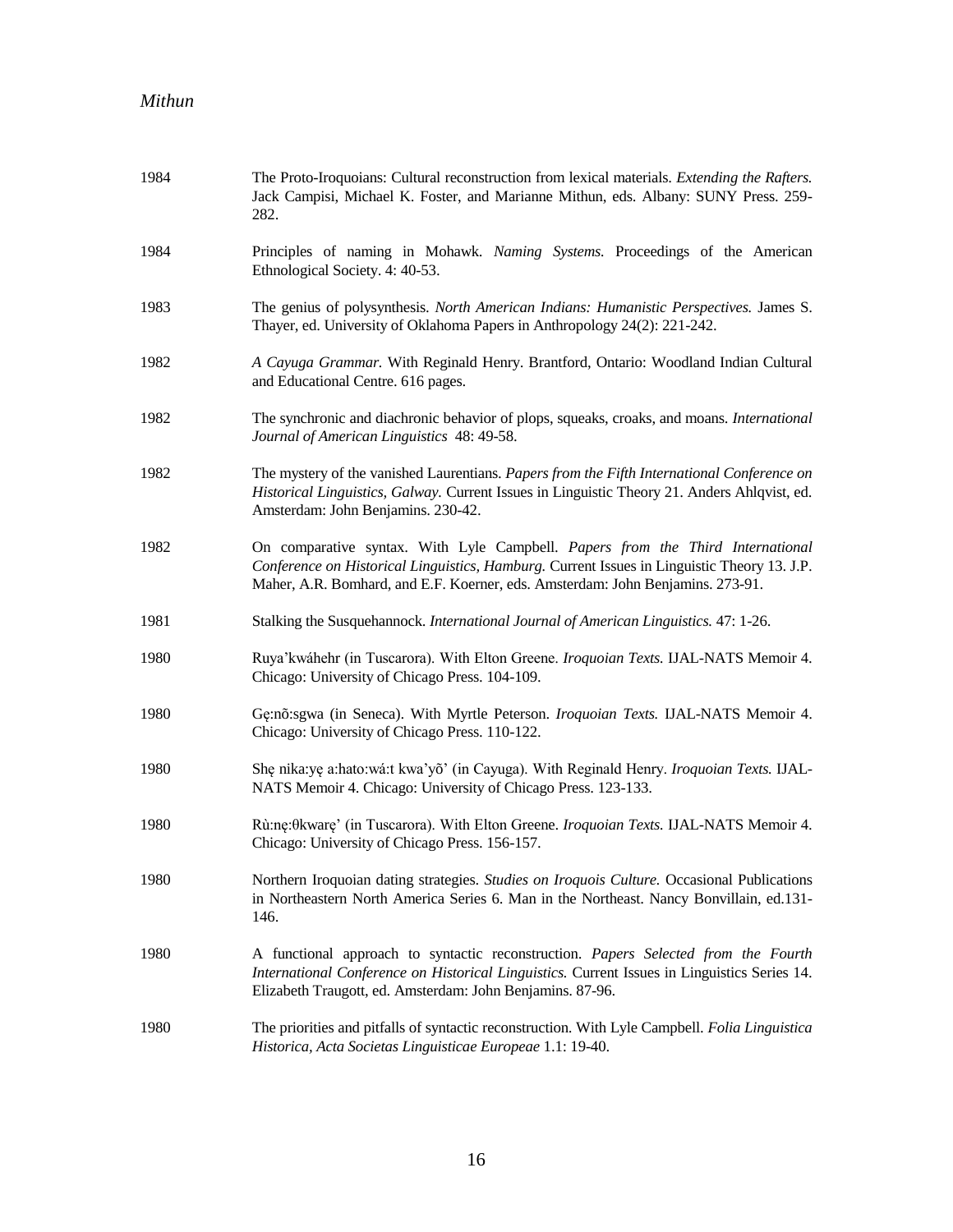1984 The Proto-Iroquoians: Cultural reconstruction from lexical materials. *Extending the Rafters.* Jack Campisi, Michael K. Foster, and Marianne Mithun, eds. Albany: SUNY Press. 259-282.

1984 Principles of naming in Mohawk. *Naming Systems.* Proceedings of the American Ethnological Society. 4: 40-53.

1983 The genius of polysynthesis. *North American Indians: Humanistic Perspectives.* James S. Thayer, ed. University of Oklahoma Papers in Anthropology 24(2): 221-242.

1982 *A Cayuga Grammar.* With Reginald Henry. Brantford, Ontario: Woodland Indian Cultural and Educational Centre. 616 pages.

1982 The synchronic and diachronic behavior of plops, squeaks, croaks, and moans. *International Journal of American Linguistics* 48: 49-58.

1982 The mystery of the vanished Laurentians. *Papers from the Fifth International Conference on Historical Linguistics, Galway.* Current Issues in Linguistic Theory 21. Anders Ahlqvist, ed. Amsterdam: John Benjamins. 230-42.

1982 On comparative syntax. With Lyle Campbell. *Papers from the Third International Conference on Historical Linguistics, Hamburg.* Current Issues in Linguistic Theory 13. J.P. Maher, A.R. Bomhard, and E.F. Koerner, eds. Amsterdam: John Benjamins. 273-91.

1981 Stalking the Susquehannock. *International Journal of American Linguistics.* 47: 1-26.

1980 Ruya'kwáhehr (in Tuscarora). With Elton Greene. *Iroquoian Texts.* IJAL-NATS Memoir 4. Chicago: University of Chicago Press. 104-109.

1980 Gę:nõ:sgwa (in Seneca). With Myrtle Peterson. *Iroquoian Texts.* IJAL-NATS Memoir 4. Chicago: University of Chicago Press. 110-122.

1980 Shę nika:yę a:hato:wá:t kwa'yõ' (in Cayuga). With Reginald Henry. *Iroquoian Texts.* IJAL-NATS Memoir 4. Chicago: University of Chicago Press. 123-133.

1980 Rù:nę:θkwarę' (in Tuscarora). With Elton Greene. *Iroquoian Texts.* IJAL-NATS Memoir 4. Chicago: University of Chicago Press. 156-157.

1980 Northern Iroquoian dating strategies. *Studies on Iroquois Culture.* Occasional Publications in Northeastern North America Series 6. Man in the Northeast. Nancy Bonvillain, ed.131-146.

1980 A functional approach to syntactic reconstruction. *Papers Selected from the Fourth International Conference on Historical Linguistics.* Current Issues in Linguistics Series 14. Elizabeth Traugott, ed. Amsterdam: John Benjamins. 87-96.

1980 The priorities and pitfalls of syntactic reconstruction. With Lyle Campbell. *Folia Linguistica Historica, Acta Societas Linguisticae Europeae* 1.1: 19-40.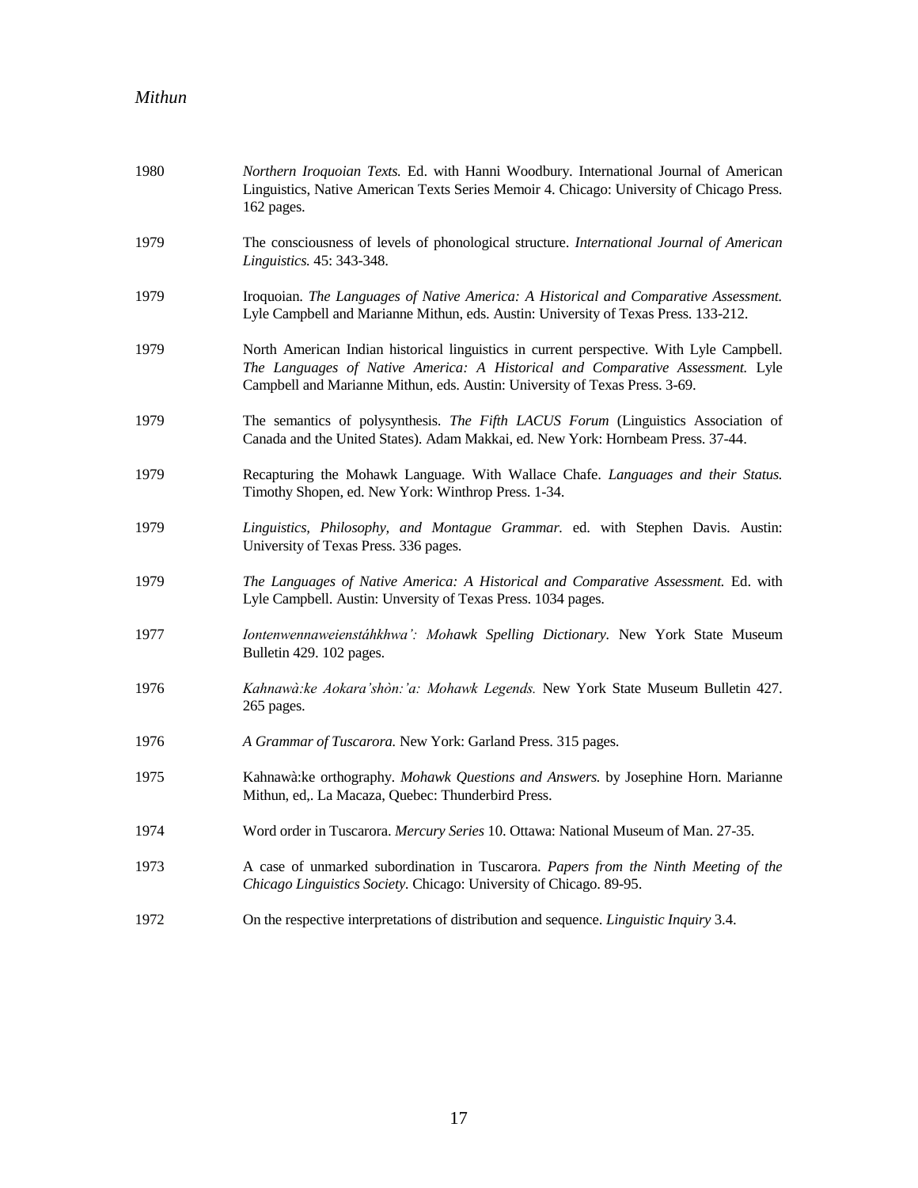1980 *Northern Iroquoian Texts.* Ed. with Hanni Woodbury. International Journal of American Linguistics, Native American Texts Series Memoir 4. Chicago: University of Chicago Press. 162 pages.

1979 The consciousness of levels of phonological structure. *International Journal of American Linguistics.* 45: 343-348.

1979 Iroquoian. *The Languages of Native America: A Historical and Comparative Assessment.* Lyle Campbell and Marianne Mithun, eds. Austin: University of Texas Press. 133-212.

1979 North American Indian historical linguistics in current perspective. With Lyle Campbell. *The Languages of Native America: A Historical and Comparative Assessment.* Lyle Campbell and Marianne Mithun, eds. Austin: University of Texas Press. 3-69.

1979 The semantics of polysynthesis. *The Fifth LACUS Forum* (Linguistics Association of Canada and the United States). Adam Makkai, ed. New York: Hornbeam Press. 37-44.

1979 Recapturing the Mohawk Language. With Wallace Chafe. *Languages and their Status.* Timothy Shopen, ed. New York: Winthrop Press. 1-34.

1979 *Linguistics, Philosophy, and Montague Grammar.* ed. with Stephen Davis. Austin: University of Texas Press. 336 pages.

1979 *The Languages of Native America: A Historical and Comparative Assessment.* Ed. with Lyle Campbell. Austin: Unversity of Texas Press. 1034 pages.

1977 *Iontenwennaweienstáhkhwa': Mohawk Spelling Dictionary.* New York State Museum Bulletin 429. 102 pages.

1976 *Kahnawà:ke Aokara'shòn:'a: Mohawk Legends.* New York State Museum Bulletin 427. 265 pages.

1976 *A Grammar of Tuscarora.* New York: Garland Press. 315 pages.

1975 Kahnawà:ke orthography. *Mohawk Questions and Answers.* by Josephine Horn. Marianne Mithun, ed,. La Macaza, Quebec: Thunderbird Press.

1974 Word order in Tuscarora. *Mercury Series* 10. Ottawa: National Museum of Man. 27-35.

1973 A case of unmarked subordination in Tuscarora. *Papers from the Ninth Meeting of the Chicago Linguistics Society*. Chicago: University of Chicago. 89-95.

1972 On the respective interpretations of distribution and sequence. *Linguistic Inquiry* 3.4.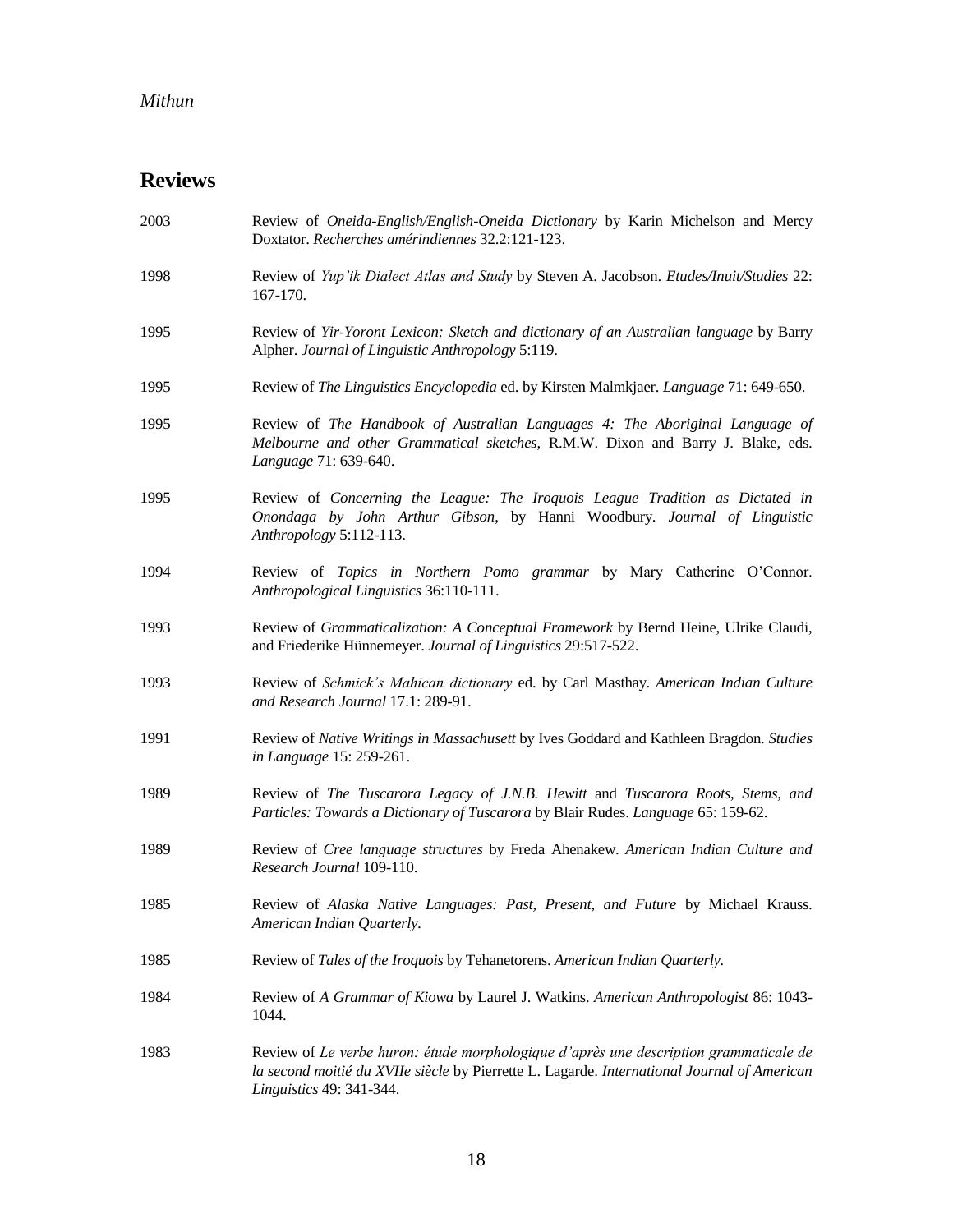## Reviews

2003 Review of *Oneida-English/English-Oneida Dictionary* by Karin Michelson and Mercy Doxtator. *Recherches amérindiennes* 32.2:121-123.

1998 Review of *Yup'ik Dialect Atlas and Study* by Steven A. Jacobson. *Etudes/Inuit/Studies* 22: 167-170.

1995 Review of *Yir-Yoront Lexicon: Sketch and dictionary of an Australian language* by Barry Alpher. *Journal of Linguistic Anthropology* 5:119.

1995 Review of *The Linguistics Encyclopedia* ed. by Kirsten Malmkjaer. *Language* 71: 649-650.

1995 Review of *The Handbook of Australian Languages 4: The Aboriginal Language of Melbourne and other Grammatical sketches*, R.M.W. Dixon and Barry J. Blake, eds. *Language* 71: 639-640.

1995 Review of *Concerning the League: The Iroquois League Tradition as Dictated in Onondaga by John Arthur Gibson*, by Hanni Woodbury. *Journal of Linguistic Anthropology* 5:112-113.

1994 Review of *Topics in Northern Pomo grammar* by Mary Catherine O'Connor. *Anthropological Linguistics* 36:110-111.

1993 Review of *Grammaticalization: A Conceptual Framework* by Bernd Heine, Ulrike Claudi, and Friederike Hünnemeyer. *Journal of Linguistics* 29:517-522.

1993 Review of *Schmick's Mahican dictionary* ed. by Carl Masthay. *American Indian Culture and Research Journal* 17.1: 289-91.

1991 Review of *Native Writings in Massachusett* by Ives Goddard and Kathleen Bragdon. *Studies in Language* 15: 259-261.

1989 Review of *The Tuscarora Legacy of J.N.B. Hewitt* and *Tuscarora Roots, Stems, and Particles: Towards a Dictionary of Tuscarora* by Blair Rudes. *Language* 65: 159-62.

1989 Review of *Cree language structures* by Freda Ahenakew. *American Indian Culture and Research Journal* 109-110.

1985 Review of *Alaska Native Languages: Past, Present, and Future* by Michael Krauss. *American Indian Quarterly.*

1985 Review of *Tales of the Iroquois* by Tehanetorens. *American Indian Quarterly.*

1984 Review of *A Grammar of Kiowa* by Laurel J. Watkins. *American Anthropologist* 86: 1043-1044.

1983 Review of *Le verbe huron: étude morphologique d'après une description grammaticale de la second moitié du XVIIe siècle* by Pierrette L. Lagarde. *International Journal of American Linguistics* 49: 341-344.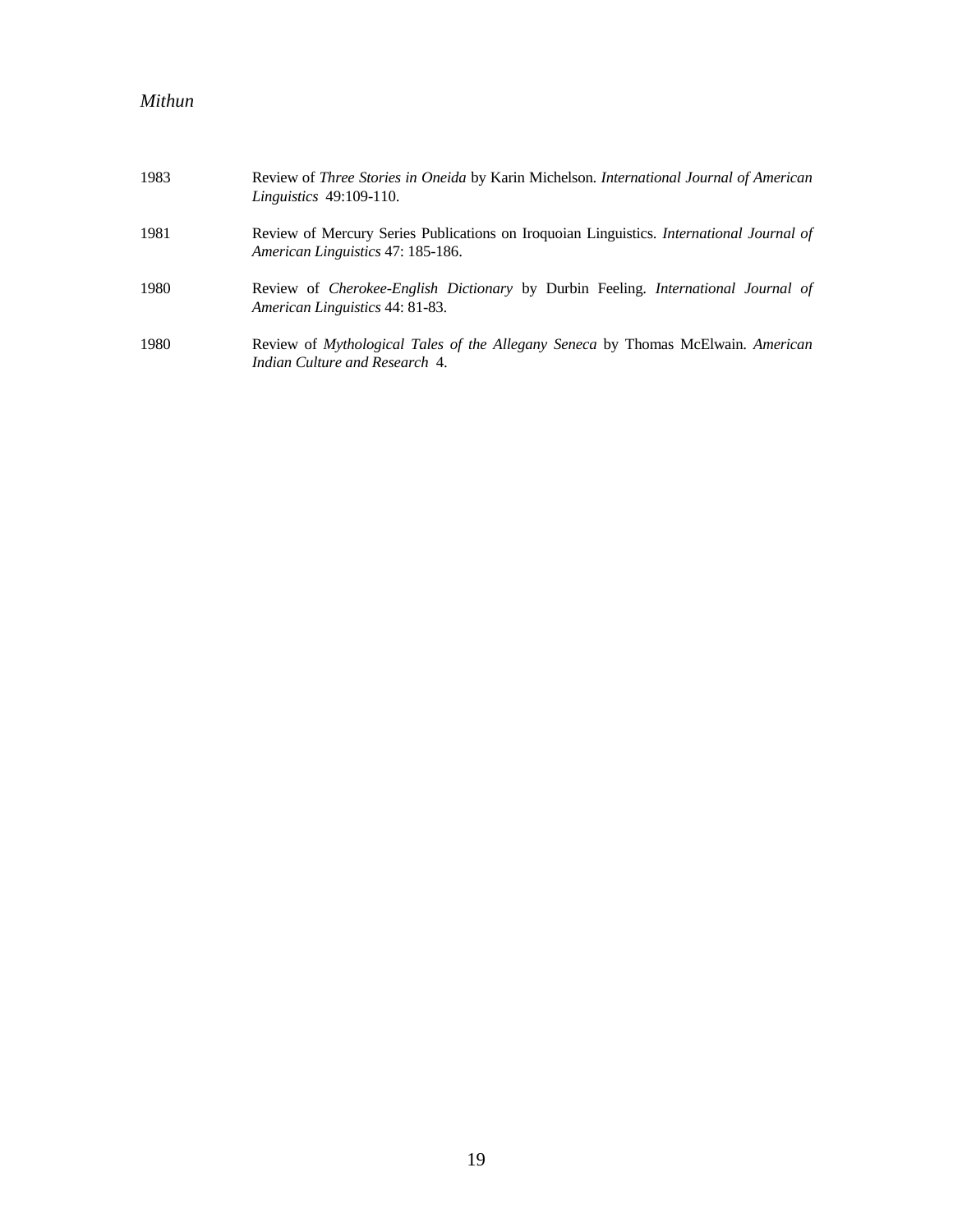1983 Review of *Three Stories in Oneida* by Karin Michelson. *International Journal of American Linguistics* 49:109-110.

1981 Review of Mercury Series Publications on Iroquoian Linguistics. *International Journal of American Linguistics* 47: 185-186.

1980 Review of *Cherokee-English Dictionary* by Durbin Feeling. *International Journal of American Linguistics* 44: 81-83.

1980 Review of *Mythological Tales of the Allegany Seneca* by Thomas McElwain. *American Indian Culture and Research* 4.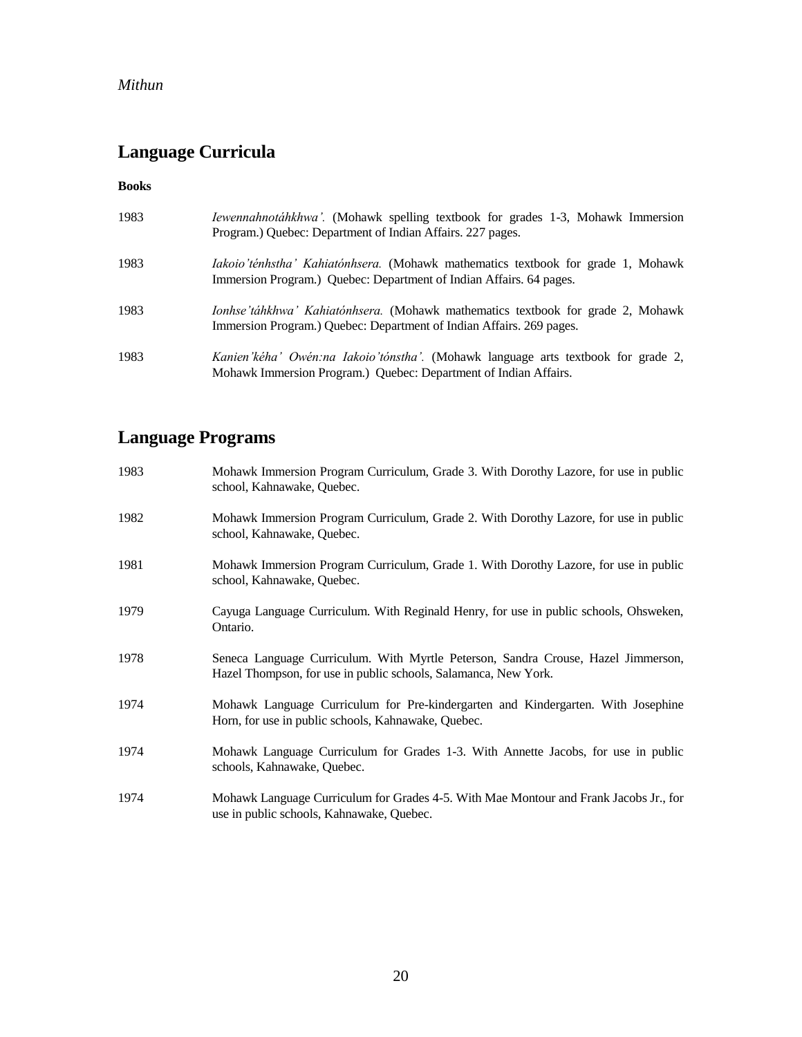## Language Curricula

**Books**

1983 *Iewennahnotáhkhwa'.* (Mohawk spelling textbook for grades 1-3, Mohawk Immersion Program.) Quebec: Department of Indian Affairs. 227 pages.

1983 *Iakoio'ténhstha' Kahiatónhsera.* (Mohawk mathematics textbook for grade 1, Mohawk Immersion Program.) Quebec: Department of Indian Affairs. 64 pages.

1983 *Ionhse'táhkhwa' Kahiatónhsera.* (Mohawk mathematics textbook for grade 2, Mohawk Immersion Program.) Quebec: Department of Indian Affairs. 269 pages.

1983 *Kanien'kéha' Owén:na Iakoio'tónstha'.* (Mohawk language arts textbook for grade 2, Mohawk Immersion Program.) Quebec: Department of Indian Affairs.

## Language Programs

1983 Mohawk Immersion Program Curriculum, Grade 3. With Dorothy Lazore, for use in public school, Kahnawake, Quebec.

1982 Mohawk Immersion Program Curriculum, Grade 2. With Dorothy Lazore, for use in public school, Kahnawake, Quebec.

1981 Mohawk Immersion Program Curriculum, Grade 1. With Dorothy Lazore, for use in public school, Kahnawake, Quebec.

1979 Cayuga Language Curriculum. With Reginald Henry, for use in public schools, Ohsweken, Ontario.

1978 Seneca Language Curriculum. With Myrtle Peterson, Sandra Crouse, Hazel Jimmerson, Hazel Thompson, for use in public schools, Salamanca, New York.

1974 Mohawk Language Curriculum for Pre-kindergarten and Kindergarten. With Josephine Horn, for use in public schools, Kahnawake, Quebec.

1974 Mohawk Language Curriculum for Grades 1-3. With Annette Jacobs, for use in public schools, Kahnawake, Quebec.

1974 Mohawk Language Curriculum for Grades 4-5. With Mae Montour and Frank Jacobs Jr., for use in public schools, Kahnawake, Quebec.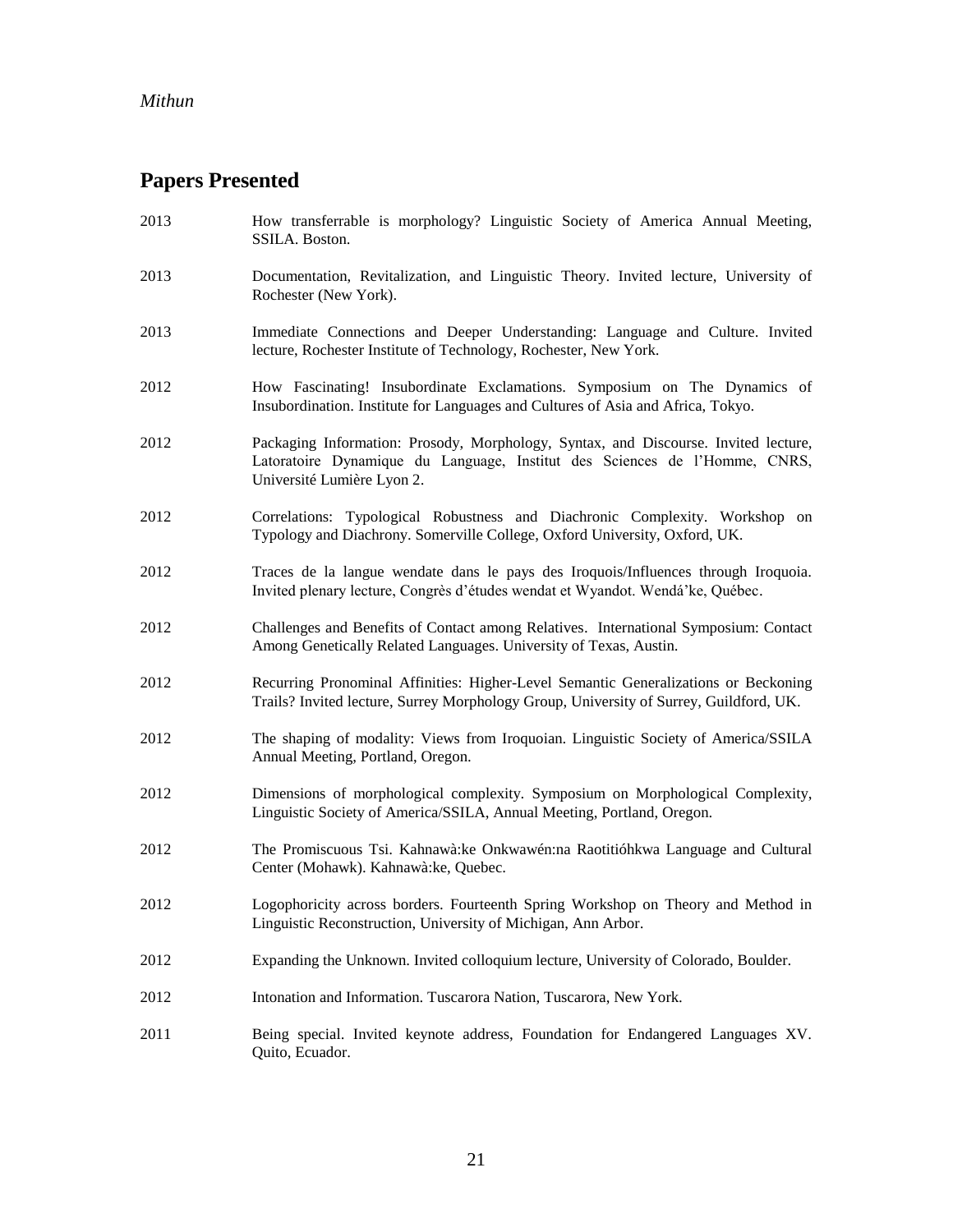## Papers Presented

2013 How transferrable is morphology? Linguistic Society of America Annual Meeting, SSILA. Boston.

2013 Documentation, Revitalization, and Linguistic Theory. Invited lecture, University of Rochester (New York).

2013 Immediate Connections and Deeper Understanding: Language and Culture. Invited lecture, Rochester Institute of Technology, Rochester, New York.

2012 How Fascinating! Insubordinate Exclamations. Symposium on The Dynamics of Insubordination. Institute for Languages and Cultures of Asia and Africa, Tokyo.

2012 Packaging Information: Prosody, Morphology, Syntax, and Discourse. Invited lecture, Latoratoire Dynamique du Language, Institut des Sciences de l'Homme, CNRS, Université Lumière Lyon 2.

2012 Correlations: Typological Robustness and Diachronic Complexity. Workshop on Typology and Diachrony. Somerville College, Oxford University, Oxford, UK.

2012 Traces de la langue wendate dans le pays des Iroquois/Influences through Iroquoia. Invited plenary lecture, Congrès d'études wendat et Wyandot. Wendá'ke, Québec.

2012 Challenges and Benefits of Contact among Relatives. International Symposium: Contact Among Genetically Related Languages. University of Texas, Austin.

2012 Recurring Pronominal Affinities: Higher-Level Semantic Generalizations or Beckoning Trails? Invited lecture, Surrey Morphology Group, University of Surrey, Guildford, UK.

2012 The shaping of modality: Views from Iroquoian. Linguistic Society of America/SSILA Annual Meeting, Portland, Oregon.

2012 Dimensions of morphological complexity. Symposium on Morphological Complexity, Linguistic Society of America/SSILA, Annual Meeting, Portland, Oregon.

2012 The Promiscuous Tsi. Kahnawà:ke Onkwawén:na Raotitióhkwa Language and Cultural Center (Mohawk). Kahnawà:ke, Quebec.

2012 Logophoricity across borders. Fourteenth Spring Workshop on Theory and Method in Linguistic Reconstruction, University of Michigan, Ann Arbor.

2012 Expanding the Unknown. Invited colloquium lecture, University of Colorado, Boulder.

2012 Intonation and Information. Tuscarora Nation, Tuscarora, New York.

2011 Being special. Invited keynote address, Foundation for Endangered Languages XV. Quito, Ecuador.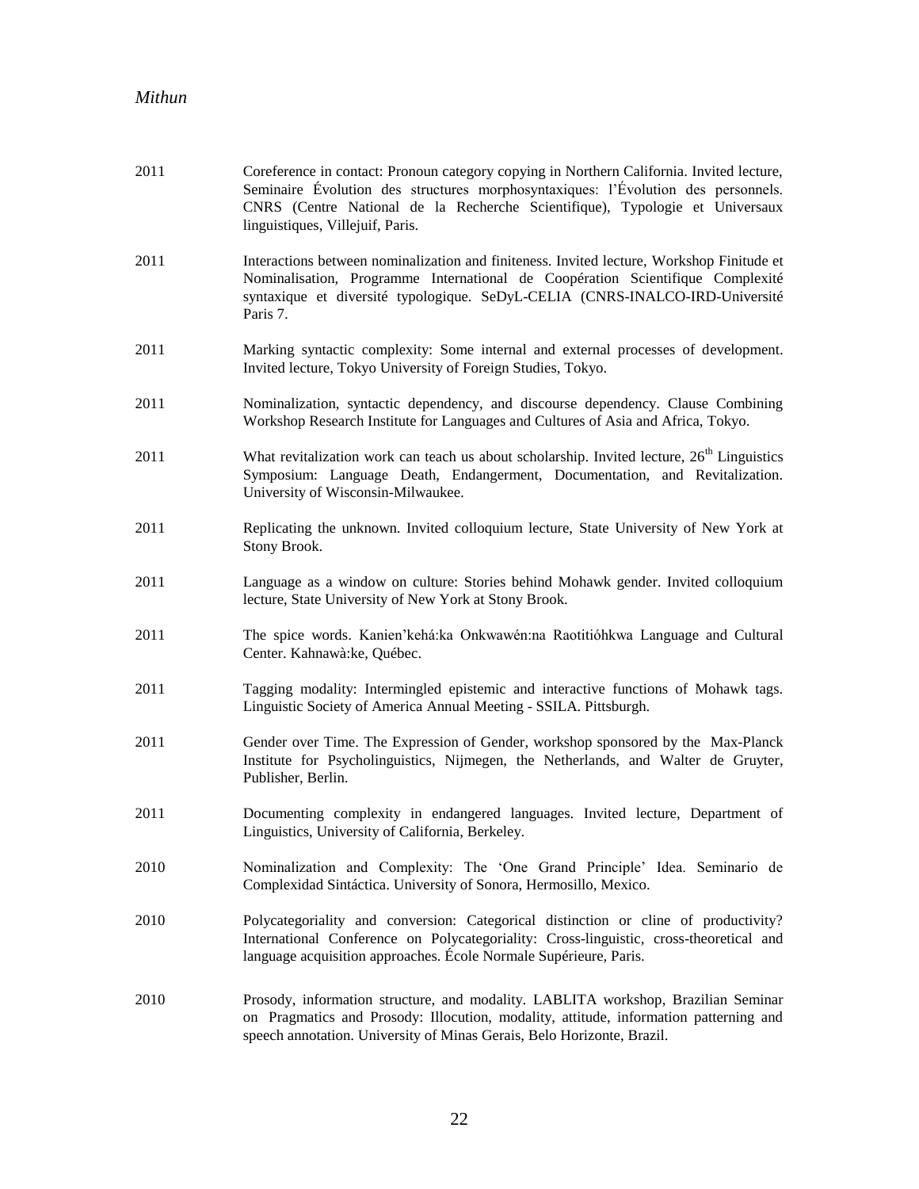2011 Coreference in contact: Pronoun category copying in Northern California. Invited lecture, Seminaire Évolution des structures morphosyntaxiques: l'Évolution des personnels. CNRS (Centre National de la Recherche Scientifique), Typologie et Universaux linguistiques, Villejuif, Paris.

2011 Interactions between nominalization and finiteness. Invited lecture, Workshop Finitude et Nominalisation, Programme International de Coopération Scientifique Complexité syntaxique et diversité typologique. SeDyL-CELIA (CNRS-INALCO-IRD-Université Paris 7.

2011 Marking syntactic complexity: Some internal and external processes of development. Invited lecture, Tokyo University of Foreign Studies, Tokyo.

2011 Nominalization, syntactic dependency, and discourse dependency. Clause Combining Workshop Research Institute for Languages and Cultures of Asia and Africa, Tokyo.

2011 What revitalization work can teach us about scholarship. Invited lecture, 26th Linguistics Symposium: Language Death, Endangerment, Documentation, and Revitalization. University of Wisconsin-Milwaukee.

2011 Replicating the unknown. Invited colloquium lecture, State University of New York at Stony Brook.

2011 Language as a window on culture: Stories behind Mohawk gender. Invited colloquium lecture, State University of New York at Stony Brook.

2011 The spice words. Kanien'kehá:ka Onkwawén:na Raotitióhkwa Language and Cultural Center. Kahnawà:ke, Québec.

2011 Tagging modality: Intermingled epistemic and interactive functions of Mohawk tags. Linguistic Society of America Annual Meeting - SSILA. Pittsburgh.

2011 Gender over Time. The Expression of Gender, workshop sponsored by the Max-Planck Institute for Psycholinguistics, Nijmegen, the Netherlands, and Walter de Gruyter, Publisher, Berlin.

2011 Documenting complexity in endangered languages. Invited lecture, Department of Linguistics, University of California, Berkeley.

2010 Nominalization and Complexity: The 'One Grand Principle' Idea. Seminario de Complexidad Sintáctica. University of Sonora, Hermosillo, Mexico.

2010 Polycategoriality and conversion: Categorical distinction or cline of productivity? International Conference on Polycategoriality: Cross-linguistic, cross-theoretical and language acquisition approaches. École Normale Supérieure, Paris.

2010 Prosody, information structure, and modality. LABLITA workshop, Brazilian Seminar on Pragmatics and Prosody: Illocution, modality, attitude, information patterning and speech annotation. University of Minas Gerais, Belo Horizonte, Brazil.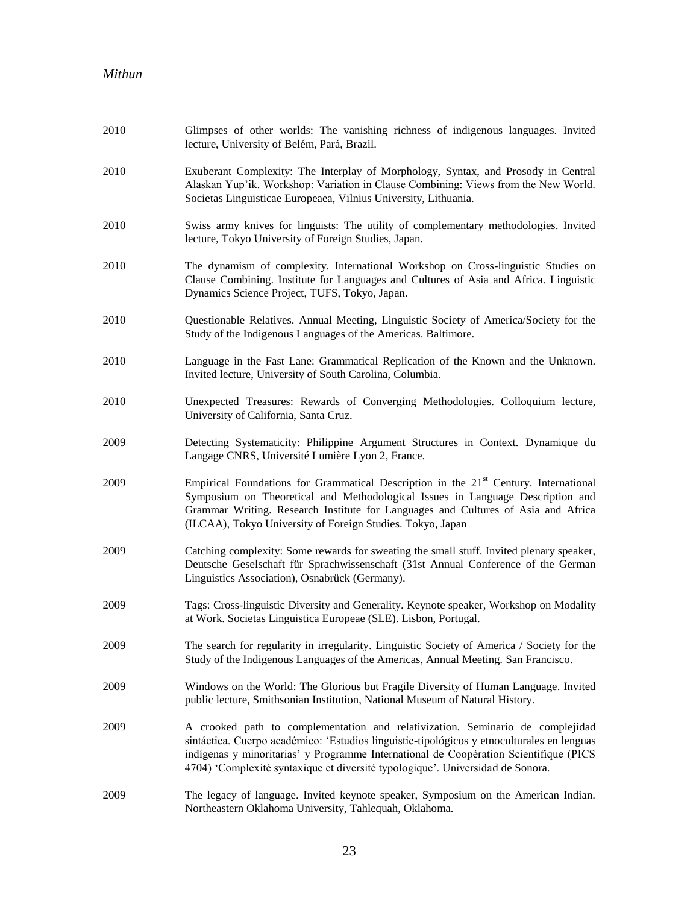2010 Glimpses of other worlds: The vanishing richness of indigenous languages. Invited lecture, University of Belém, Pará, Brazil.

2010 Exuberant Complexity: The Interplay of Morphology, Syntax, and Prosody in Central Alaskan Yup'ik. Workshop: Variation in Clause Combining: Views from the New World. Societas Linguisticae Europeaea, Vilnius University, Lithuania.

2010 Swiss army knives for linguists: The utility of complementary methodologies. Invited lecture, Tokyo University of Foreign Studies, Japan.

2010 The dynamism of complexity. International Workshop on Cross-linguistic Studies on Clause Combining. Institute for Languages and Cultures of Asia and Africa. Linguistic Dynamics Science Project, TUFS, Tokyo, Japan.

2010 Questionable Relatives. Annual Meeting, Linguistic Society of America/Society for the Study of the Indigenous Languages of the Americas. Baltimore.

2010 Language in the Fast Lane: Grammatical Replication of the Known and the Unknown. Invited lecture, University of South Carolina, Columbia.

2010 Unexpected Treasures: Rewards of Converging Methodologies. Colloquium lecture, University of California, Santa Cruz.

2009 Detecting Systematicity: Philippine Argument Structures in Context. Dynamique du Langage CNRS, Université Lumière Lyon 2, France.

2009 Empirical Foundations for Grammatical Description in the 21st Century. International Symposium on Theoretical and Methodological Issues in Language Description and Grammar Writing. Research Institute for Languages and Cultures of Asia and Africa (ILCAA), Tokyo University of Foreign Studies. Tokyo, Japan

2009 Catching complexity: Some rewards for sweating the small stuff. Invited plenary speaker, Deutsche Geselschaft für Sprachwissenschaft (31st Annual Conference of the German Linguistics Association), Osnabrück (Germany).

2009 Tags: Cross-linguistic Diversity and Generality. Keynote speaker, Workshop on Modality at Work. Societas Linguistica Europeae (SLE). Lisbon, Portugal.

2009 The search for regularity in irregularity. Linguistic Society of America / Society for the Study of the Indigenous Languages of the Americas, Annual Meeting. San Francisco.

2009 Windows on the World: The Glorious but Fragile Diversity of Human Language. Invited public lecture, Smithsonian Institution, National Museum of Natural History.

2009 A crooked path to complementation and relativization. Seminario de complejidad sintáctica. Cuerpo académico: 'Estudios linguistic-tipológicos y etnoculturales en lenguas indígenas y minoritarias' y Programme International de Coopération Scientifique (PICS 4704) 'Complexité syntaxique et diversité typologique'. Universidad de Sonora.

2009 The legacy of language. Invited keynote speaker, Symposium on the American Indian. Northeastern Oklahoma University, Tahlequah, Oklahoma.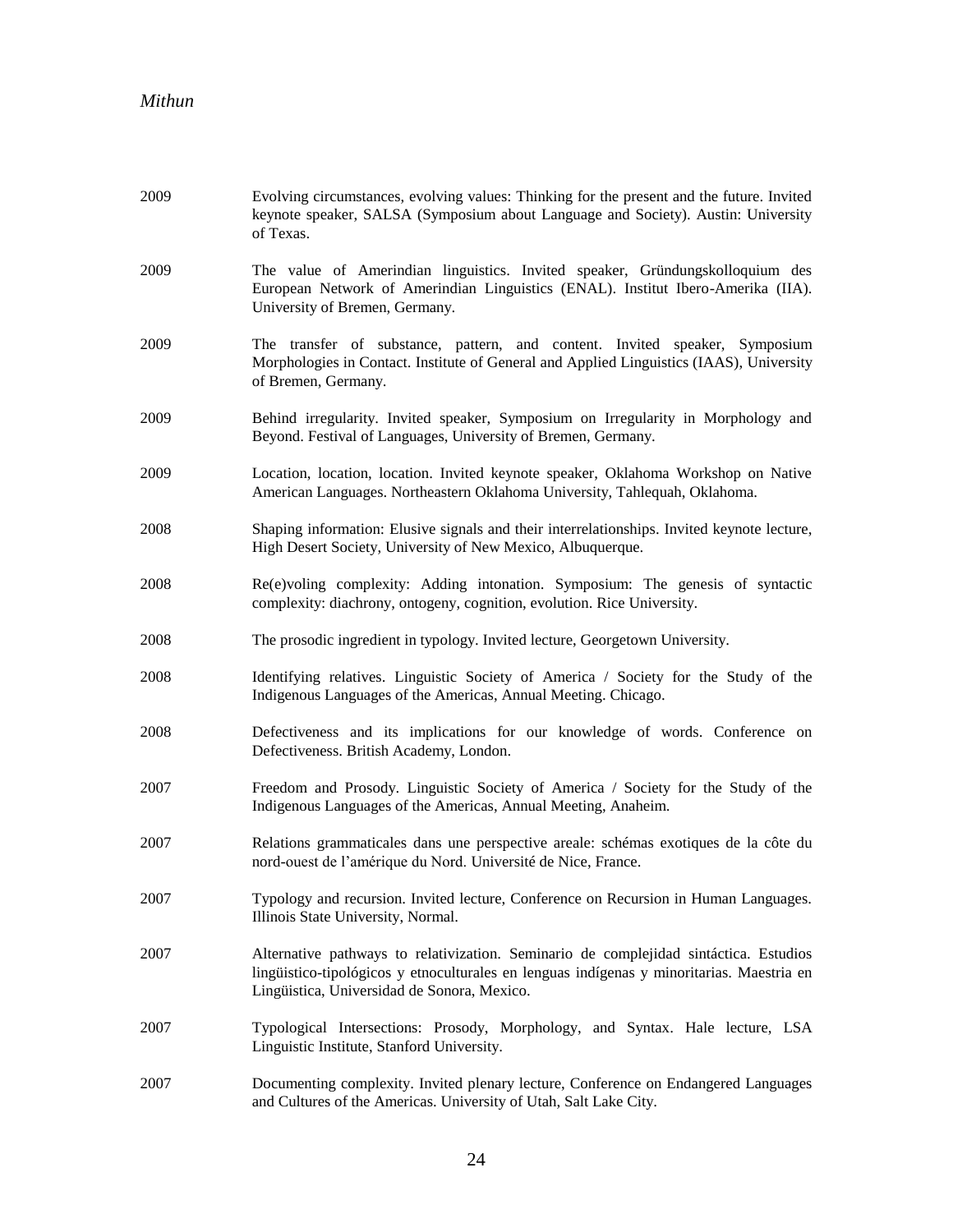2009 Evolving circumstances, evolving values: Thinking for the present and the future. Invited keynote speaker, SALSA (Symposium about Language and Society). Austin: University of Texas.

2009 The value of Amerindian linguistics. Invited speaker, Gründungskolloquium des European Network of Amerindian Linguistics (ENAL). Institut Ibero-Amerika (IIA). University of Bremen, Germany.

2009 The transfer of substance, pattern, and content. Invited speaker, Symposium Morphologies in Contact. Institute of General and Applied Linguistics (IAAS), University of Bremen, Germany.

2009 Behind irregularity. Invited speaker, Symposium on Irregularity in Morphology and Beyond. Festival of Languages, University of Bremen, Germany.

2009 Location, location, location. Invited keynote speaker, Oklahoma Workshop on Native American Languages. Northeastern Oklahoma University, Tahlequah, Oklahoma.

2008 Shaping information: Elusive signals and their interrelationships. Invited keynote lecture, High Desert Society, University of New Mexico, Albuquerque.

2008 Re(e)voling complexity: Adding intonation. Symposium: The genesis of syntactic complexity: diachrony, ontogeny, cognition, evolution. Rice University.

2008 The prosodic ingredient in typology. Invited lecture, Georgetown University.

2008 Identifying relatives. Linguistic Society of America / Society for the Study of the Indigenous Languages of the Americas, Annual Meeting. Chicago.

2008 Defectiveness and its implications for our knowledge of words. Conference on Defectiveness. British Academy, London.

2007 Freedom and Prosody. Linguistic Society of America / Society for the Study of the Indigenous Languages of the Americas, Annual Meeting, Anaheim.

2007 Relations grammaticales dans une perspective areale: schémas exotiques de la côte du nord-ouest de l'amérique du Nord. Université de Nice, France.

2007 Typology and recursion. Invited lecture, Conference on Recursion in Human Languages. Illinois State University, Normal.

2007 Alternative pathways to relativization. Seminario de complejidad sintáctica. Estudios lingüistico-tipológicos y etnoculturales en lenguas indígenas y minoritarias. Maestria en Lingüistica, Universidad de Sonora, Mexico.

2007 Typological Intersections: Prosody, Morphology, and Syntax. Hale lecture, LSA Linguistic Institute, Stanford University.

2007 Documenting complexity. Invited plenary lecture, Conference on Endangered Languages and Cultures of the Americas. University of Utah, Salt Lake City.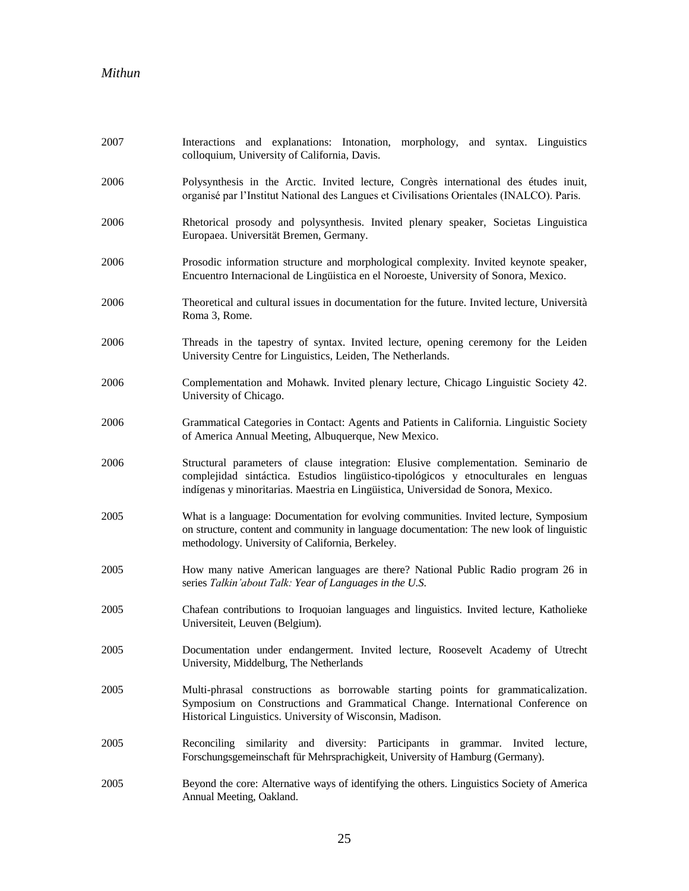2007 Interactions and explanations: Intonation, morphology, and syntax. Linguistics colloquium, University of California, Davis.

2006 Polysynthesis in the Arctic. Invited lecture, Congrès international des études inuit, organisé par l'Institut National des Langues et Civilisations Orientales (INALCO). Paris.

2006 Rhetorical prosody and polysynthesis. Invited plenary speaker, Societas Linguistica Europaea. Universität Bremen, Germany.

2006 Prosodic information structure and morphological complexity. Invited keynote speaker, Encuentro Internacional de Lingüistica en el Noroeste, University of Sonora, Mexico.

2006 Theoretical and cultural issues in documentation for the future. Invited lecture, Università Roma 3, Rome.

2006 Threads in the tapestry of syntax. Invited lecture, opening ceremony for the Leiden University Centre for Linguistics, Leiden, The Netherlands.

2006 Complementation and Mohawk. Invited plenary lecture, Chicago Linguistic Society 42. University of Chicago.

2006 Grammatical Categories in Contact: Agents and Patients in California. Linguistic Society of America Annual Meeting, Albuquerque, New Mexico.

2006 Structural parameters of clause integration: Elusive complementation. Seminario de complejidad sintáctica. Estudios lingüistico-tipológicos y etnoculturales en lenguas indígenas y minoritarias. Maestria en Lingüistica, Universidad de Sonora, Mexico.

2005 What is a language: Documentation for evolving communities. Invited lecture, Symposium on structure, content and community in language documentation: The new look of linguistic methodology. University of California, Berkeley.

2005 How many native American languages are there? National Public Radio program 26 in series *Talkin'about Talk: Year of Languages in the U.S.*

2005 Chafean contributions to Iroquoian languages and linguistics. Invited lecture, Katholieke Universiteit, Leuven (Belgium).

2005 Documentation under endangerment. Invited lecture, Roosevelt Academy of Utrecht University, Middelburg, The Netherlands

2005 Multi-phrasal constructions as borrowable starting points for grammaticalization. Symposium on Constructions and Grammatical Change. International Conference on Historical Linguistics. University of Wisconsin, Madison.

2005 Reconciling similarity and diversity: Participants in grammar. Invited lecture, Forschungsgemeinschaft für Mehrsprachigkeit, University of Hamburg (Germany).

2005 Beyond the core: Alternative ways of identifying the others. Linguistics Society of America Annual Meeting, Oakland.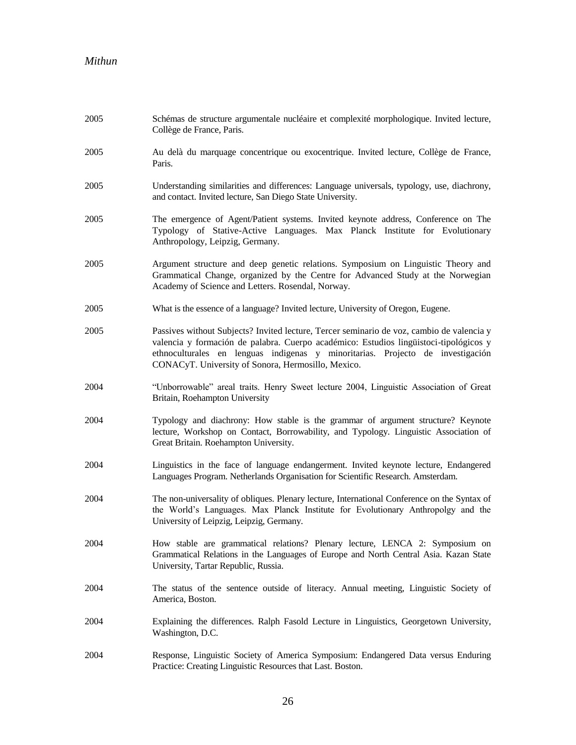2005 Schémas de structure argumentale nucléaire et complexité morphologique. Invited lecture, Collège de France, Paris.

2005 Au delà du marquage concentrique ou exocentrique. Invited lecture, Collège de France, Paris.

2005 Understanding similarities and differences: Language universals, typology, use, diachrony, and contact. Invited lecture, San Diego State University.

2005 The emergence of Agent/Patient systems. Invited keynote address, Conference on The Typology of Stative-Active Languages. Max Planck Institute for Evolutionary Anthropology, Leipzig, Germany.

2005 Argument structure and deep genetic relations. Symposium on Linguistic Theory and Grammatical Change, organized by the Centre for Advanced Study at the Norwegian Academy of Science and Letters. Rosendal, Norway.

2005 What is the essence of a language? Invited lecture, University of Oregon, Eugene.

2005 Passives without Subjects? Invited lecture, Tercer seminario de voz, cambio de valencia y valencia y formación de palabra. Cuerpo académico: Estudios lingüistoci-tipológicos y ethnoculturales en lenguas indigenas y minoritarias. Projecto de investigación CONACyT. University of Sonora, Hermosillo, Mexico.

2004 "Unborrowable" areal traits. Henry Sweet lecture 2004, Linguistic Association of Great Britain, Roehampton University

2004 Typology and diachrony: How stable is the grammar of argument structure? Keynote lecture, Workshop on Contact, Borrowability, and Typology. Linguistic Association of Great Britain. Roehampton University.

2004 Linguistics in the face of language endangerment. Invited keynote lecture, Endangered Languages Program. Netherlands Organisation for Scientific Research. Amsterdam.

2004 The non-universality of obliques. Plenary lecture, International Conference on the Syntax of the World's Languages. Max Planck Institute for Evolutionary Anthropolgy and the University of Leipzig, Leipzig, Germany.

2004 How stable are grammatical relations? Plenary lecture, LENCA 2: Symposium on Grammatical Relations in the Languages of Europe and North Central Asia. Kazan State University, Tartar Republic, Russia.

2004 The status of the sentence outside of literacy. Annual meeting, Linguistic Society of America, Boston.

2004 Explaining the differences. Ralph Fasold Lecture in Linguistics, Georgetown University, Washington, D.C.

2004 Response, Linguistic Society of America Symposium: Endangered Data versus Enduring Practice: Creating Linguistic Resources that Last. Boston.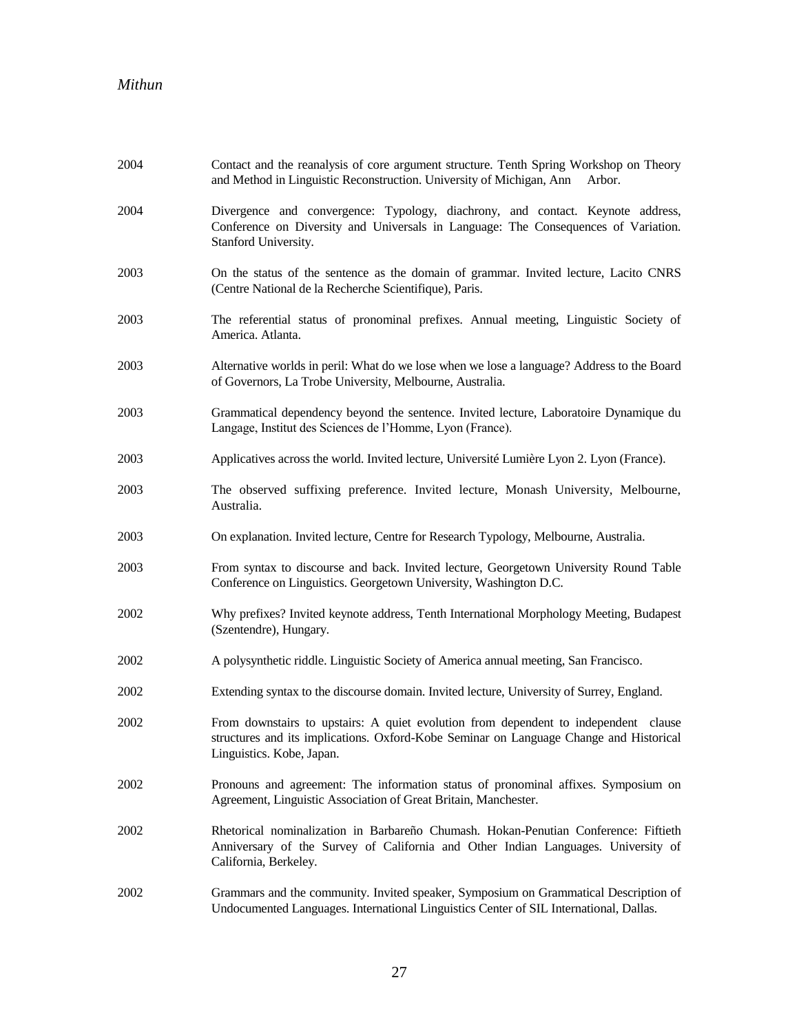2004 Contact and the reanalysis of core argument structure. Tenth Spring Workshop on Theory and Method in Linguistic Reconstruction. University of Michigan, Ann Arbor.

2004 Divergence and convergence: Typology, diachrony, and contact. Keynote address, Conference on Diversity and Universals in Language: The Consequences of Variation. Stanford University.

2003 On the status of the sentence as the domain of grammar. Invited lecture, Lacito CNRS (Centre National de la Recherche Scientifique), Paris.

2003 The referential status of pronominal prefixes. Annual meeting, Linguistic Society of America. Atlanta.

2003 Alternative worlds in peril: What do we lose when we lose a language? Address to the Board of Governors, La Trobe University, Melbourne, Australia.

2003 Grammatical dependency beyond the sentence. Invited lecture, Laboratoire Dynamique du Langage, Institut des Sciences de l'Homme, Lyon (France).

2003 Applicatives across the world. Invited lecture, Université Lumière Lyon 2. Lyon (France).

2003 The observed suffixing preference. Invited lecture, Monash University, Melbourne, Australia.

2003 On explanation. Invited lecture, Centre for Research Typology, Melbourne, Australia.

2003 From syntax to discourse and back. Invited lecture, Georgetown University Round Table Conference on Linguistics. Georgetown University, Washington D.C.

2002 Why prefixes? Invited keynote address, Tenth International Morphology Meeting, Budapest (Szentendre), Hungary.

2002 A polysynthetic riddle. Linguistic Society of America annual meeting, San Francisco.

2002 Extending syntax to the discourse domain. Invited lecture, University of Surrey, England.

2002 From downstairs to upstairs: A quiet evolution from dependent to independent clause structures and its implications. Oxford-Kobe Seminar on Language Change and Historical Linguistics. Kobe, Japan.

2002 Pronouns and agreement: The information status of pronominal affixes. Symposium on Agreement, Linguistic Association of Great Britain, Manchester.

2002 Rhetorical nominalization in Barbareño Chumash. Hokan-Penutian Conference: Fiftieth Anniversary of the Survey of California and Other Indian Languages. University of California, Berkeley.

2002 Grammars and the community. Invited speaker, Symposium on Grammatical Description of Undocumented Languages. International Linguistics Center of SIL International, Dallas.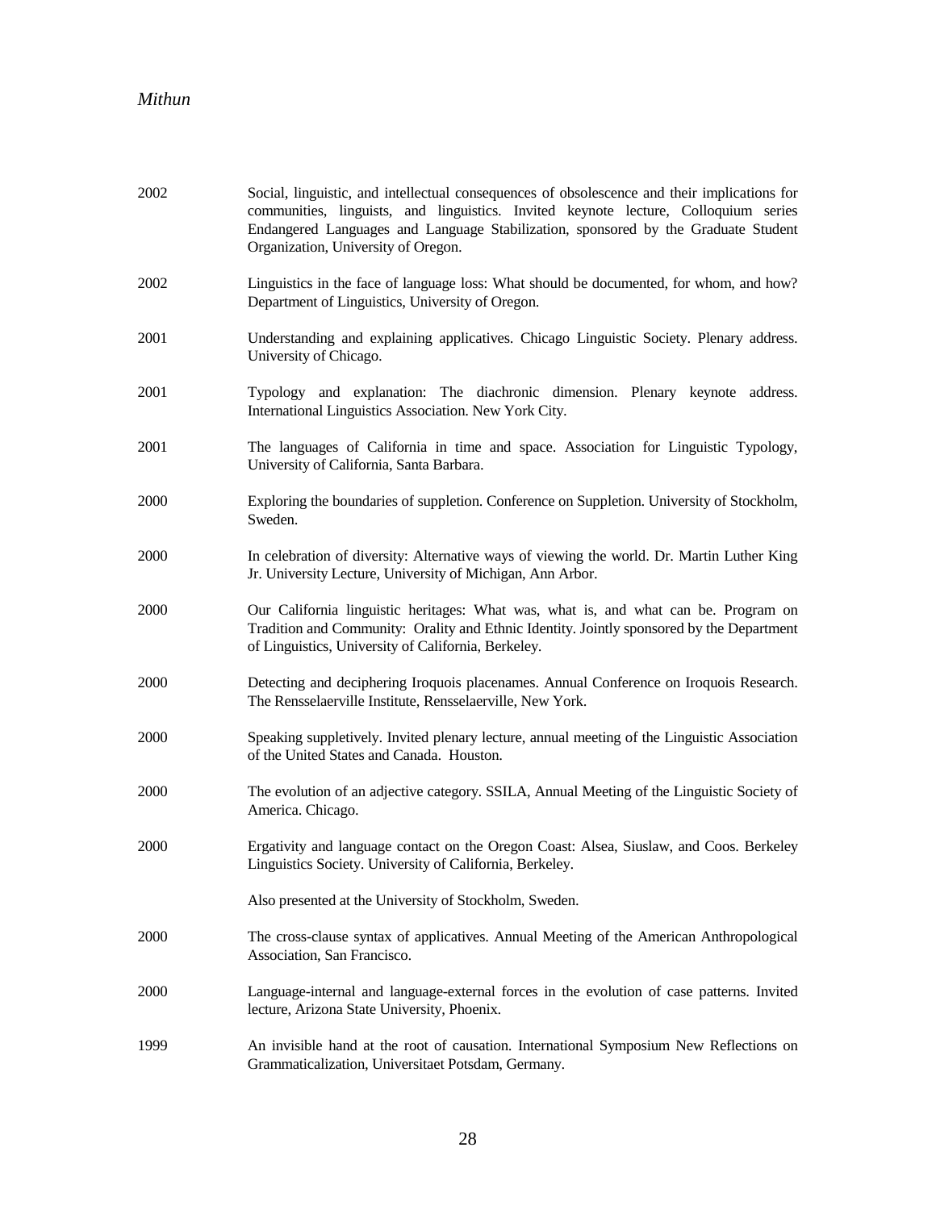2002 Social, linguistic, and intellectual consequences of obsolescence and their implications for communities, linguists, and linguistics. Invited keynote lecture, Colloquium series Endangered Languages and Language Stabilization, sponsored by the Graduate Student Organization, University of Oregon.

2002 Linguistics in the face of language loss: What should be documented, for whom, and how? Department of Linguistics, University of Oregon.

2001 Understanding and explaining applicatives. Chicago Linguistic Society. Plenary address. University of Chicago.

2001 Typology and explanation: The diachronic dimension. Plenary keynote address. International Linguistics Association. New York City.

2001 The languages of California in time and space. Association for Linguistic Typology, University of California, Santa Barbara.

2000 Exploring the boundaries of suppletion. Conference on Suppletion. University of Stockholm, Sweden.

2000 In celebration of diversity: Alternative ways of viewing the world. Dr. Martin Luther King Jr. University Lecture, University of Michigan, Ann Arbor.

2000 Our California linguistic heritages: What was, what is, and what can be. Program on Tradition and Community: Orality and Ethnic Identity. Jointly sponsored by the Department of Linguistics, University of California, Berkeley.

2000 Detecting and deciphering Iroquois placenames. Annual Conference on Iroquois Research. The Rensselaerville Institute, Rensselaerville, New York.

2000 Speaking suppletively. Invited plenary lecture, annual meeting of the Linguistic Association of the United States and Canada. Houston.

2000 The evolution of an adjective category. SSILA, Annual Meeting of the Linguistic Society of America. Chicago.

2000 Ergativity and language contact on the Oregon Coast: Alsea, Siuslaw, and Coos. Berkeley Linguistics Society. University of California, Berkeley.

Also presented at the University of Stockholm, Sweden.

2000 The cross-clause syntax of applicatives. Annual Meeting of the American Anthropological Association, San Francisco.

2000 Language-internal and language-external forces in the evolution of case patterns. Invited lecture, Arizona State University, Phoenix.

1999 An invisible hand at the root of causation. International Symposium New Reflections on Grammaticalization, Universitaet Potsdam, Germany.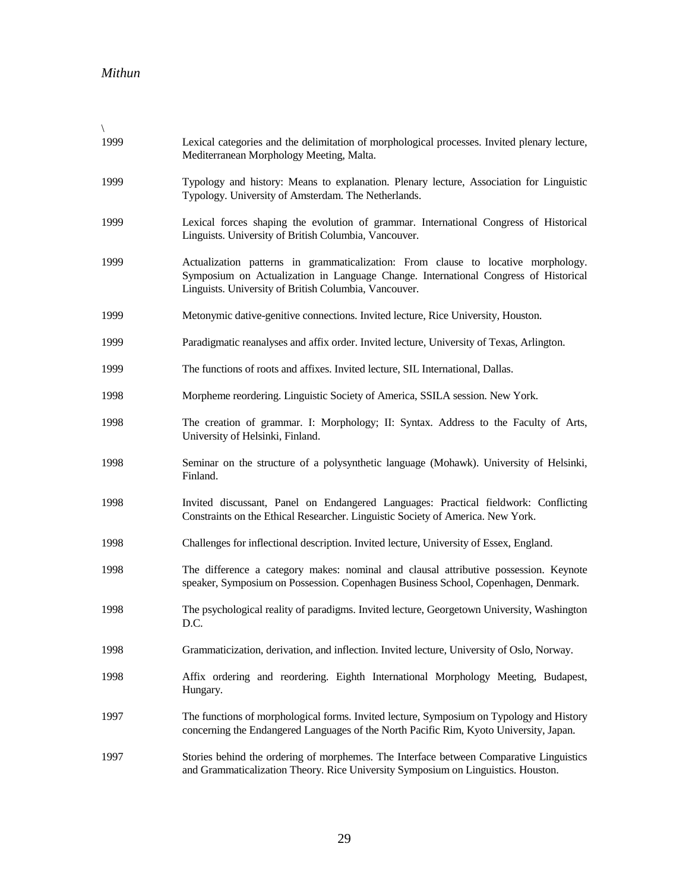\

1999 Lexical categories and the delimitation of morphological processes. Invited plenary lecture, Mediterranean Morphology Meeting, Malta.

1999 Typology and history: Means to explanation. Plenary lecture, Association for Linguistic Typology. University of Amsterdam. The Netherlands.

1999 Lexical forces shaping the evolution of grammar. International Congress of Historical Linguists. University of British Columbia, Vancouver.

1999 Actualization patterns in grammaticalization: From clause to locative morphology. Symposium on Actualization in Language Change. International Congress of Historical Linguists. University of British Columbia, Vancouver.

1999 Metonymic dative-genitive connections. Invited lecture, Rice University, Houston.

1999 Paradigmatic reanalyses and affix order. Invited lecture, University of Texas, Arlington.

1999 The functions of roots and affixes. Invited lecture, SIL International, Dallas.

1998 Morpheme reordering. Linguistic Society of America, SSILA session. New York.

1998 The creation of grammar. I: Morphology; II: Syntax. Address to the Faculty of Arts, University of Helsinki, Finland.

1998 Seminar on the structure of a polysynthetic language (Mohawk). University of Helsinki, Finland.

1998 Invited discussant, Panel on Endangered Languages: Practical fieldwork: Conflicting Constraints on the Ethical Researcher. Linguistic Society of America. New York.

1998 Challenges for inflectional description. Invited lecture, University of Essex, England.

1998 The difference a category makes: nominal and clausal attributive possession. Keynote speaker, Symposium on Possession. Copenhagen Business School, Copenhagen, Denmark.

1998 The psychological reality of paradigms. Invited lecture, Georgetown University, Washington D.C.

1998 Grammaticization, derivation, and inflection. Invited lecture, University of Oslo, Norway.

1998 Affix ordering and reordering. Eighth International Morphology Meeting, Budapest, Hungary.

1997 The functions of morphological forms. Invited lecture, Symposium on Typology and History concerning the Endangered Languages of the North Pacific Rim, Kyoto University, Japan.

1997 Stories behind the ordering of morphemes. The Interface between Comparative Linguistics and Grammaticalization Theory. Rice University Symposium on Linguistics. Houston.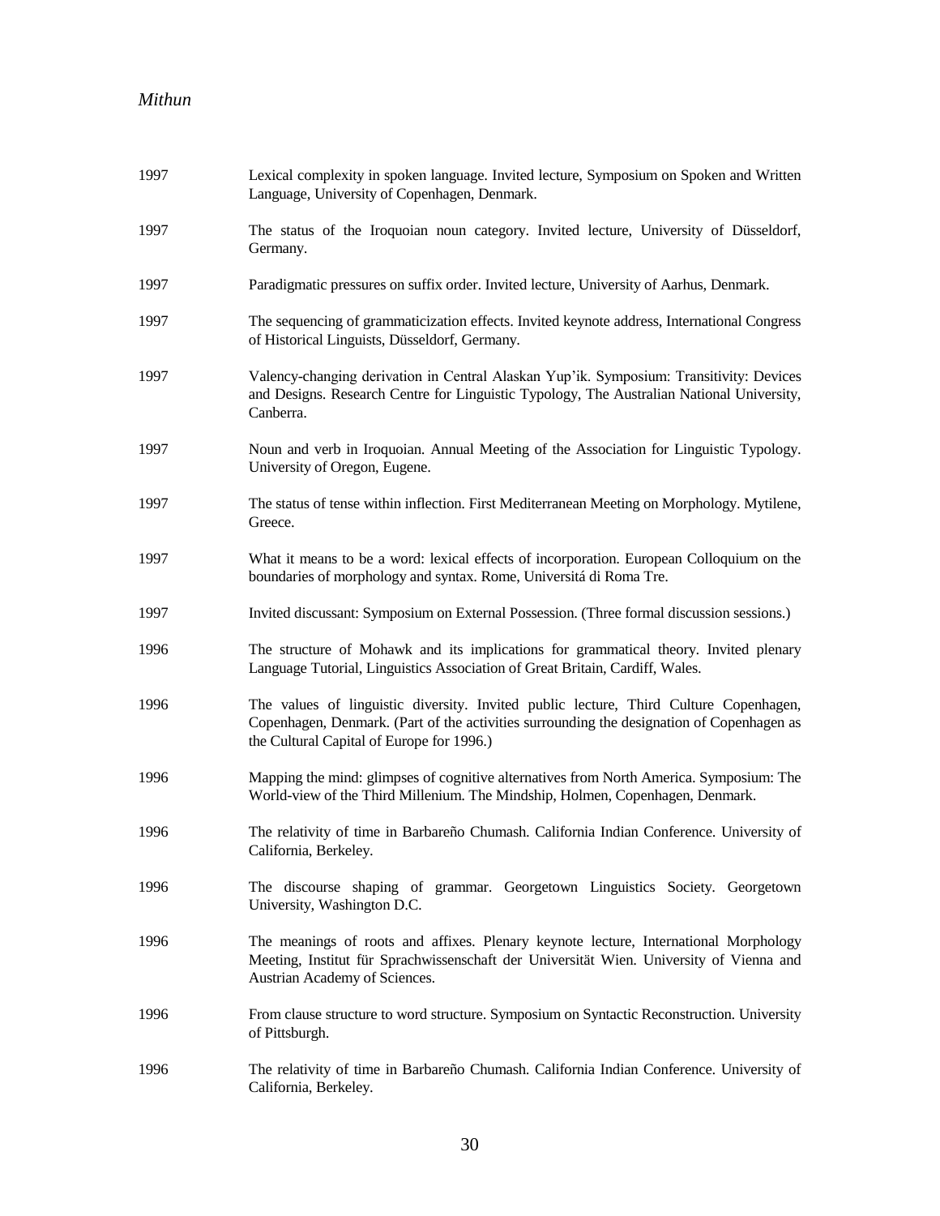| | |
|---|---|
| 1997 | Lexical complexity in spoken language. Invited lecture, Symposium on Spoken and Written Language, University of Copenhagen, Denmark. |
| 1997 | The status of the Iroquoian noun category. Invited lecture, University of Düsseldorf, Germany. |
| 1997 | Paradigmatic pressures on suffix order. Invited lecture, University of Aarhus, Denmark. |
| 1997 | The sequencing of grammaticization effects. Invited keynote address, International Congress of Historical Linguists, Düsseldorf, Germany. |
| 1997 | Valency-changing derivation in Central Alaskan Yup'ik. Symposium: Transitivity: Devices and Designs. Research Centre for Linguistic Typology, The Australian National University, Canberra. |
| 1997 | Noun and verb in Iroquoian. Annual Meeting of the Association for Linguistic Typology. University of Oregon, Eugene. |
| 1997 | The status of tense within inflection. First Mediterranean Meeting on Morphology. Mytilene, Greece. |
| 1997 | What it means to be a word: lexical effects of incorporation. European Colloquium on the boundaries of morphology and syntax. Rome, Universitá di Roma Tre. |
| 1997 | Invited discussant: Symposium on External Possession. (Three formal discussion sessions.) |
| 1996 | The structure of Mohawk and its implications for grammatical theory. Invited plenary Language Tutorial, Linguistics Association of Great Britain, Cardiff, Wales. |
| 1996 | The values of linguistic diversity. Invited public lecture, Third Culture Copenhagen, Copenhagen, Denmark. (Part of the activities surrounding the designation of Copenhagen as the Cultural Capital of Europe for 1996.) |
| 1996 | Mapping the mind: glimpses of cognitive alternatives from North America. Symposium: The World-view of the Third Millenium. The Mindship, Holmen, Copenhagen, Denmark. |
| 1996 | The relativity of time in Barbareño Chumash. California Indian Conference. University of California, Berkeley. |
| 1996 | The discourse shaping of grammar. Georgetown Linguistics Society. Georgetown University, Washington D.C. |
| 1996 | The meanings of roots and affixes. Plenary keynote lecture, International Morphology Meeting, Institut für Sprachwissenschaft der Universität Wien. University of Vienna and Austrian Academy of Sciences. |
| 1996 | From clause structure to word structure. Symposium on Syntactic Reconstruction. University of Pittsburgh. |
| 1996 | The relativity of time in Barbareño Chumash. California Indian Conference. University of California, Berkeley. |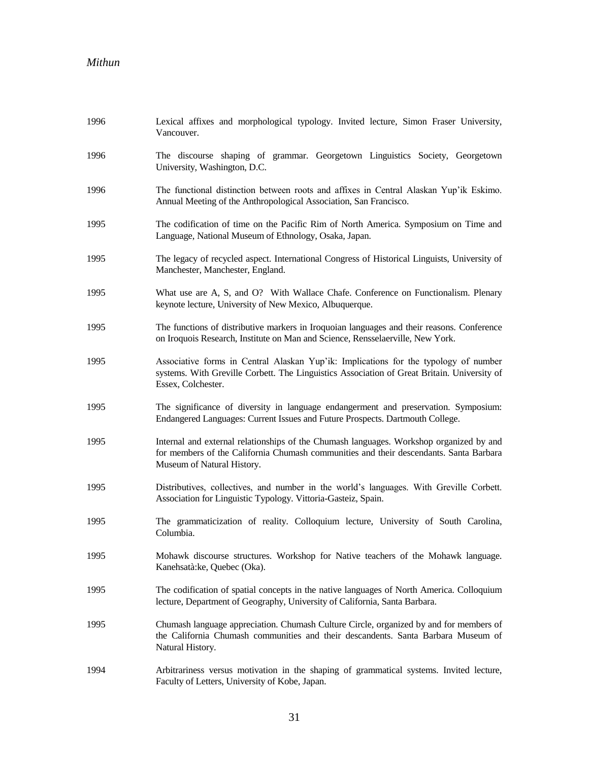| | |
|---|---|
| 1996 | Lexical affixes and morphological typology. Invited lecture, Simon Fraser University, Vancouver. |
| 1996 | The discourse shaping of grammar. Georgetown Linguistics Society, Georgetown University, Washington, D.C. |
| 1996 | The functional distinction between roots and affixes in Central Alaskan Yup'ik Eskimo. Annual Meeting of the Anthropological Association, San Francisco. |
| 1995 | The codification of time on the Pacific Rim of North America. Symposium on Time and Language, National Museum of Ethnology, Osaka, Japan. |
| 1995 | The legacy of recycled aspect. International Congress of Historical Linguists, University of Manchester, Manchester, England. |
| 1995 | What use are A, S, and O? With Wallace Chafe. Conference on Functionalism. Plenary keynote lecture, University of New Mexico, Albuquerque. |
| 1995 | The functions of distributive markers in Iroquoian languages and their reasons. Conference on Iroquois Research, Institute on Man and Science, Rensselaerville, New York. |
| 1995 | Associative forms in Central Alaskan Yup'ik: Implications for the typology of number systems. With Greville Corbett. The Linguistics Association of Great Britain. University of Essex, Colchester. |
| 1995 | The significance of diversity in language endangerment and preservation. Symposium: Endangered Languages: Current Issues and Future Prospects. Dartmouth College. |
| 1995 | Internal and external relationships of the Chumash languages. Workshop organized by and for members of the California Chumash communities and their descendants. Santa Barbara Museum of Natural History. |
| 1995 | Distributives, collectives, and number in the world's languages. With Greville Corbett. Association for Linguistic Typology. Vittoria-Gasteiz, Spain. |
| 1995 | The grammaticization of reality. Colloquium lecture, University of South Carolina, Columbia. |
| 1995 | Mohawk discourse structures. Workshop for Native teachers of the Mohawk language. Kanehsatà:ke, Quebec (Oka). |
| 1995 | The codification of spatial concepts in the native languages of North America. Colloquium lecture, Department of Geography, University of California, Santa Barbara. |
| 1995 | Chumash language appreciation. Chumash Culture Circle, organized by and for members of the California Chumash communities and their descendents. Santa Barbara Museum of Natural History. |
| 1994 | Arbitrariness versus motivation in the shaping of grammatical systems. Invited lecture, Faculty of Letters, University of Kobe, Japan. |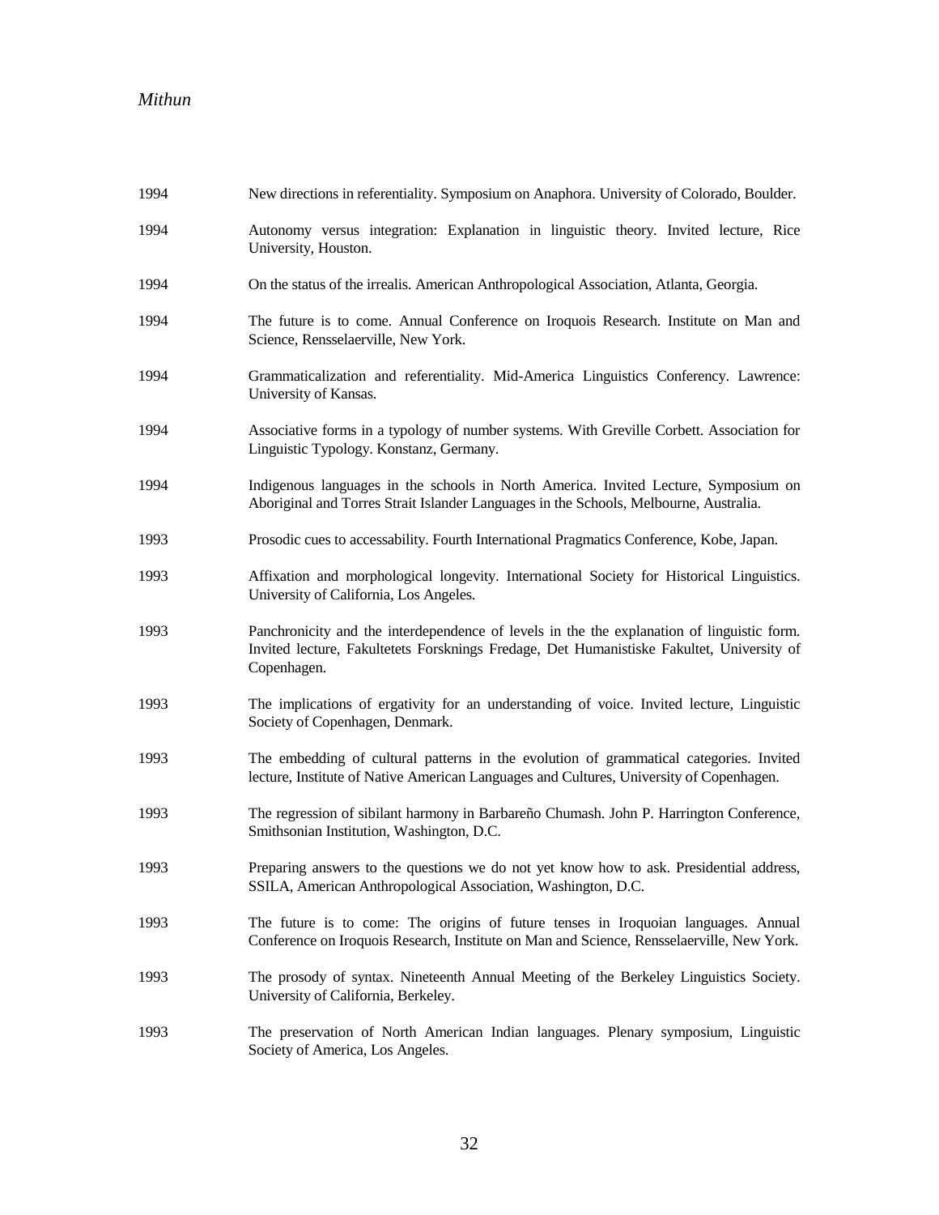| | |
|---|---|
| 1994 | New directions in referentiality. Symposium on Anaphora. University of Colorado, Boulder. |
| 1994 | Autonomy versus integration: Explanation in linguistic theory. Invited lecture, Rice University, Houston. |
| 1994 | On the status of the irrealis. American Anthropological Association, Atlanta, Georgia. |
| 1994 | The future is to come. Annual Conference on Iroquois Research. Institute on Man and Science, Rensselaerville, New York. |
| 1994 | Grammaticalization and referentiality. Mid-America Linguistics Conferency. Lawrence: University of Kansas. |
| 1994 | Associative forms in a typology of number systems. With Greville Corbett. Association for Linguistic Typology. Konstanz, Germany. |
| 1994 | Indigenous languages in the schools in North America. Invited Lecture, Symposium on Aboriginal and Torres Strait Islander Languages in the Schools, Melbourne, Australia. |
| 1993 | Prosodic cues to accessability. Fourth International Pragmatics Conference, Kobe, Japan. |
| 1993 | Affixation and morphological longevity. International Society for Historical Linguistics. University of California, Los Angeles. |
| 1993 | Panchronicity and the interdependence of levels in the the explanation of linguistic form. Invited lecture, Fakultetets Forsknings Fredage, Det Humanistiske Fakultet, University of Copenhagen. |
| 1993 | The implications of ergativity for an understanding of voice. Invited lecture, Linguistic Society of Copenhagen, Denmark. |
| 1993 | The embedding of cultural patterns in the evolution of grammatical categories. Invited lecture, Institute of Native American Languages and Cultures, University of Copenhagen. |
| 1993 | The regression of sibilant harmony in Barbareño Chumash. John P. Harrington Conference, Smithsonian Institution, Washington, D.C. |
| 1993 | Preparing answers to the questions we do not yet know how to ask. Presidential address, SSILA, American Anthropological Association, Washington, D.C. |
| 1993 | The future is to come: The origins of future tenses in Iroquoian languages. Annual Conference on Iroquois Research, Institute on Man and Science, Rensselaerville, New York. |
| 1993 | The prosody of syntax. Nineteenth Annual Meeting of the Berkeley Linguistics Society. University of California, Berkeley. |
| 1993 | The preservation of North American Indian languages. Plenary symposium, Linguistic Society of America, Los Angeles. |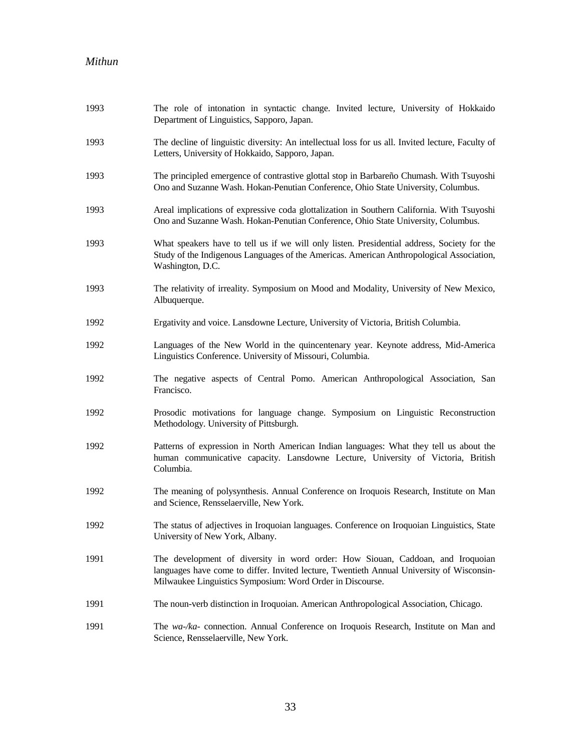1993 The role of intonation in syntactic change. Invited lecture, University of Hokkaido Department of Linguistics, Sapporo, Japan.

1993 The decline of linguistic diversity: An intellectual loss for us all. Invited lecture, Faculty of Letters, University of Hokkaido, Sapporo, Japan.

1993 The principled emergence of contrastive glottal stop in Barbareño Chumash. With Tsuyoshi Ono and Suzanne Wash. Hokan-Penutian Conference, Ohio State University, Columbus.

1993 Areal implications of expressive coda glottalization in Southern California. With Tsuyoshi Ono and Suzanne Wash. Hokan-Penutian Conference, Ohio State University, Columbus.

1993 What speakers have to tell us if we will only listen. Presidential address, Society for the Study of the Indigenous Languages of the Americas. American Anthropological Association, Washington, D.C.

1993 The relativity of irreality. Symposium on Mood and Modality, University of New Mexico, Albuquerque.

1992 Ergativity and voice. Lansdowne Lecture, University of Victoria, British Columbia.

1992 Languages of the New World in the quincentenary year. Keynote address, Mid-America Linguistics Conference. University of Missouri, Columbia.

1992 The negative aspects of Central Pomo. American Anthropological Association, San Francisco.

1992 Prosodic motivations for language change. Symposium on Linguistic Reconstruction Methodology. University of Pittsburgh.

1992 Patterns of expression in North American Indian languages: What they tell us about the human communicative capacity. Lansdowne Lecture, University of Victoria, British Columbia.

1992 The meaning of polysynthesis. Annual Conference on Iroquois Research, Institute on Man and Science, Rensselaerville, New York.

1992 The status of adjectives in Iroquoian languages. Conference on Iroquoian Linguistics, State University of New York, Albany.

1991 The development of diversity in word order: How Siouan, Caddoan, and Iroquoian languages have come to differ. Invited lecture, Twentieth Annual University of Wisconsin-Milwaukee Linguistics Symposium: Word Order in Discourse.

1991 The noun-verb distinction in Iroquoian. American Anthropological Association, Chicago.

1991 The *wa-/ka-* connection. Annual Conference on Iroquois Research, Institute on Man and Science, Rensselaerville, New York.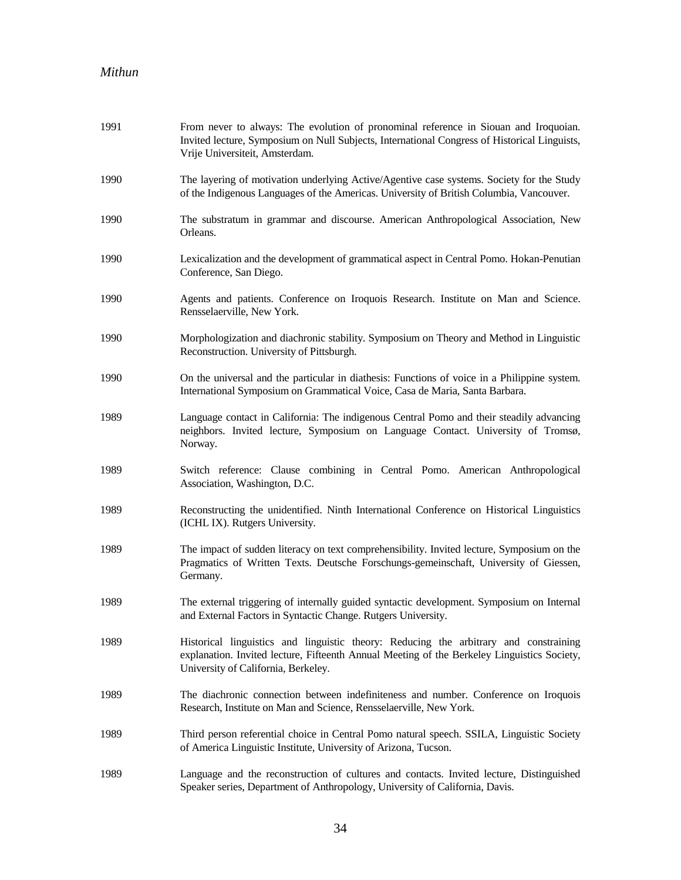| | |
|---|---|
| 1991 | From never to always: The evolution of pronominal reference in Siouan and Iroquoian. Invited lecture, Symposium on Null Subjects, International Congress of Historical Linguists, Vrije Universiteit, Amsterdam. |
| 1990 | The layering of motivation underlying Active/Agentive case systems. Society for the Study of the Indigenous Languages of the Americas. University of British Columbia, Vancouver. |
| 1990 | The substratum in grammar and discourse. American Anthropological Association, New Orleans. |
| 1990 | Lexicalization and the development of grammatical aspect in Central Pomo. Hokan-Penutian Conference, San Diego. |
| 1990 | Agents and patients. Conference on Iroquois Research. Institute on Man and Science. Rensselaerville, New York. |
| 1990 | Morphologization and diachronic stability. Symposium on Theory and Method in Linguistic Reconstruction. University of Pittsburgh. |
| 1990 | On the universal and the particular in diathesis: Functions of voice in a Philippine system. International Symposium on Grammatical Voice, Casa de Maria, Santa Barbara. |
| 1989 | Language contact in California: The indigenous Central Pomo and their steadily advancing neighbors. Invited lecture, Symposium on Language Contact. University of Tromsø, Norway. |
| 1989 | Switch reference: Clause combining in Central Pomo. American Anthropological Association, Washington, D.C. |
| 1989 | Reconstructing the unidentified. Ninth International Conference on Historical Linguistics (ICHL IX). Rutgers University. |
| 1989 | The impact of sudden literacy on text comprehensibility. Invited lecture, Symposium on the Pragmatics of Written Texts. Deutsche Forschungs-gemeinschaft, University of Giessen, Germany. |
| 1989 | The external triggering of internally guided syntactic development. Symposium on Internal and External Factors in Syntactic Change. Rutgers University. |
| 1989 | Historical linguistics and linguistic theory: Reducing the arbitrary and constraining explanation. Invited lecture, Fifteenth Annual Meeting of the Berkeley Linguistics Society, University of California, Berkeley. |
| 1989 | The diachronic connection between indefiniteness and number. Conference on Iroquois Research, Institute on Man and Science, Rensselaerville, New York. |
| 1989 | Third person referential choice in Central Pomo natural speech. SSILA, Linguistic Society of America Linguistic Institute, University of Arizona, Tucson. |
| 1989 | Language and the reconstruction of cultures and contacts. Invited lecture, Distinguished Speaker series, Department of Anthropology, University of California, Davis. |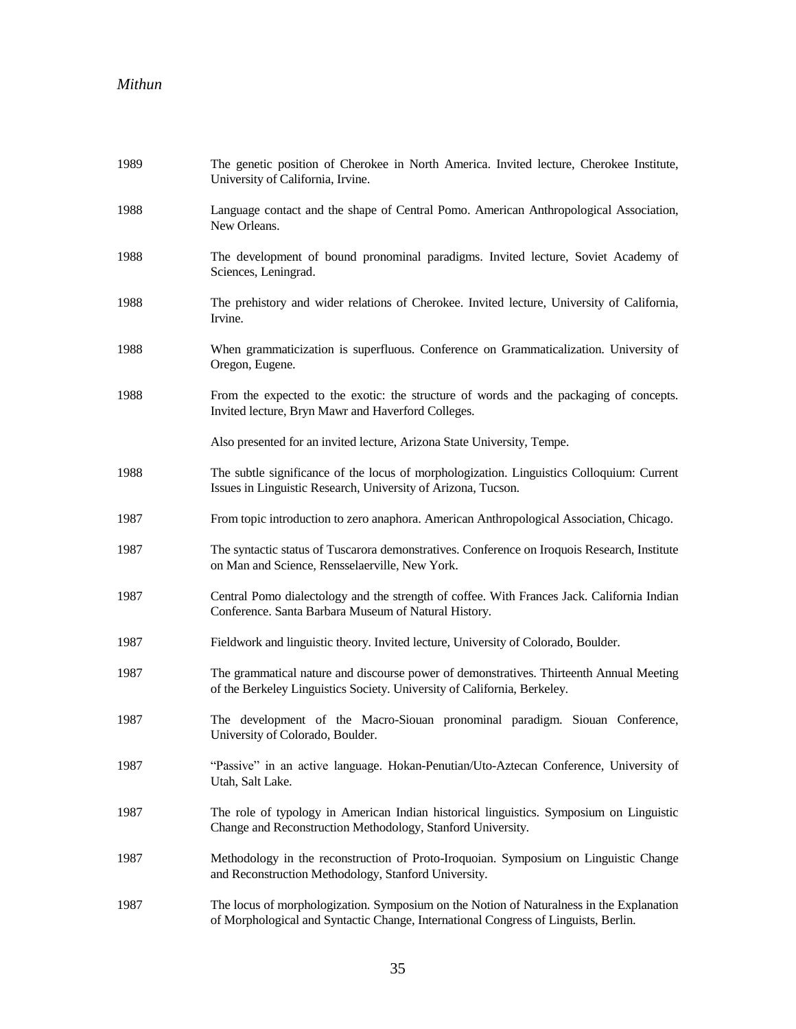1989 The genetic position of Cherokee in North America. Invited lecture, Cherokee Institute, University of California, Irvine.

1988 Language contact and the shape of Central Pomo. American Anthropological Association, New Orleans.

1988 The development of bound pronominal paradigms. Invited lecture, Soviet Academy of Sciences, Leningrad.

1988 The prehistory and wider relations of Cherokee. Invited lecture, University of California, Irvine.

1988 When grammaticization is superfluous. Conference on Grammaticalization. University of Oregon, Eugene.

1988 From the expected to the exotic: the structure of words and the packaging of concepts. Invited lecture, Bryn Mawr and Haverford Colleges.

Also presented for an invited lecture, Arizona State University, Tempe.

1988 The subtle significance of the locus of morphologization. Linguistics Colloquium: Current Issues in Linguistic Research, University of Arizona, Tucson.

1987 From topic introduction to zero anaphora. American Anthropological Association, Chicago.

1987 The syntactic status of Tuscarora demonstratives. Conference on Iroquois Research, Institute on Man and Science, Rensselaerville, New York.

1987 Central Pomo dialectology and the strength of coffee. With Frances Jack. California Indian Conference. Santa Barbara Museum of Natural History.

1987 Fieldwork and linguistic theory. Invited lecture, University of Colorado, Boulder.

1987 The grammatical nature and discourse power of demonstratives. Thirteenth Annual Meeting of the Berkeley Linguistics Society. University of California, Berkeley.

1987 The development of the Macro-Siouan pronominal paradigm. Siouan Conference, University of Colorado, Boulder.

1987 "Passive" in an active language. Hokan-Penutian/Uto-Aztecan Conference, University of Utah, Salt Lake.

1987 The role of typology in American Indian historical linguistics. Symposium on Linguistic Change and Reconstruction Methodology, Stanford University.

1987 Methodology in the reconstruction of Proto-Iroquoian. Symposium on Linguistic Change and Reconstruction Methodology, Stanford University.

1987 The locus of morphologization. Symposium on the Notion of Naturalness in the Explanation of Morphological and Syntactic Change, International Congress of Linguists, Berlin.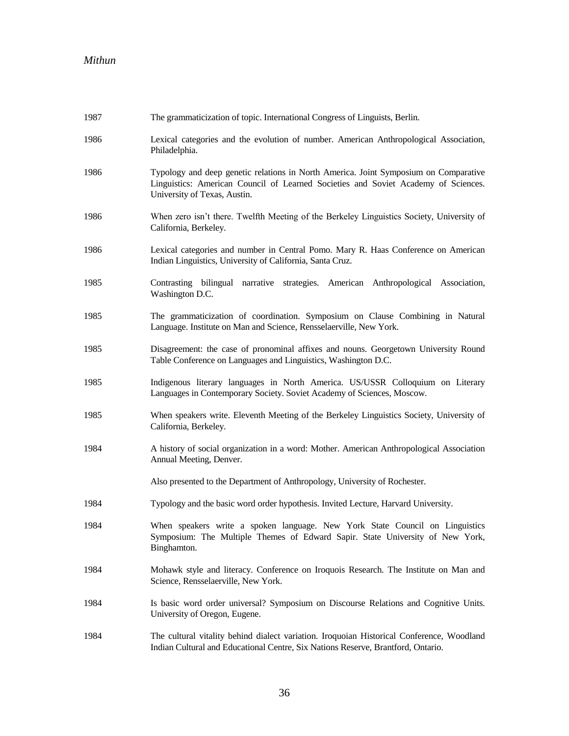1987 The grammaticization of topic. International Congress of Linguists, Berlin.

1986 Lexical categories and the evolution of number. American Anthropological Association, Philadelphia.

1986 Typology and deep genetic relations in North America. Joint Symposium on Comparative Linguistics: American Council of Learned Societies and Soviet Academy of Sciences. University of Texas, Austin.

1986 When zero isn't there. Twelfth Meeting of the Berkeley Linguistics Society, University of California, Berkeley.

1986 Lexical categories and number in Central Pomo. Mary R. Haas Conference on American Indian Linguistics, University of California, Santa Cruz.

1985 Contrasting bilingual narrative strategies. American Anthropological Association, Washington D.C.

1985 The grammaticization of coordination. Symposium on Clause Combining in Natural Language. Institute on Man and Science, Rensselaerville, New York.

1985 Disagreement: the case of pronominal affixes and nouns. Georgetown University Round Table Conference on Languages and Linguistics, Washington D.C.

1985 Indigenous literary languages in North America. US/USSR Colloquium on Literary Languages in Contemporary Society. Soviet Academy of Sciences, Moscow.

1985 When speakers write. Eleventh Meeting of the Berkeley Linguistics Society, University of California, Berkeley.

1984 A history of social organization in a word: Mother. American Anthropological Association Annual Meeting, Denver.

Also presented to the Department of Anthropology, University of Rochester.

1984 Typology and the basic word order hypothesis. Invited Lecture, Harvard University.

1984 When speakers write a spoken language. New York State Council on Linguistics Symposium: The Multiple Themes of Edward Sapir. State University of New York, Binghamton.

1984 Mohawk style and literacy. Conference on Iroquois Research. The Institute on Man and Science, Rensselaerville, New York.

1984 Is basic word order universal? Symposium on Discourse Relations and Cognitive Units. University of Oregon, Eugene.

1984 The cultural vitality behind dialect variation. Iroquoian Historical Conference, Woodland Indian Cultural and Educational Centre, Six Nations Reserve, Brantford, Ontario.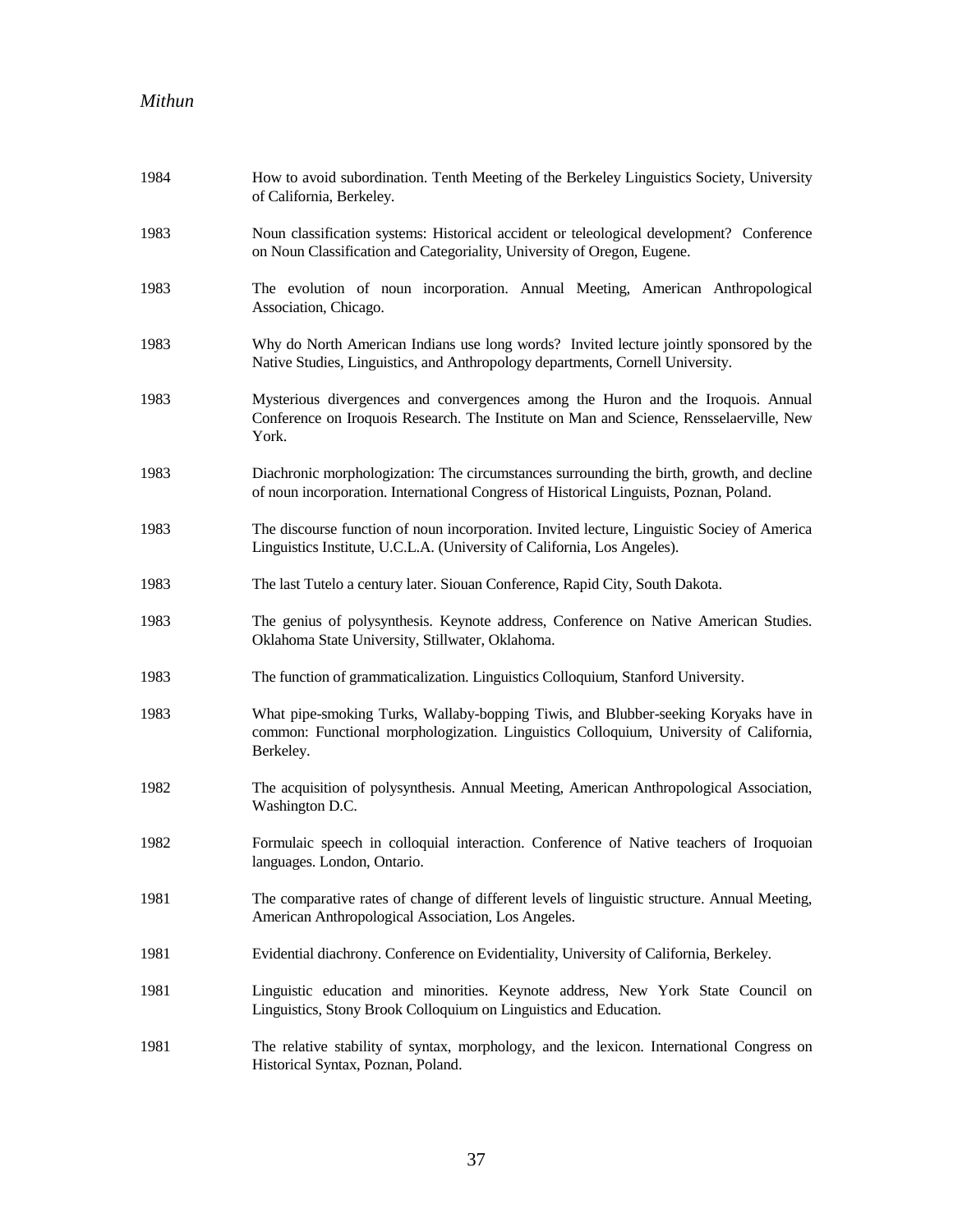1984 How to avoid subordination. Tenth Meeting of the Berkeley Linguistics Society, University of California, Berkeley.

1983 Noun classification systems: Historical accident or teleological development? Conference on Noun Classification and Categoriality, University of Oregon, Eugene.

1983 The evolution of noun incorporation. Annual Meeting, American Anthropological Association, Chicago.

1983 Why do North American Indians use long words? Invited lecture jointly sponsored by the Native Studies, Linguistics, and Anthropology departments, Cornell University.

1983 Mysterious divergences and convergences among the Huron and the Iroquois. Annual Conference on Iroquois Research. The Institute on Man and Science, Rensselaerville, New York.

1983 Diachronic morphologization: The circumstances surrounding the birth, growth, and decline of noun incorporation. International Congress of Historical Linguists, Poznan, Poland.

1983 The discourse function of noun incorporation. Invited lecture, Linguistic Sociey of America Linguistics Institute, U.C.L.A. (University of California, Los Angeles).

1983 The last Tutelo a century later. Siouan Conference, Rapid City, South Dakota.

1983 The genius of polysynthesis. Keynote address, Conference on Native American Studies. Oklahoma State University, Stillwater, Oklahoma.

1983 The function of grammaticalization. Linguistics Colloquium, Stanford University.

1983 What pipe-smoking Turks, Wallaby-bopping Tiwis, and Blubber-seeking Koryaks have in common: Functional morphologization. Linguistics Colloquium, University of California, Berkeley.

1982 The acquisition of polysynthesis. Annual Meeting, American Anthropological Association, Washington D.C.

1982 Formulaic speech in colloquial interaction. Conference of Native teachers of Iroquoian languages. London, Ontario.

1981 The comparative rates of change of different levels of linguistic structure. Annual Meeting, American Anthropological Association, Los Angeles.

1981 Evidential diachrony. Conference on Evidentiality, University of California, Berkeley.

1981 Linguistic education and minorities. Keynote address, New York State Council on Linguistics, Stony Brook Colloquium on Linguistics and Education.

1981 The relative stability of syntax, morphology, and the lexicon. International Congress on Historical Syntax, Poznan, Poland.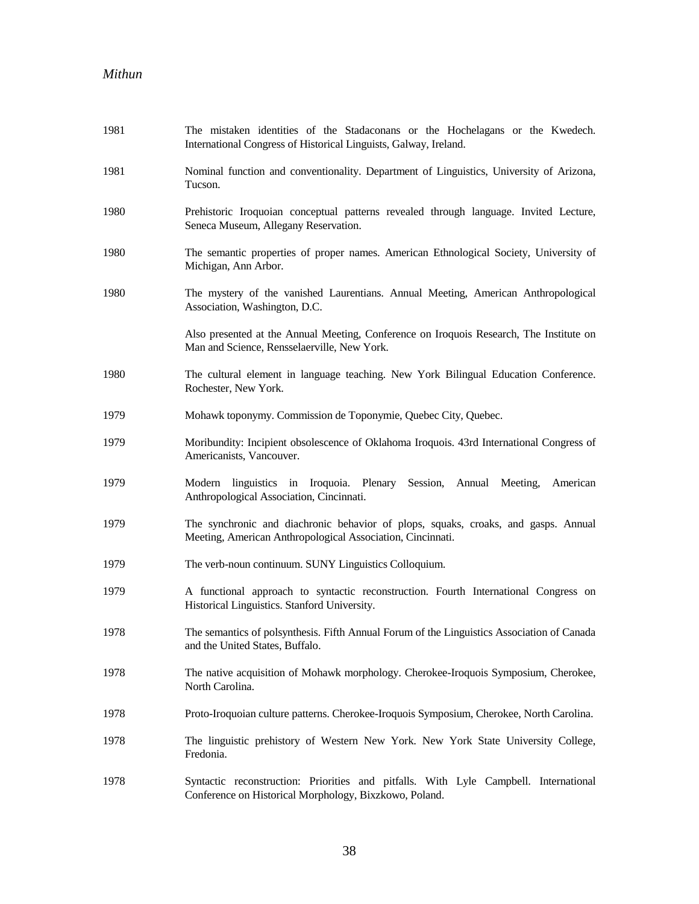1981 The mistaken identities of the Stadaconans or the Hochelagans or the Kwedech. International Congress of Historical Linguists, Galway, Ireland.

1981 Nominal function and conventionality. Department of Linguistics, University of Arizona, Tucson.

1980 Prehistoric Iroquoian conceptual patterns revealed through language. Invited Lecture, Seneca Museum, Allegany Reservation.

1980 The semantic properties of proper names. American Ethnological Society, University of Michigan, Ann Arbor.

1980 The mystery of the vanished Laurentians. Annual Meeting, American Anthropological Association, Washington, D.C.

Also presented at the Annual Meeting, Conference on Iroquois Research, The Institute on Man and Science, Rensselaerville, New York.

1980 The cultural element in language teaching. New York Bilingual Education Conference. Rochester, New York.

1979 Mohawk toponymy. Commission de Toponymie, Quebec City, Quebec.

1979 Moribundity: Incipient obsolescence of Oklahoma Iroquois. 43rd International Congress of Americanists, Vancouver.

1979 Modern linguistics in Iroquoia. Plenary Session, Annual Meeting, American Anthropological Association, Cincinnati.

1979 The synchronic and diachronic behavior of plops, squaks, croaks, and gasps. Annual Meeting, American Anthropological Association, Cincinnati.

1979 The verb-noun continuum. SUNY Linguistics Colloquium.

1979 A functional approach to syntactic reconstruction. Fourth International Congress on Historical Linguistics. Stanford University.

1978 The semantics of polsynthesis. Fifth Annual Forum of the Linguistics Association of Canada and the United States, Buffalo.

1978 The native acquisition of Mohawk morphology. Cherokee-Iroquois Symposium, Cherokee, North Carolina.

1978 Proto-Iroquoian culture patterns. Cherokee-Iroquois Symposium, Cherokee, North Carolina.

1978 The linguistic prehistory of Western New York. New York State University College, Fredonia.

1978 Syntactic reconstruction: Priorities and pitfalls. With Lyle Campbell. International Conference on Historical Morphology, Bixzkowo, Poland.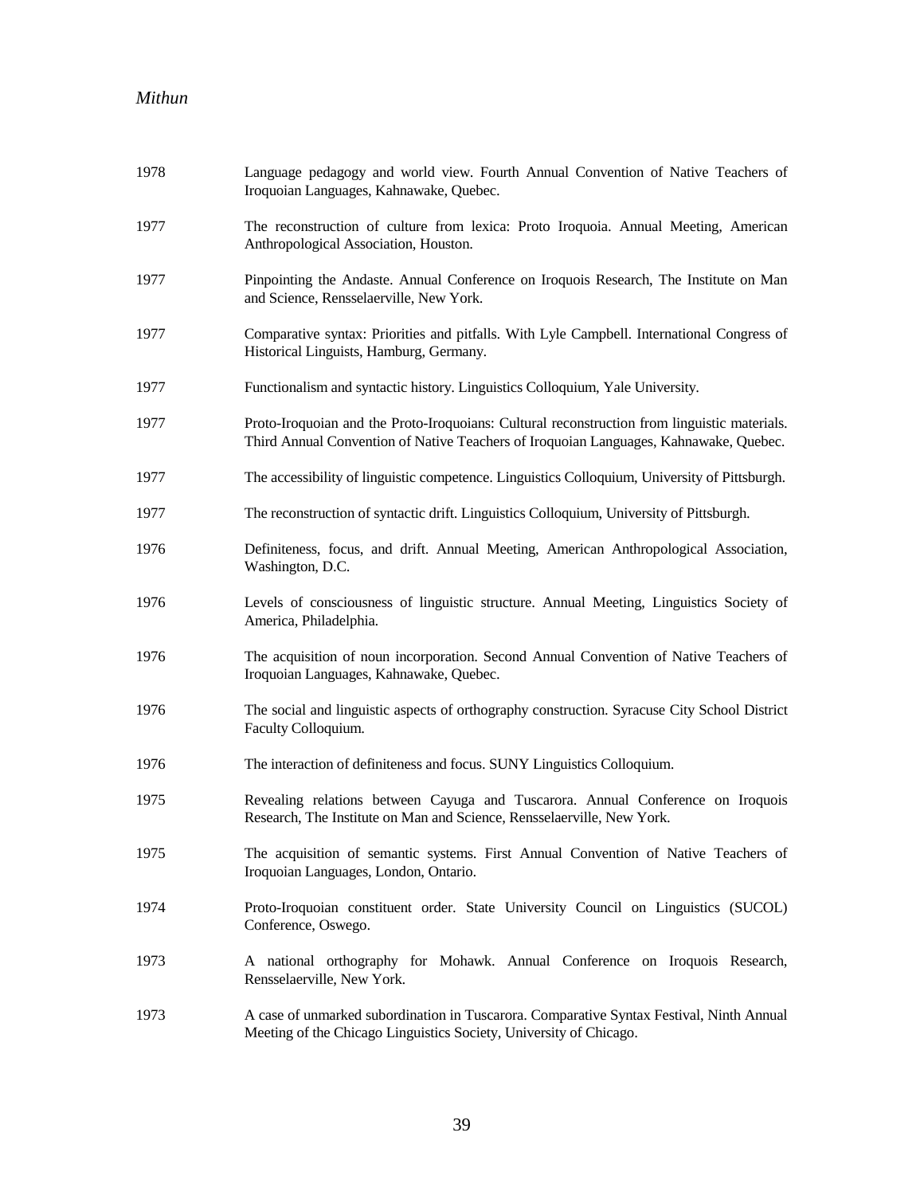1978 Language pedagogy and world view. Fourth Annual Convention of Native Teachers of Iroquoian Languages, Kahnawake, Quebec.

1977 The reconstruction of culture from lexica: Proto Iroquoia. Annual Meeting, American Anthropological Association, Houston.

1977 Pinpointing the Andaste. Annual Conference on Iroquois Research, The Institute on Man and Science, Rensselaerville, New York.

1977 Comparative syntax: Priorities and pitfalls. With Lyle Campbell. International Congress of Historical Linguists, Hamburg, Germany.

1977 Functionalism and syntactic history. Linguistics Colloquium, Yale University.

1977 Proto-Iroquoian and the Proto-Iroquoians: Cultural reconstruction from linguistic materials. Third Annual Convention of Native Teachers of Iroquoian Languages, Kahnawake, Quebec.

1977 The accessibility of linguistic competence. Linguistics Colloquium, University of Pittsburgh.

1977 The reconstruction of syntactic drift. Linguistics Colloquium, University of Pittsburgh.

1976 Definiteness, focus, and drift. Annual Meeting, American Anthropological Association, Washington, D.C.

1976 Levels of consciousness of linguistic structure. Annual Meeting, Linguistics Society of America, Philadelphia.

1976 The acquisition of noun incorporation. Second Annual Convention of Native Teachers of Iroquoian Languages, Kahnawake, Quebec.

1976 The social and linguistic aspects of orthography construction. Syracuse City School District Faculty Colloquium.

1976 The interaction of definiteness and focus. SUNY Linguistics Colloquium.

1975 Revealing relations between Cayuga and Tuscarora. Annual Conference on Iroquois Research, The Institute on Man and Science, Rensselaerville, New York.

1975 The acquisition of semantic systems. First Annual Convention of Native Teachers of Iroquoian Languages, London, Ontario.

1974 Proto-Iroquoian constituent order. State University Council on Linguistics (SUCOL) Conference, Oswego.

1973 A national orthography for Mohawk. Annual Conference on Iroquois Research, Rensselaerville, New York.

1973 A case of unmarked subordination in Tuscarora. Comparative Syntax Festival, Ninth Annual Meeting of the Chicago Linguistics Society, University of Chicago.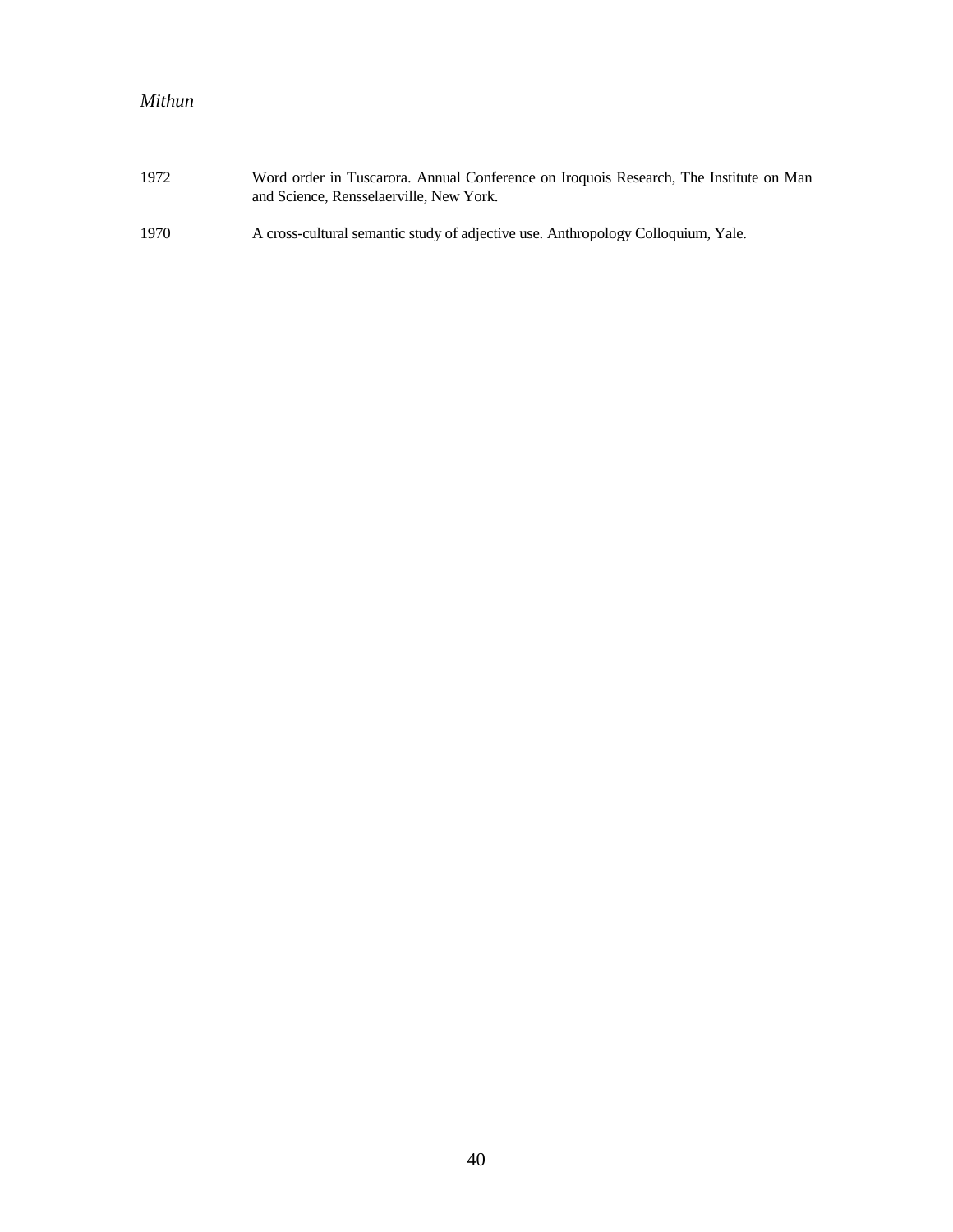1972 Word order in Tuscarora. Annual Conference on Iroquois Research, The Institute on Man and Science, Rensselaerville, New York.

1970 A cross-cultural semantic study of adjective use. Anthropology Colloquium, Yale.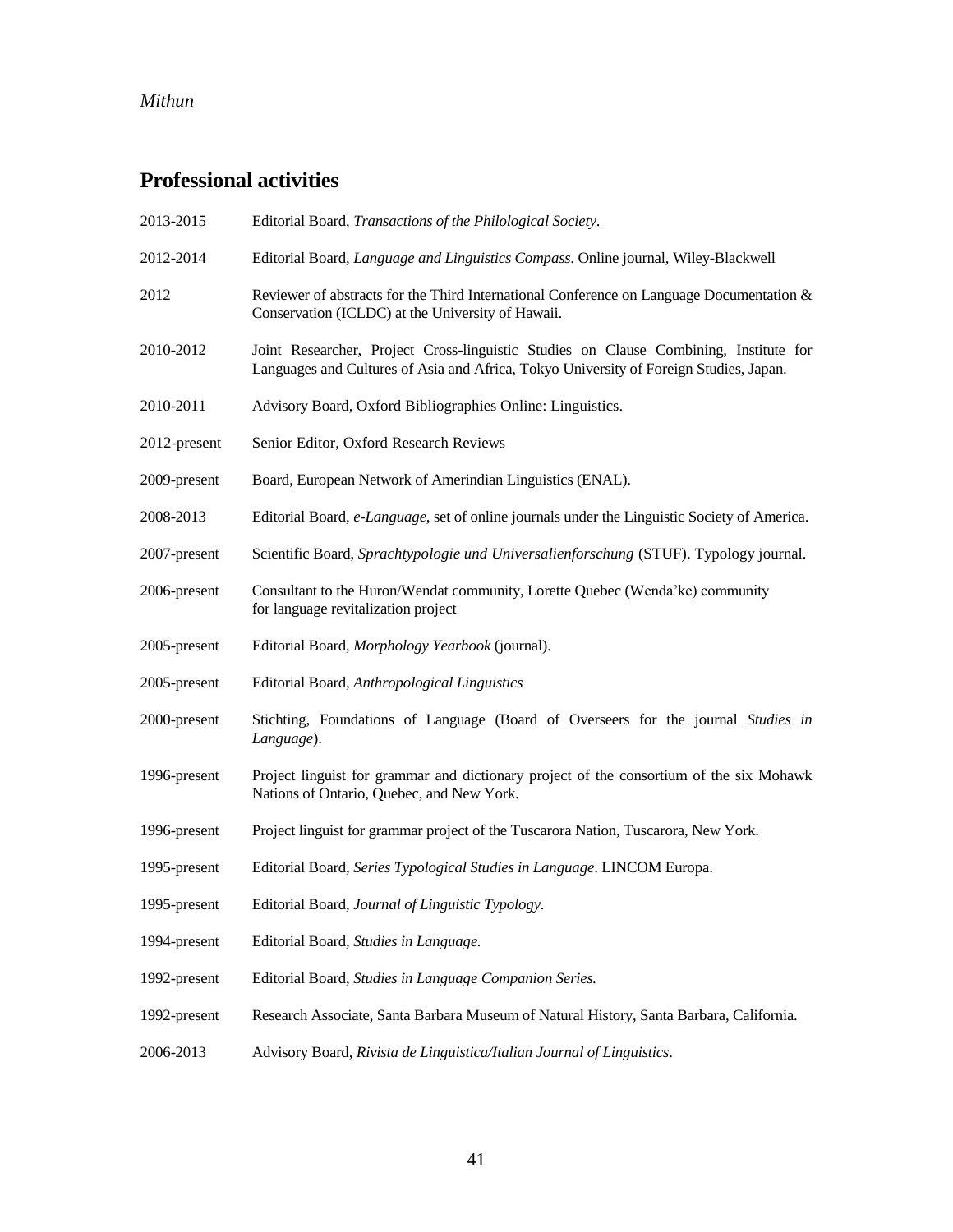## Professional activities

2013-2015 Editorial Board, *Transactions of the Philological Society*.

2012-2014 Editorial Board, *Language and Linguistics Compass*. Online journal, Wiley-Blackwell

2012 Reviewer of abstracts for the Third International Conference on Language Documentation & Conservation (ICLDC) at the University of Hawaii.

2010-2012 Joint Researcher, Project Cross-linguistic Studies on Clause Combining, Institute for Languages and Cultures of Asia and Africa, Tokyo University of Foreign Studies, Japan.

2010-2011 Advisory Board, Oxford Bibliographies Online: Linguistics.

2012-present Senior Editor, Oxford Research Reviews

2009-present Board, European Network of Amerindian Linguistics (ENAL).

2008-2013 Editorial Board, *e-Language*, set of online journals under the Linguistic Society of America.

2007-present Scientific Board, *Sprachtypologie und Universalienforschung* (STUF). Typology journal.

2006-present Consultant to the Huron/Wendat community, Lorette Quebec (Wenda'ke) community for language revitalization project

2005-present Editorial Board, *Morphology Yearbook* (journal).

2005-present Editorial Board, *Anthropological Linguistics*

2000-present Stichting, Foundations of Language (Board of Overseers for the journal *Studies in Language*).

1996-present Project linguist for grammar and dictionary project of the consortium of the six Mohawk Nations of Ontario, Quebec, and New York.

1996-present Project linguist for grammar project of the Tuscarora Nation, Tuscarora, New York.

1995-present Editorial Board, *Series Typological Studies in Language*. LINCOM Europa.

1995-present Editorial Board, *Journal of Linguistic Typology.*

1994-present Editorial Board, *Studies in Language.*

1992-present Editorial Board, *Studies in Language Companion Series.*

1992-present Research Associate, Santa Barbara Museum of Natural History, Santa Barbara, California.

2006-2013 Advisory Board, *Rivista de Linguistica/Italian Journal of Linguistics*.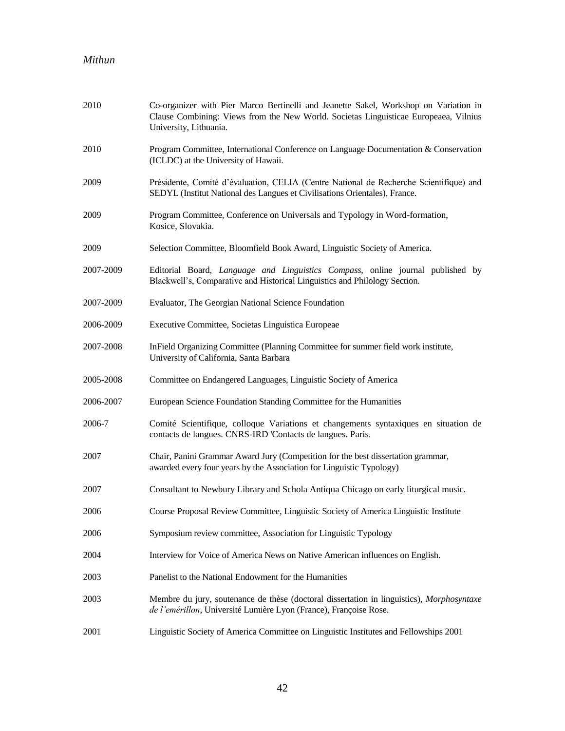2010 Co-organizer with Pier Marco Bertinelli and Jeanette Sakel, Workshop on Variation in Clause Combining: Views from the New World. Societas Linguisticae Europeaea, Vilnius University, Lithuania.

2010 Program Committee, International Conference on Language Documentation & Conservation (ICLDC) at the University of Hawaii.

2009 Présidente, Comité d'évaluation, CELIA (Centre National de Recherche Scientifique) and SEDYL (Institut National des Langues et Civilisations Orientales), France.

2009 Program Committee, Conference on Universals and Typology in Word-formation, Kosice, Slovakia.

2009 Selection Committee, Bloomfield Book Award, Linguistic Society of America.

2007-2009 Editorial Board, *Language and Linguistics Compass*, online journal published by Blackwell's, Comparative and Historical Linguistics and Philology Section.

2007-2009 Evaluator, The Georgian National Science Foundation

2006-2009 Executive Committee, Societas Linguistica Europeae

2007-2008 InField Organizing Committee (Planning Committee for summer field work institute, University of California, Santa Barbara

2005-2008 Committee on Endangered Languages, Linguistic Society of America

2006-2007 European Science Foundation Standing Committee for the Humanities

2006-7 Comité Scientifique, colloque Variations et changements syntaxiques en situation de contacts de langues. CNRS-IRD 'Contacts de langues. Paris.

2007 Chair, Panini Grammar Award Jury (Competition for the best dissertation grammar, awarded every four years by the Association for Linguistic Typology)

2007 Consultant to Newbury Library and Schola Antiqua Chicago on early liturgical music.

2006 Course Proposal Review Committee, Linguistic Society of America Linguistic Institute

2006 Symposium review committee, Association for Linguistic Typology

2004 Interview for Voice of America News on Native American influences on English.

2003 Panelist to the National Endowment for the Humanities

2003 Membre du jury, soutenance de thèse (doctoral dissertation in linguistics), *Morphosyntaxe de l'émérillon*, Université Lumière Lyon (France), Françoise Rose.

2001 Linguistic Society of America Committee on Linguistic Institutes and Fellowships 2001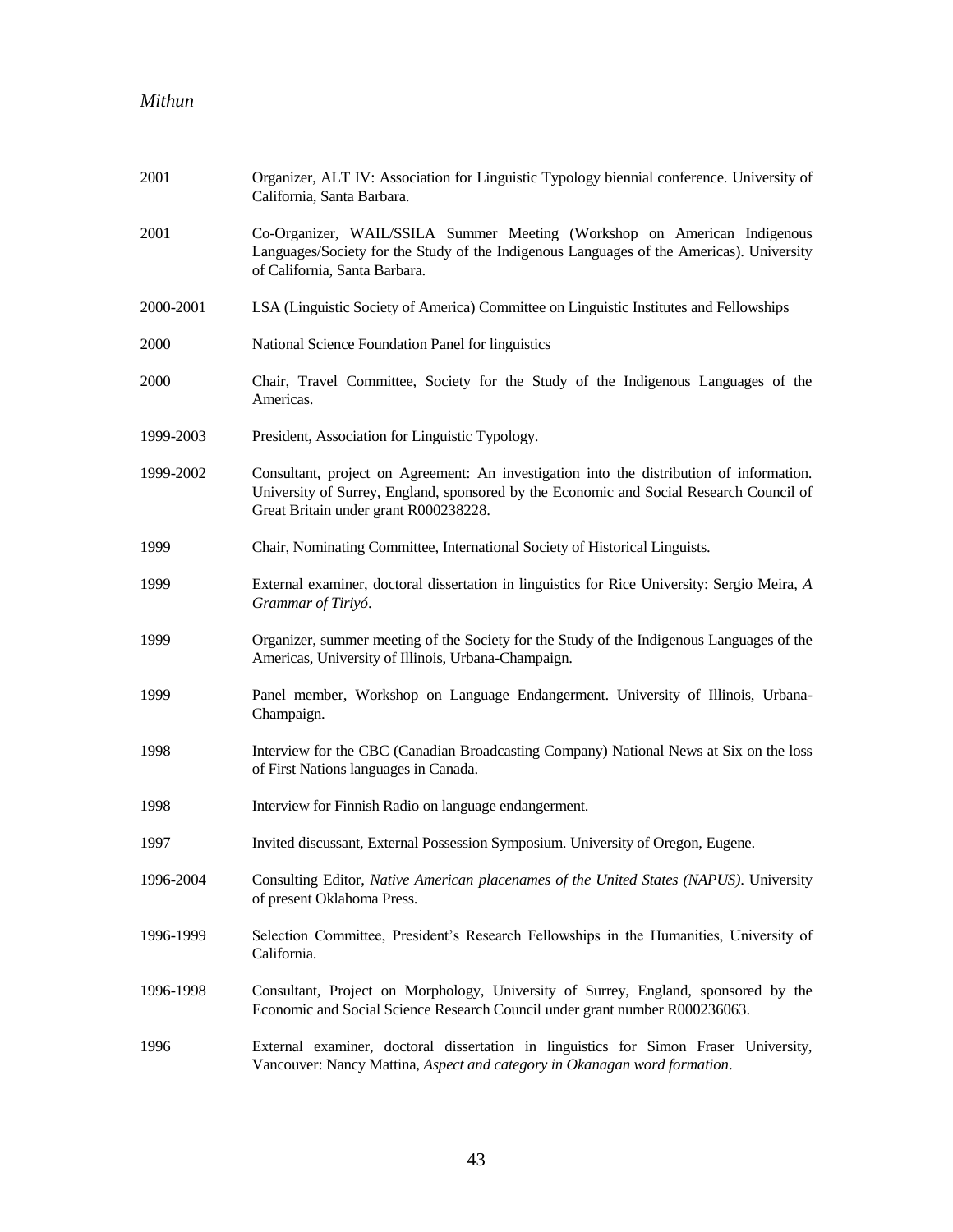2001 Organizer, ALT IV: Association for Linguistic Typology biennial conference. University of California, Santa Barbara.

2001 Co-Organizer, WAIL/SSILA Summer Meeting (Workshop on American Indigenous Languages/Society for the Study of the Indigenous Languages of the Americas). University of California, Santa Barbara.

2000-2001 LSA (Linguistic Society of America) Committee on Linguistic Institutes and Fellowships

2000 National Science Foundation Panel for linguistics

2000 Chair, Travel Committee, Society for the Study of the Indigenous Languages of the Americas.

1999-2003 President, Association for Linguistic Typology.

1999-2002 Consultant, project on Agreement: An investigation into the distribution of information. University of Surrey, England, sponsored by the Economic and Social Research Council of Great Britain under grant R000238228.

1999 Chair, Nominating Committee, International Society of Historical Linguists.

1999 External examiner, doctoral dissertation in linguistics for Rice University: Sergio Meira, *A Grammar of Tiriyó*.

1999 Organizer, summer meeting of the Society for the Study of the Indigenous Languages of the Americas, University of Illinois, Urbana-Champaign.

1999 Panel member, Workshop on Language Endangerment. University of Illinois, Urbana-Champaign.

1998 Interview for the CBC (Canadian Broadcasting Company) National News at Six on the loss of First Nations languages in Canada.

1998 Interview for Finnish Radio on language endangerment.

1997 Invited discussant, External Possession Symposium. University of Oregon, Eugene.

1996-2004 Consulting Editor, *Native American placenames of the United States (NAPUS)*. University of present Oklahoma Press.

1996-1999 Selection Committee, President's Research Fellowships in the Humanities, University of California.

1996-1998 Consultant, Project on Morphology, University of Surrey, England, sponsored by the Economic and Social Science Research Council under grant number R000236063.

1996 External examiner, doctoral dissertation in linguistics for Simon Fraser University, Vancouver: Nancy Mattina, *Aspect and category in Okanagan word formation*.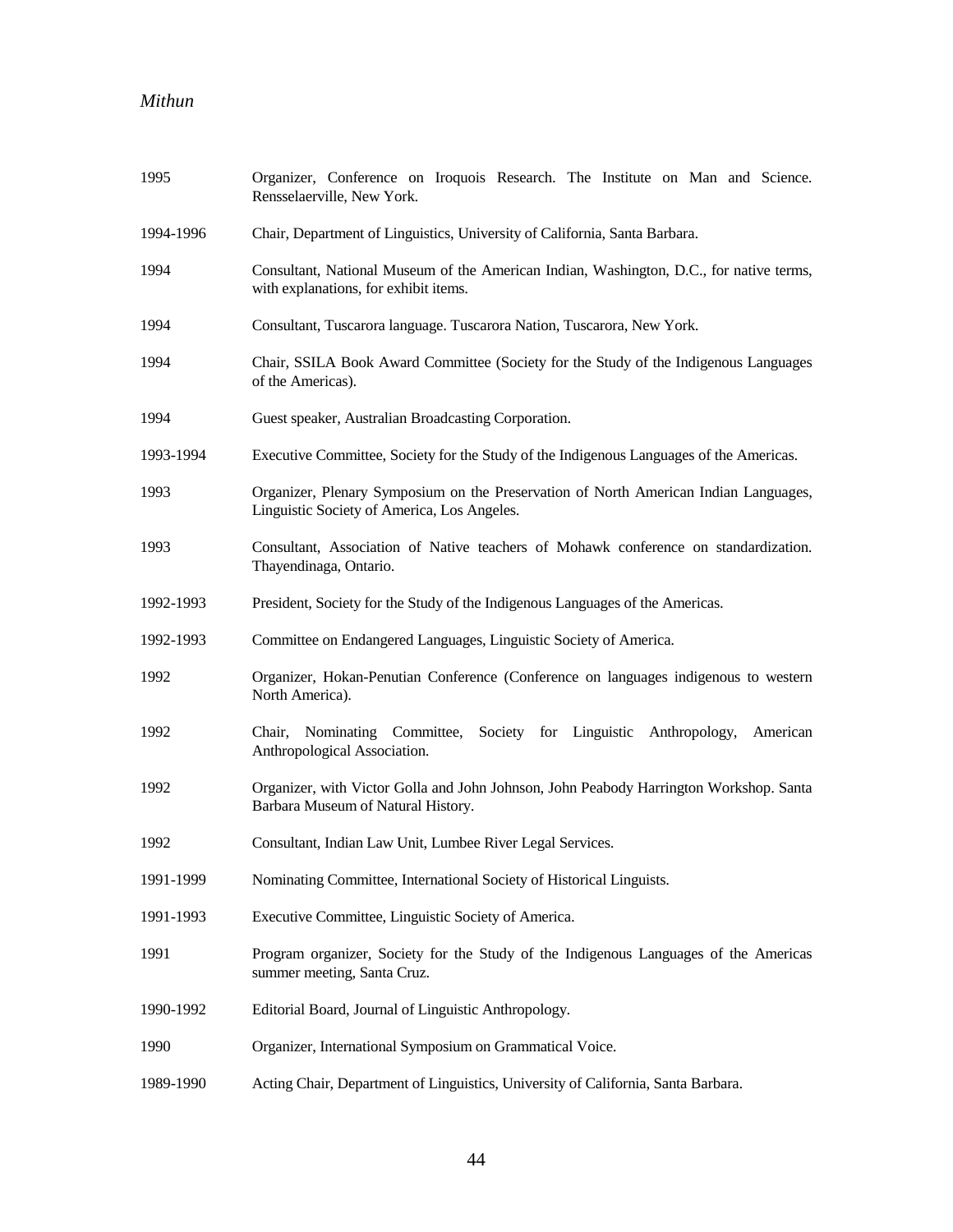| | |
|---|---|
| 1995 | Organizer, Conference on Iroquois Research. The Institute on Man and Science. Rensselaerville, New York. |
| 1994-1996 | Chair, Department of Linguistics, University of California, Santa Barbara. |
| 1994 | Consultant, National Museum of the American Indian, Washington, D.C., for native terms, with explanations, for exhibit items. |
| 1994 | Consultant, Tuscarora language. Tuscarora Nation, Tuscarora, New York. |
| 1994 | Chair, SSILA Book Award Committee (Society for the Study of the Indigenous Languages of the Americas). |
| 1994 | Guest speaker, Australian Broadcasting Corporation. |
| 1993-1994 | Executive Committee, Society for the Study of the Indigenous Languages of the Americas. |
| 1993 | Organizer, Plenary Symposium on the Preservation of North American Indian Languages, Linguistic Society of America, Los Angeles. |
| 1993 | Consultant, Association of Native teachers of Mohawk conference on standardization. Thayendinaga, Ontario. |
| 1992-1993 | President, Society for the Study of the Indigenous Languages of the Americas. |
| 1992-1993 | Committee on Endangered Languages, Linguistic Society of America. |
| 1992 | Organizer, Hokan-Penutian Conference (Conference on languages indigenous to western North America). |
| 1992 | Chair, Nominating Committee, Society for Linguistic Anthropology, American Anthropological Association. |
| 1992 | Organizer, with Victor Golla and John Johnson, John Peabody Harrington Workshop. Santa Barbara Museum of Natural History. |
| 1992 | Consultant, Indian Law Unit, Lumbee River Legal Services. |
| 1991-1999 | Nominating Committee, International Society of Historical Linguists. |
| 1991-1993 | Executive Committee, Linguistic Society of America. |
| 1991 | Program organizer, Society for the Study of the Indigenous Languages of the Americas summer meeting, Santa Cruz. |
| 1990-1992 | Editorial Board, Journal of Linguistic Anthropology. |
| 1990 | Organizer, International Symposium on Grammatical Voice. |
| 1989-1990 | Acting Chair, Department of Linguistics, University of California, Santa Barbara. |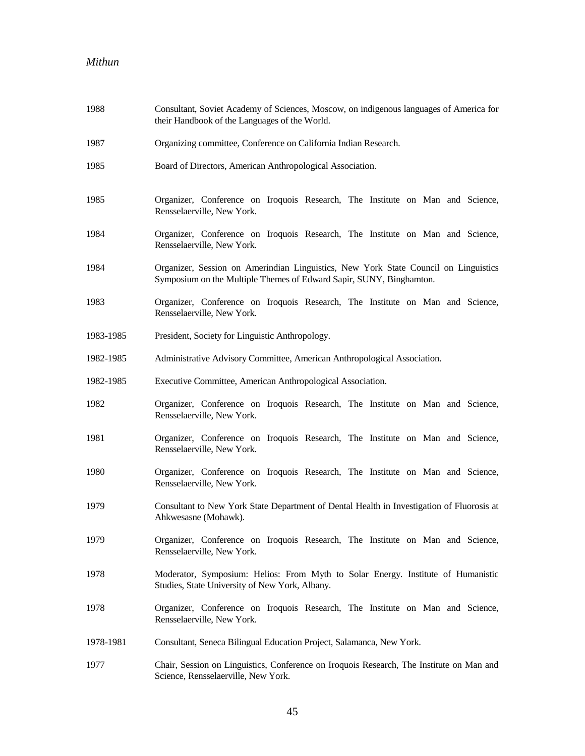| | |
|---|---|
| 1988 | Consultant, Soviet Academy of Sciences, Moscow, on indigenous languages of America for their Handbook of the Languages of the World. |
| 1987 | Organizing committee, Conference on California Indian Research. |
| 1985 | Board of Directors, American Anthropological Association. |
| 1985 | Organizer, Conference on Iroquois Research, The Institute on Man and Science, Rensselaerville, New York. |
| 1984 | Organizer, Conference on Iroquois Research, The Institute on Man and Science, Rensselaerville, New York. |
| 1984 | Organizer, Session on Amerindian Linguistics, New York State Council on Linguistics Symposium on the Multiple Themes of Edward Sapir, SUNY, Binghamton. |
| 1983 | Organizer, Conference on Iroquois Research, The Institute on Man and Science, Rensselaerville, New York. |
| 1983-1985 | President, Society for Linguistic Anthropology. |
| 1982-1985 | Administrative Advisory Committee, American Anthropological Association. |
| 1982-1985 | Executive Committee, American Anthropological Association. |
| 1982 | Organizer, Conference on Iroquois Research, The Institute on Man and Science, Rensselaerville, New York. |
| 1981 | Organizer, Conference on Iroquois Research, The Institute on Man and Science, Rensselaerville, New York. |
| 1980 | Organizer, Conference on Iroquois Research, The Institute on Man and Science, Rensselaerville, New York. |
| 1979 | Consultant to New York State Department of Dental Health in Investigation of Fluorosis at Ahkwesasne (Mohawk). |
| 1979 | Organizer, Conference on Iroquois Research, The Institute on Man and Science, Rensselaerville, New York. |
| 1978 | Moderator, Symposium: Helios: From Myth to Solar Energy. Institute of Humanistic Studies, State University of New York, Albany. |
| 1978 | Organizer, Conference on Iroquois Research, The Institute on Man and Science, Rensselaerville, New York. |
| 1978-1981 | Consultant, Seneca Bilingual Education Project, Salamanca, New York. |
| 1977 | Chair, Session on Linguistics, Conference on Iroquois Research, The Institute on Man and Science, Rensselaerville, New York. |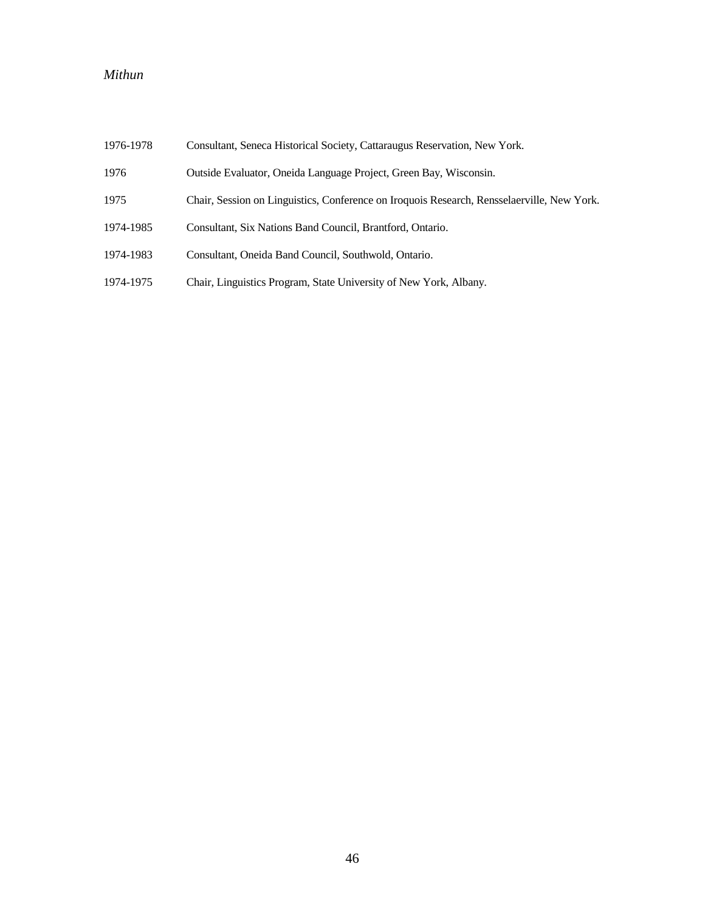| | |
|---|---|
| 1976-1978 | Consultant, Seneca Historical Society, Cattaraugus Reservation, New York. |
| 1976 | Outside Evaluator, Oneida Language Project, Green Bay, Wisconsin. |
| 1975 | Chair, Session on Linguistics, Conference on Iroquois Research, Rensselaerville, New York. |
| 1974-1985 | Consultant, Six Nations Band Council, Brantford, Ontario. |
| 1974-1983 | Consultant, Oneida Band Council, Southwold, Ontario. |
| 1974-1975 | Chair, Linguistics Program, State University of New York, Albany. |